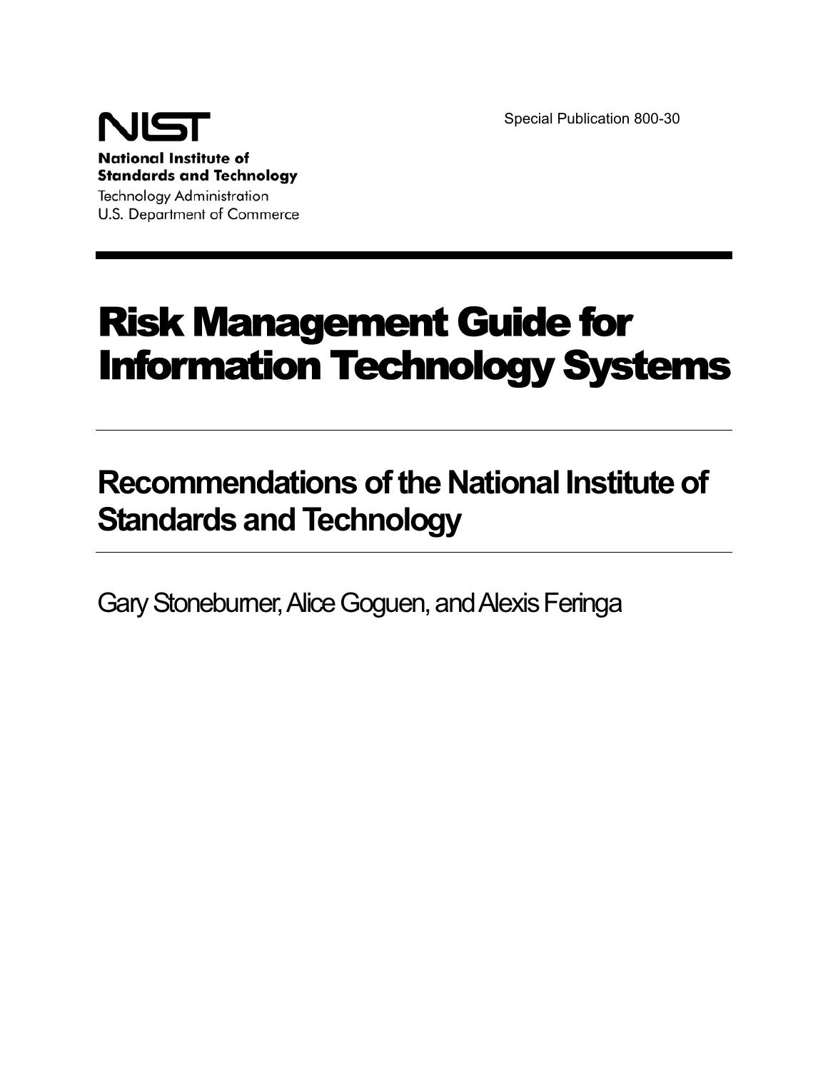NIST

**National Institute of Standards and Technology**

Technology Administration

U.S. Department of Commerce

Special Publication 800-30

# Risk Management Guide for Information Technology Systems

## Recommendations of the National Institute of Standards and Technology

Gary Stoneburner, Alice Goguen, and Alexis Feringa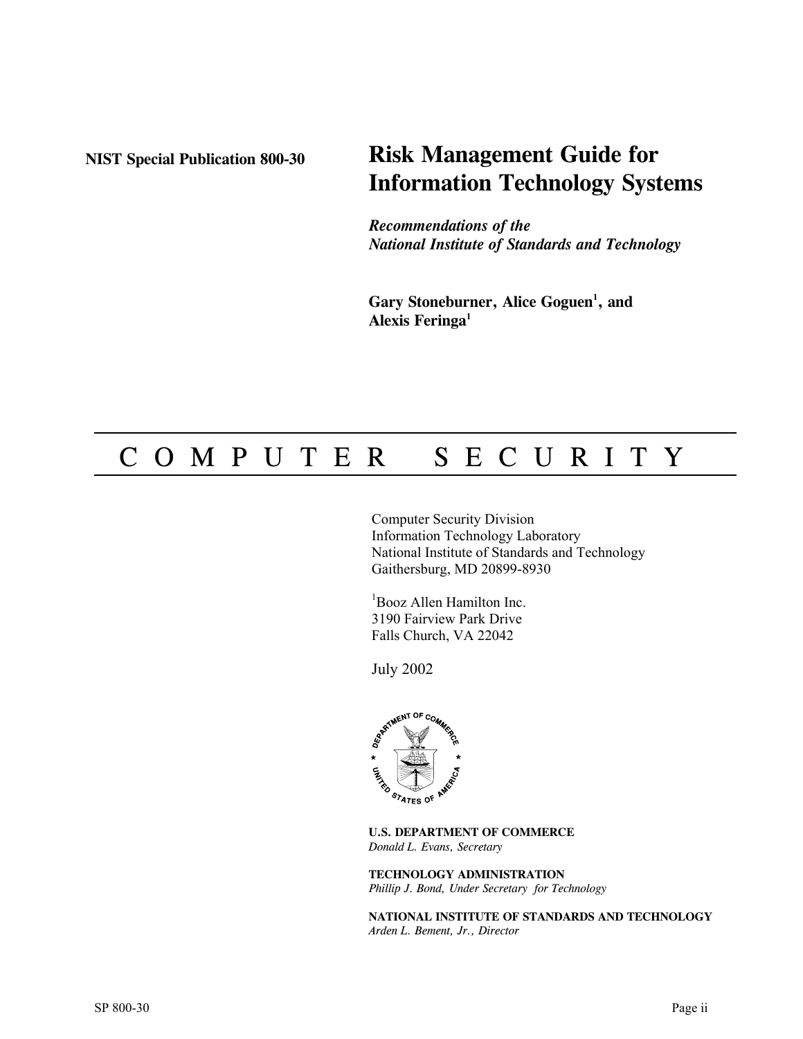**NIST Special Publication 800-30**

# Risk Management Guide for Information Technology Systems

***Recommendations of the National Institute of Standards and Technology***

**Gary Stoneburner, Alice Goguen[1], and Alexis Feringa[1]**

## C O M P U T E R   S E C U R I T Y

Computer Security Division
Information Technology Laboratory
National Institute of Standards and Technology
Gaithersburg, MD 20899-8930

[1]Booz Allen Hamilton Inc.
3190 Fairview Park Drive
Falls Church, VA 22042

July 2002

**U.S. DEPARTMENT OF COMMERCE**
*Donald L. Evans, Secretary*

**TECHNOLOGY ADMINISTRATION**
*Phillip J. Bond, Under Secretary for Technology*

**NATIONAL INSTITUTE OF STANDARDS AND TECHNOLOGY**
*Arden L. Bement, Jr., Director*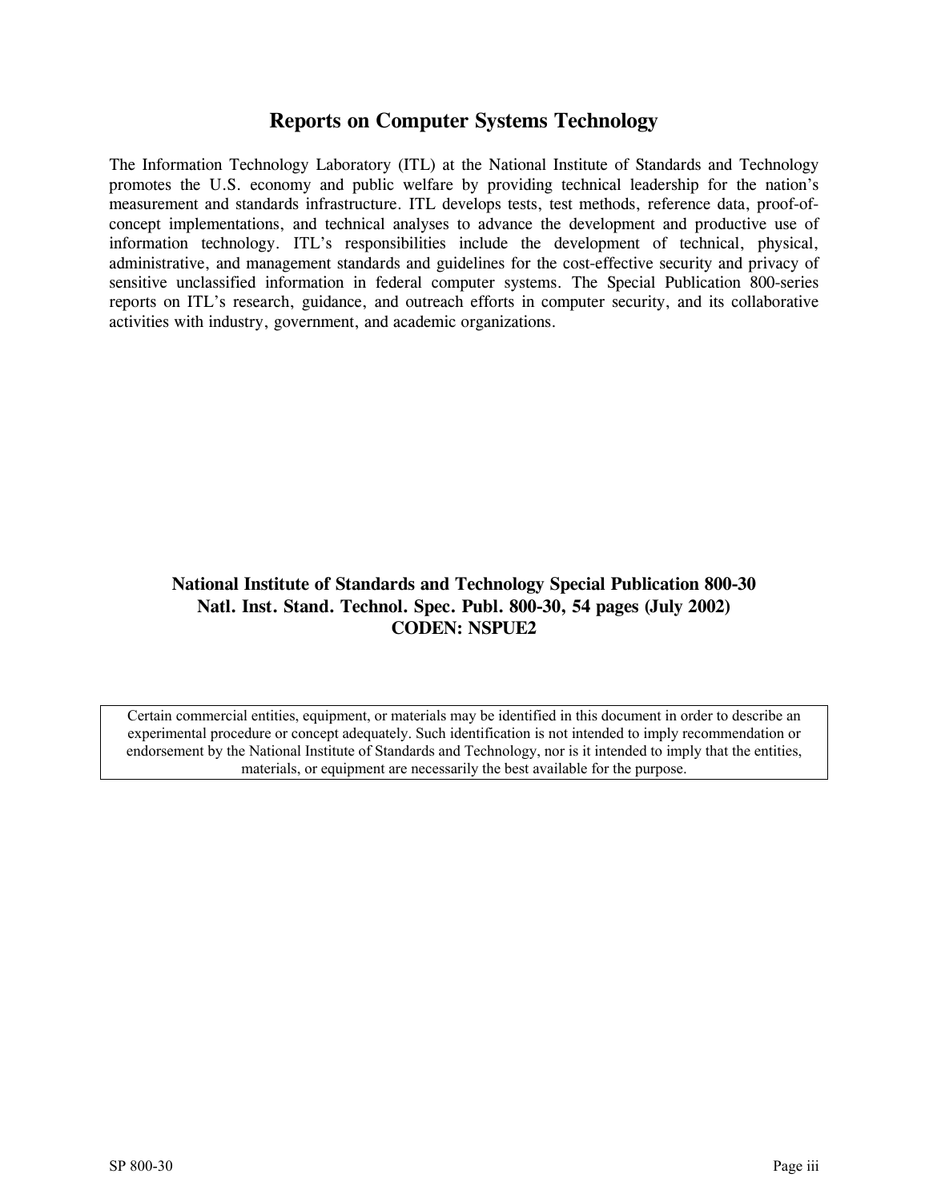## Reports on Computer Systems Technology

The Information Technology Laboratory (ITL) at the National Institute of Standards and Technology promotes the U.S. economy and public welfare by providing technical leadership for the nation's measurement and standards infrastructure. ITL develops tests, test methods, reference data, proof-of-concept implementations, and technical analyses to advance the development and productive use of information technology. ITL's responsibilities include the development of technical, physical, administrative, and management standards and guidelines for the cost-effective security and privacy of sensitive unclassified information in federal computer systems. The Special Publication 800-series reports on ITL's research, guidance, and outreach efforts in computer security, and its collaborative activities with industry, government, and academic organizations.

**National Institute of Standards and Technology Special Publication 800-30**
**Natl. Inst. Stand. Technol. Spec. Publ. 800-30, 54 pages (July 2002)**
**CODEN: NSPUE2**

Certain commercial entities, equipment, or materials may be identified in this document in order to describe an experimental procedure or concept adequately. Such identification is not intended to imply recommendation or endorsement by the National Institute of Standards and Technology, nor is it intended to imply that the entities, materials, or equipment are necessarily the best available for the purpose.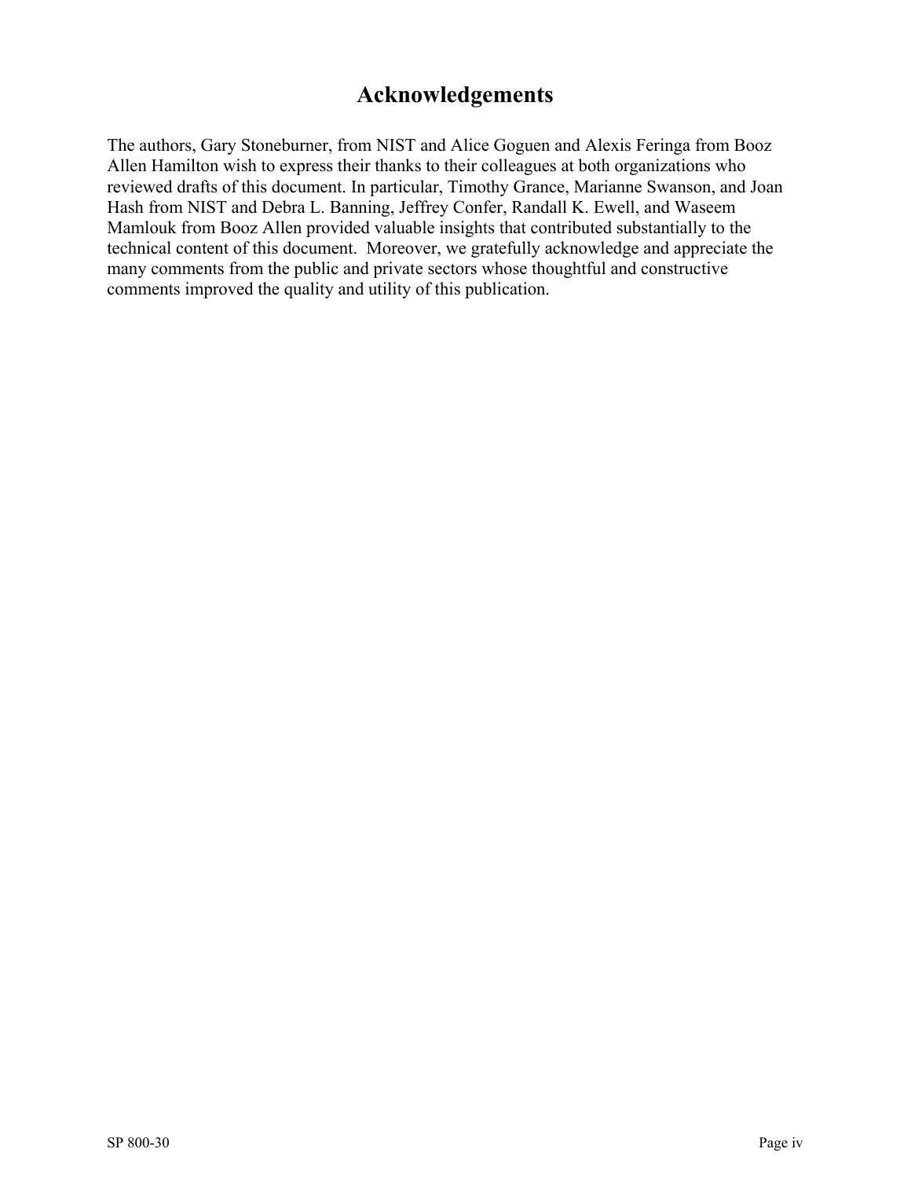# Acknowledgements

The authors, Gary Stoneburner, from NIST and Alice Goguen and Alexis Feringa from Booz Allen Hamilton wish to express their thanks to their colleagues at both organizations who reviewed drafts of this document. In particular, Timothy Grance, Marianne Swanson, and Joan Hash from NIST and Debra L. Banning, Jeffrey Confer, Randall K. Ewell, and Waseem Mamlouk from Booz Allen provided valuable insights that contributed substantially to the technical content of this document. Moreover, we gratefully acknowledge and appreciate the many comments from the public and private sectors whose thoughtful and constructive comments improved the quality and utility of this publication.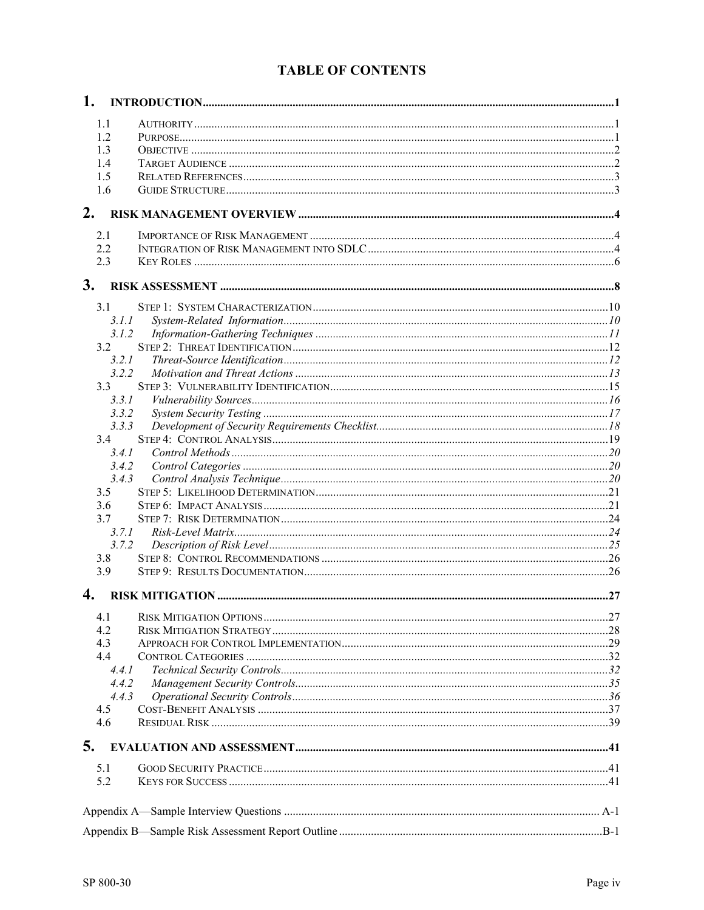# TABLE OF CONTENTS

**1. INTRODUCTION** .......... 1

- 1.1 AUTHORITY .......... 1
- 1.2 PURPOSE .......... 1
- 1.3 OBJECTIVE .......... 2
- 1.4 TARGET AUDIENCE .......... 2
- 1.5 RELATED REFERENCES .......... 3
- 1.6 GUIDE STRUCTURE .......... 3

**2. RISK MANAGEMENT OVERVIEW** .......... 4

- 2.1 IMPORTANCE OF RISK MANAGEMENT .......... 4
- 2.2 INTEGRATION OF RISK MANAGEMENT INTO SDLC .......... 4
- 2.3 KEY ROLES .......... 6

**3. RISK ASSESSMENT** .......... 8

- 3.1 STEP 1: SYSTEM CHARACTERIZATION .......... 10
  - *3.1.1 System-Related Information* .......... 10
  - *3.1.2 Information-Gathering Techniques* .......... 11
- 3.2 STEP 2: THREAT IDENTIFICATION .......... 12
  - *3.2.1 Threat-Source Identification* .......... 12
  - *3.2.2 Motivation and Threat Actions* .......... 13
- 3.3 STEP 3: VULNERABILITY IDENTIFICATION .......... 15
  - *3.3.1 Vulnerability Sources* .......... 16
  - *3.3.2 System Security Testing* .......... 17
  - *3.3.3 Development of Security Requirements Checklist* .......... 18
- 3.4 STEP 4: CONTROL ANALYSIS .......... 19
  - *3.4.1 Control Methods* .......... 20
  - *3.4.2 Control Categories* .......... 20
  - *3.4.3 Control Analysis Technique* .......... 20
- 3.5 STEP 5: LIKELIHOOD DETERMINATION .......... 21
- 3.6 STEP 6: IMPACT ANALYSIS .......... 21
- 3.7 STEP 7: RISK DETERMINATION .......... 24
  - *3.7.1 Risk-Level Matrix* .......... 24
  - *3.7.2 Description of Risk Level* .......... 25
- 3.8 STEP 8: CONTROL RECOMMENDATIONS .......... 26
- 3.9 STEP 9: RESULTS DOCUMENTATION .......... 26

**4. RISK MITIGATION** .......... 27

- 4.1 RISK MITIGATION OPTIONS .......... 27
- 4.2 RISK MITIGATION STRATEGY .......... 28
- 4.3 APPROACH FOR CONTROL IMPLEMENTATION .......... 29
- 4.4 CONTROL CATEGORIES .......... 32
  - *4.4.1 Technical Security Controls* .......... 32
  - *4.4.2 Management Security Controls* .......... 35
  - *4.4.3 Operational Security Controls* .......... 36
- 4.5 COST-BENEFIT ANALYSIS .......... 37
- 4.6 RESIDUAL RISK .......... 39

**5. EVALUATION AND ASSESSMENT** .......... 41

- 5.1 GOOD SECURITY PRACTICE .......... 41
- 5.2 KEYS FOR SUCCESS .......... 41

Appendix A—Sample Interview Questions .......... A-1

Appendix B—Sample Risk Assessment Report Outline .......... B-1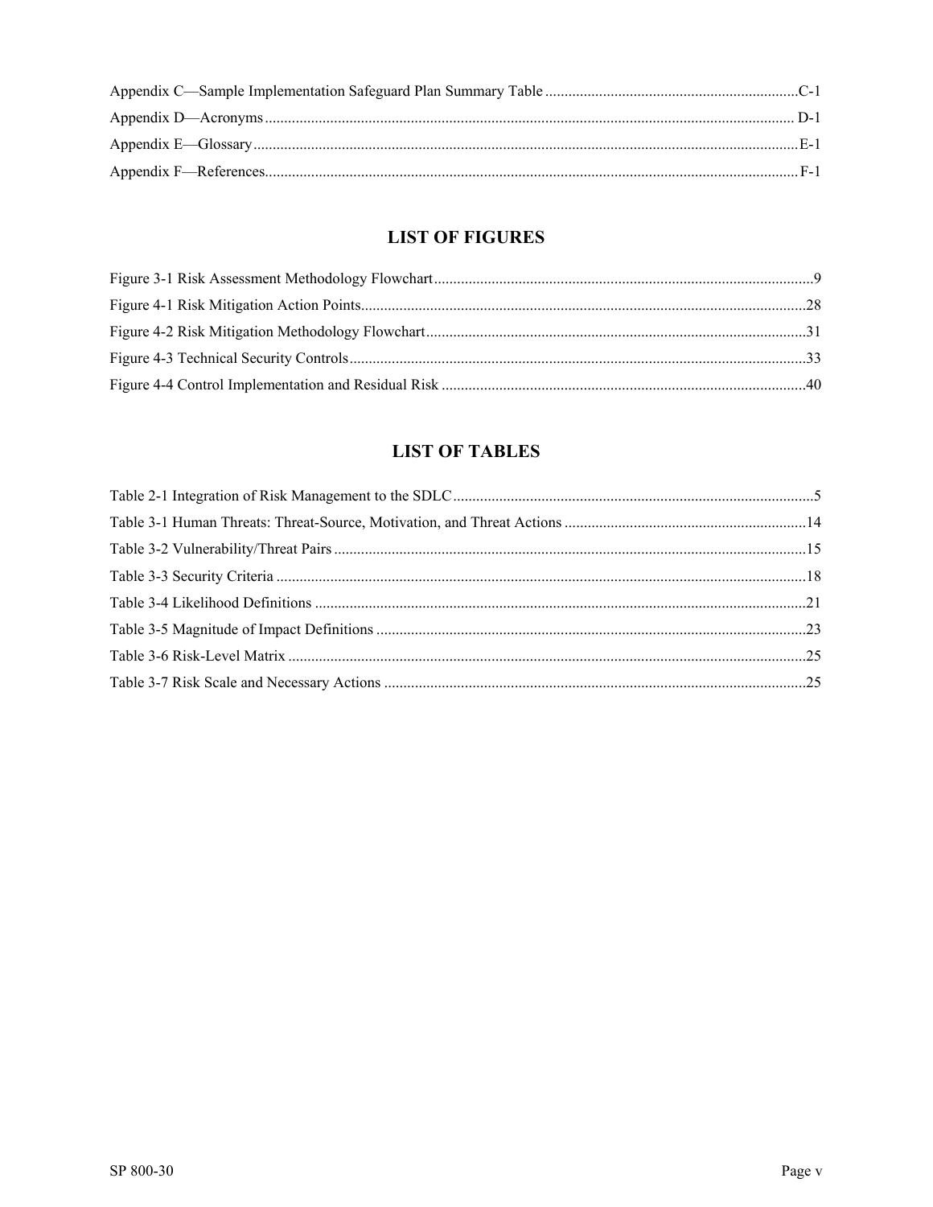Appendix C—Sample Implementation Safeguard Plan Summary Table ....................................................... C-1

Appendix D—Acronyms ....................................................................................................................... D-1

Appendix E—Glossary ......................................................................................................................... E-1

Appendix F—References ..................................................................................................................... F-1

## LIST OF FIGURES

Figure 3-1 Risk Assessment Methodology Flowchart ..................................................................................9

Figure 4-1 Risk Mitigation Action Points ...................................................................................................28

Figure 4-2 Risk Mitigation Methodology Flowchart ..................................................................................31

Figure 4-3 Technical Security Controls ......................................................................................................33

Figure 4-4 Control Implementation and Residual Risk ..............................................................................40

## LIST OF TABLES

Table 2-1 Integration of Risk Management to the SDLC .............................................................................5

Table 3-1 Human Threats: Threat-Source, Motivation, and Threat Actions ...............................................14

Table 3-2 Vulnerability/Threat Pairs ..........................................................................................................15

Table 3-3 Security Criteria .........................................................................................................................18

Table 3-4 Likelihood Definitions ...............................................................................................................21

Table 3-5 Magnitude of Impact Definitions ...............................................................................................23

Table 3-6 Risk-Level Matrix ......................................................................................................................25

Table 3-7 Risk Scale and Necessary Actions .............................................................................................25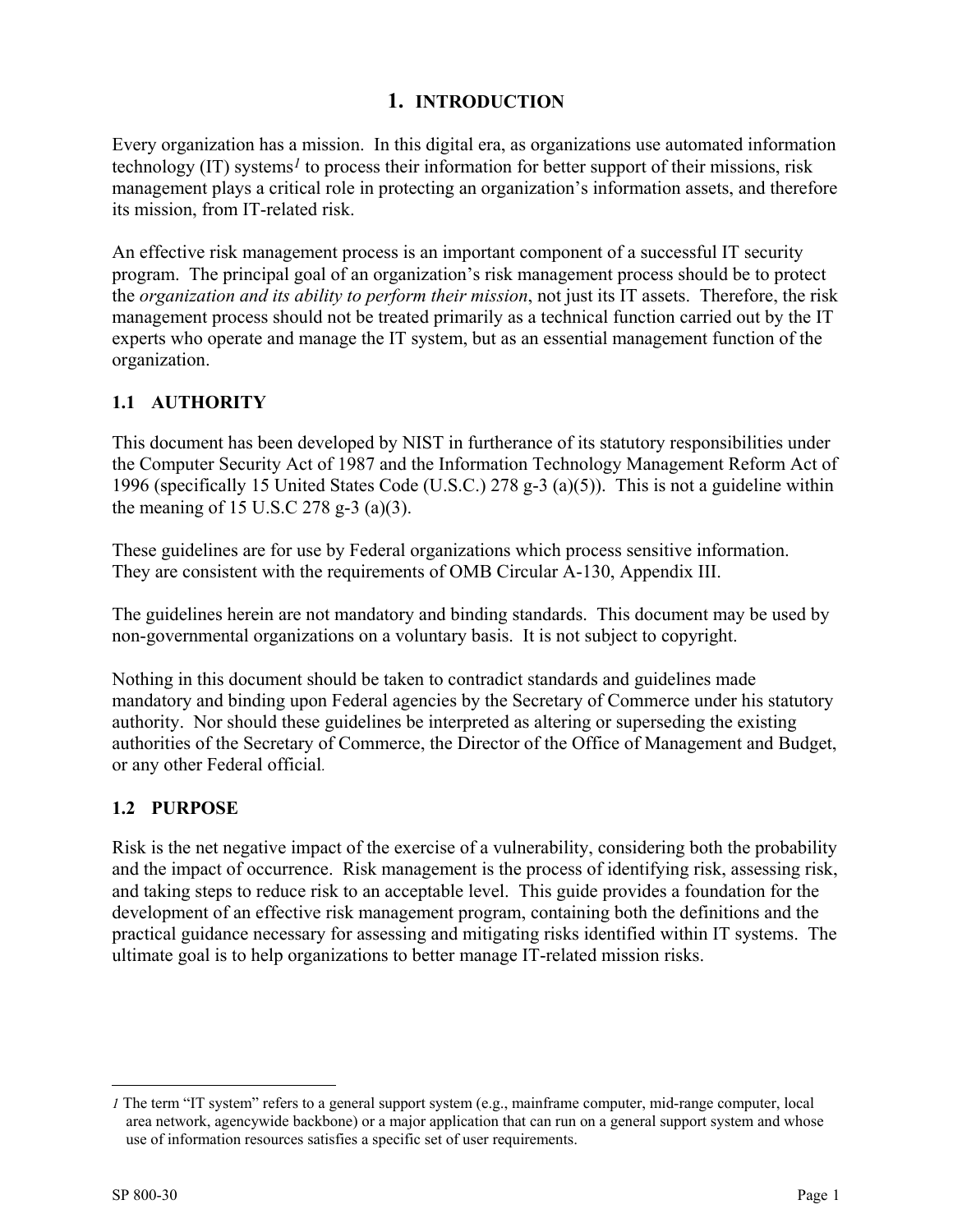# 1. INTRODUCTION

Every organization has a mission. In this digital era, as organizations use automated information technology (IT) systems[1] to process their information for better support of their missions, risk management plays a critical role in protecting an organization's information assets, and therefore its mission, from IT-related risk.

An effective risk management process is an important component of a successful IT security program. The principal goal of an organization's risk management process should be to protect the *organization and its ability to perform their mission*, not just its IT assets. Therefore, the risk management process should not be treated primarily as a technical function carried out by the IT experts who operate and manage the IT system, but as an essential management function of the organization.

## 1.1 AUTHORITY

This document has been developed by NIST in furtherance of its statutory responsibilities under the Computer Security Act of 1987 and the Information Technology Management Reform Act of 1996 (specifically 15 United States Code (U.S.C.) 278 g-3 (a)(5)). This is not a guideline within the meaning of 15 U.S.C 278 g-3 (a)(3).

These guidelines are for use by Federal organizations which process sensitive information. They are consistent with the requirements of OMB Circular A-130, Appendix III.

The guidelines herein are not mandatory and binding standards. This document may be used by non-governmental organizations on a voluntary basis. It is not subject to copyright.

Nothing in this document should be taken to contradict standards and guidelines made mandatory and binding upon Federal agencies by the Secretary of Commerce under his statutory authority. Nor should these guidelines be interpreted as altering or superseding the existing authorities of the Secretary of Commerce, the Director of the Office of Management and Budget, or any other Federal official.

## 1.2 PURPOSE

Risk is the net negative impact of the exercise of a vulnerability, considering both the probability and the impact of occurrence. Risk management is the process of identifying risk, assessing risk, and taking steps to reduce risk to an acceptable level. This guide provides a foundation for the development of an effective risk management program, containing both the definitions and the practical guidance necessary for assessing and mitigating risks identified within IT systems. The ultimate goal is to help organizations to better manage IT-related mission risks.

---

[1] The term "IT system" refers to a general support system (e.g., mainframe computer, mid-range computer, local area network, agencywide backbone) or a major application that can run on a general support system and whose use of information resources satisfies a specific set of user requirements.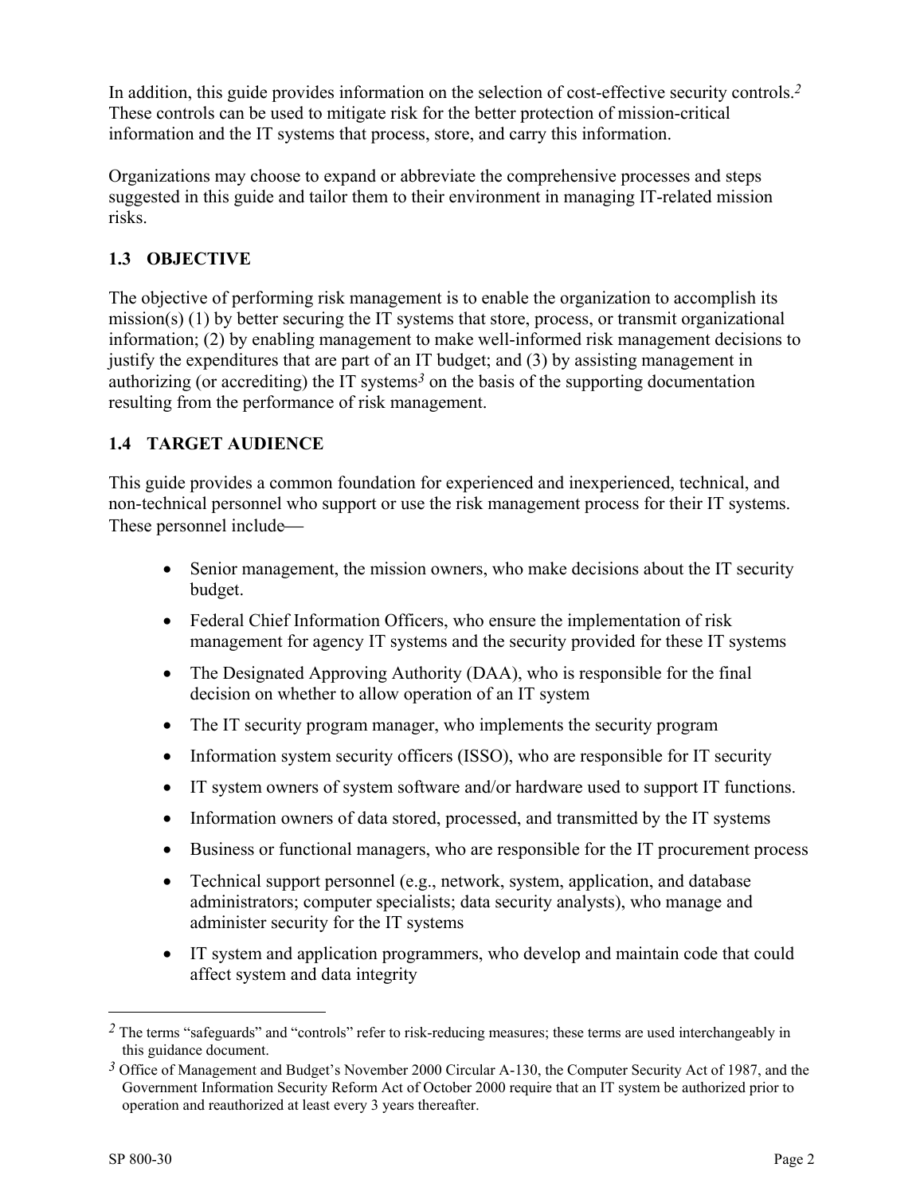In addition, this guide provides information on the selection of cost-effective security controls.[2] These controls can be used to mitigate risk for the better protection of mission-critical information and the IT systems that process, store, and carry this information.

Organizations may choose to expand or abbreviate the comprehensive processes and steps suggested in this guide and tailor them to their environment in managing IT-related mission risks.

### 1.3 OBJECTIVE

The objective of performing risk management is to enable the organization to accomplish its mission(s) (1) by better securing the IT systems that store, process, or transmit organizational information; (2) by enabling management to make well-informed risk management decisions to justify the expenditures that are part of an IT budget; and (3) by assisting management in authorizing (or accrediting) the IT systems[3] on the basis of the supporting documentation resulting from the performance of risk management.

### 1.4 TARGET AUDIENCE

This guide provides a common foundation for experienced and inexperienced, technical, and non-technical personnel who support or use the risk management process for their IT systems. These personnel include—

- Senior management, the mission owners, who make decisions about the IT security budget.
- Federal Chief Information Officers, who ensure the implementation of risk management for agency IT systems and the security provided for these IT systems
- The Designated Approving Authority (DAA), who is responsible for the final decision on whether to allow operation of an IT system
- The IT security program manager, who implements the security program
- Information system security officers (ISSO), who are responsible for IT security
- IT system owners of system software and/or hardware used to support IT functions.
- Information owners of data stored, processed, and transmitted by the IT systems
- Business or functional managers, who are responsible for the IT procurement process
- Technical support personnel (e.g., network, system, application, and database administrators; computer specialists; data security analysts), who manage and administer security for the IT systems
- IT system and application programmers, who develop and maintain code that could affect system and data integrity

---

[2] The terms "safeguards" and "controls" refer to risk-reducing measures; these terms are used interchangeably in this guidance document.

[3] Office of Management and Budget's November 2000 Circular A-130, the Computer Security Act of 1987, and the Government Information Security Reform Act of October 2000 require that an IT system be authorized prior to operation and reauthorized at least every 3 years thereafter.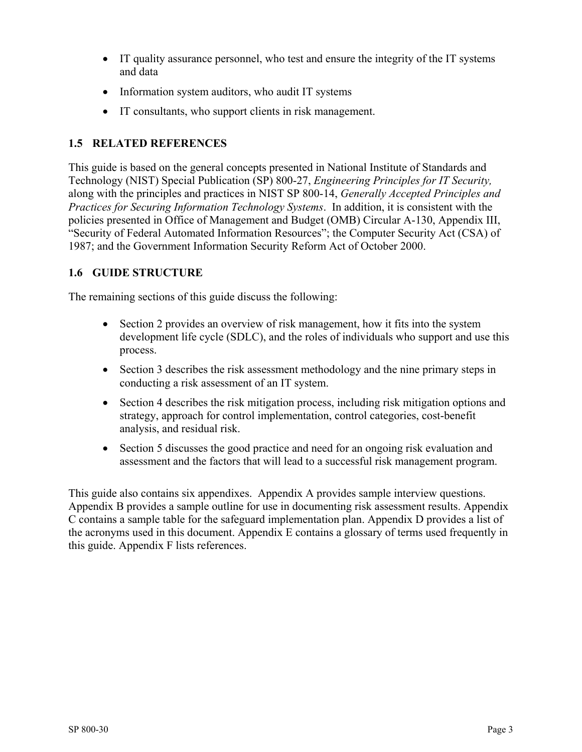- IT quality assurance personnel, who test and ensure the integrity of the IT systems and data
- Information system auditors, who audit IT systems
- IT consultants, who support clients in risk management.

### 1.5 RELATED REFERENCES

This guide is based on the general concepts presented in National Institute of Standards and Technology (NIST) Special Publication (SP) 800-27, *Engineering Principles for IT Security,* along with the principles and practices in NIST SP 800-14, *Generally Accepted Principles and Practices for Securing Information Technology Systems*. In addition, it is consistent with the policies presented in Office of Management and Budget (OMB) Circular A-130, Appendix III, "Security of Federal Automated Information Resources"; the Computer Security Act (CSA) of 1987; and the Government Information Security Reform Act of October 2000.

### 1.6 GUIDE STRUCTURE

The remaining sections of this guide discuss the following:

- Section 2 provides an overview of risk management, how it fits into the system development life cycle (SDLC), and the roles of individuals who support and use this process.
- Section 3 describes the risk assessment methodology and the nine primary steps in conducting a risk assessment of an IT system.
- Section 4 describes the risk mitigation process, including risk mitigation options and strategy, approach for control implementation, control categories, cost-benefit analysis, and residual risk.
- Section 5 discusses the good practice and need for an ongoing risk evaluation and assessment and the factors that will lead to a successful risk management program.

This guide also contains six appendixes. Appendix A provides sample interview questions. Appendix B provides a sample outline for use in documenting risk assessment results. Appendix C contains a sample table for the safeguard implementation plan. Appendix D provides a list of the acronyms used in this document. Appendix E contains a glossary of terms used frequently in this guide. Appendix F lists references.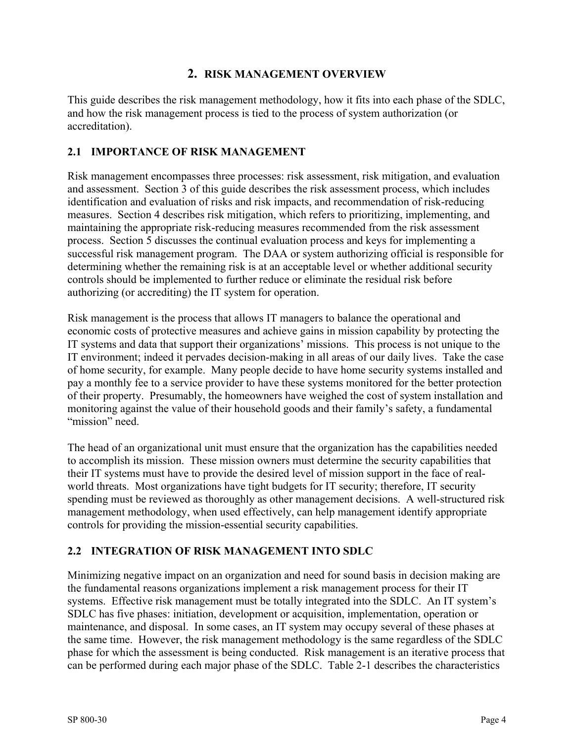# 2. RISK MANAGEMENT OVERVIEW

This guide describes the risk management methodology, how it fits into each phase of the SDLC, and how the risk management process is tied to the process of system authorization (or accreditation).

## 2.1 IMPORTANCE OF RISK MANAGEMENT

Risk management encompasses three processes: risk assessment, risk mitigation, and evaluation and assessment. Section 3 of this guide describes the risk assessment process, which includes identification and evaluation of risks and risk impacts, and recommendation of risk-reducing measures. Section 4 describes risk mitigation, which refers to prioritizing, implementing, and maintaining the appropriate risk-reducing measures recommended from the risk assessment process. Section 5 discusses the continual evaluation process and keys for implementing a successful risk management program. The DAA or system authorizing official is responsible for determining whether the remaining risk is at an acceptable level or whether additional security controls should be implemented to further reduce or eliminate the residual risk before authorizing (or accrediting) the IT system for operation.

Risk management is the process that allows IT managers to balance the operational and economic costs of protective measures and achieve gains in mission capability by protecting the IT systems and data that support their organizations' missions. This process is not unique to the IT environment; indeed it pervades decision-making in all areas of our daily lives. Take the case of home security, for example. Many people decide to have home security systems installed and pay a monthly fee to a service provider to have these systems monitored for the better protection of their property. Presumably, the homeowners have weighed the cost of system installation and monitoring against the value of their household goods and their family's safety, a fundamental "mission" need.

The head of an organizational unit must ensure that the organization has the capabilities needed to accomplish its mission. These mission owners must determine the security capabilities that their IT systems must have to provide the desired level of mission support in the face of real-world threats. Most organizations have tight budgets for IT security; therefore, IT security spending must be reviewed as thoroughly as other management decisions. A well-structured risk management methodology, when used effectively, can help management identify appropriate controls for providing the mission-essential security capabilities.

## 2.2 INTEGRATION OF RISK MANAGEMENT INTO SDLC

Minimizing negative impact on an organization and need for sound basis in decision making are the fundamental reasons organizations implement a risk management process for their IT systems. Effective risk management must be totally integrated into the SDLC. An IT system's SDLC has five phases: initiation, development or acquisition, implementation, operation or maintenance, and disposal. In some cases, an IT system may occupy several of these phases at the same time. However, the risk management methodology is the same regardless of the SDLC phase for which the assessment is being conducted. Risk management is an iterative process that can be performed during each major phase of the SDLC. Table 2-1 describes the characteristics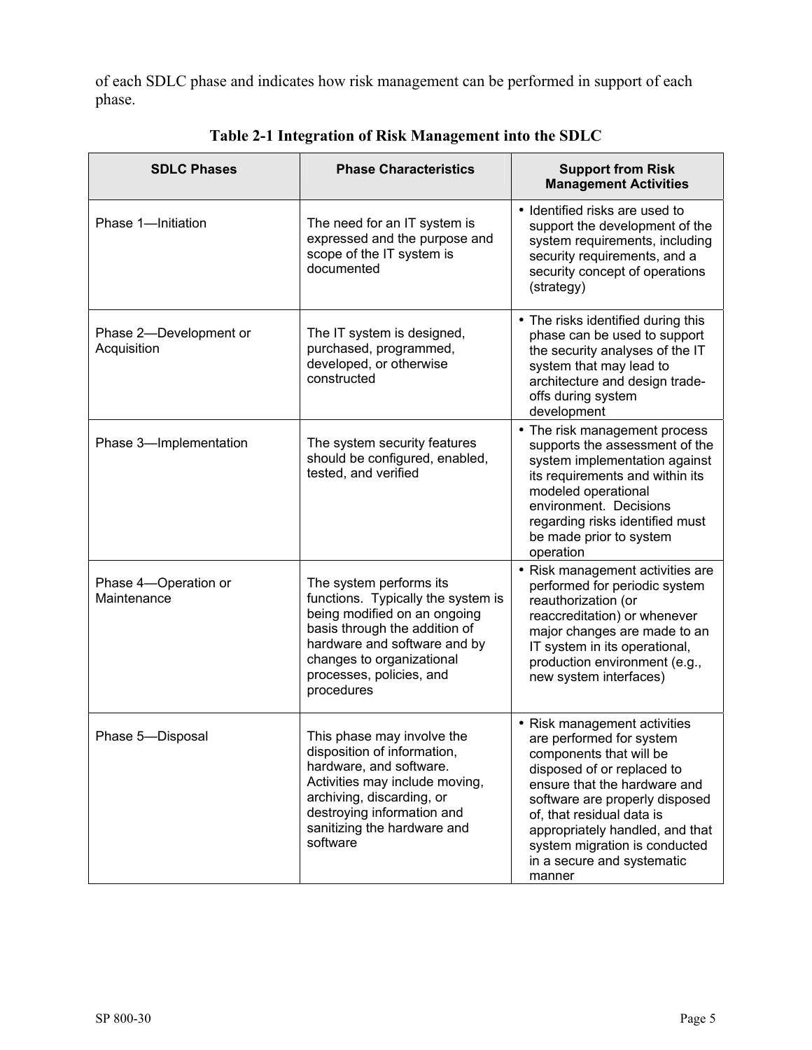of each SDLC phase and indicates how risk management can be performed in support of each phase.

**Table 2-1 Integration of Risk Management into the SDLC**

| SDLC Phases | Phase Characteristics | Support from Risk Management Activities |
| --- | --- | --- |
| Phase 1—Initiation | The need for an IT system is expressed and the purpose and scope of the IT system is documented | • Identified risks are used to support the development of the system requirements, including security requirements, and a security concept of operations (strategy) |
| Phase 2—Development or Acquisition | The IT system is designed, purchased, programmed, developed, or otherwise constructed | • The risks identified during this phase can be used to support the security analyses of the IT system that may lead to architecture and design trade-offs during system development |
| Phase 3—Implementation | The system security features should be configured, enabled, tested, and verified | • The risk management process supports the assessment of the system implementation against its requirements and within its modeled operational environment. Decisions regarding risks identified must be made prior to system operation |
| Phase 4—Operation or Maintenance | The system performs its functions. Typically the system is being modified on an ongoing basis through the addition of hardware and software and by changes to organizational processes, policies, and procedures | • Risk management activities are performed for periodic system reauthorization (or reaccreditation) or whenever major changes are made to an IT system in its operational, production environment (e.g., new system interfaces) |
| Phase 5—Disposal | This phase may involve the disposition of information, hardware, and software. Activities may include moving, archiving, discarding, or destroying information and sanitizing the hardware and software | • Risk management activities are performed for system components that will be disposed of or replaced to ensure that the hardware and software are properly disposed of, that residual data is appropriately handled, and that system migration is conducted in a secure and systematic manner |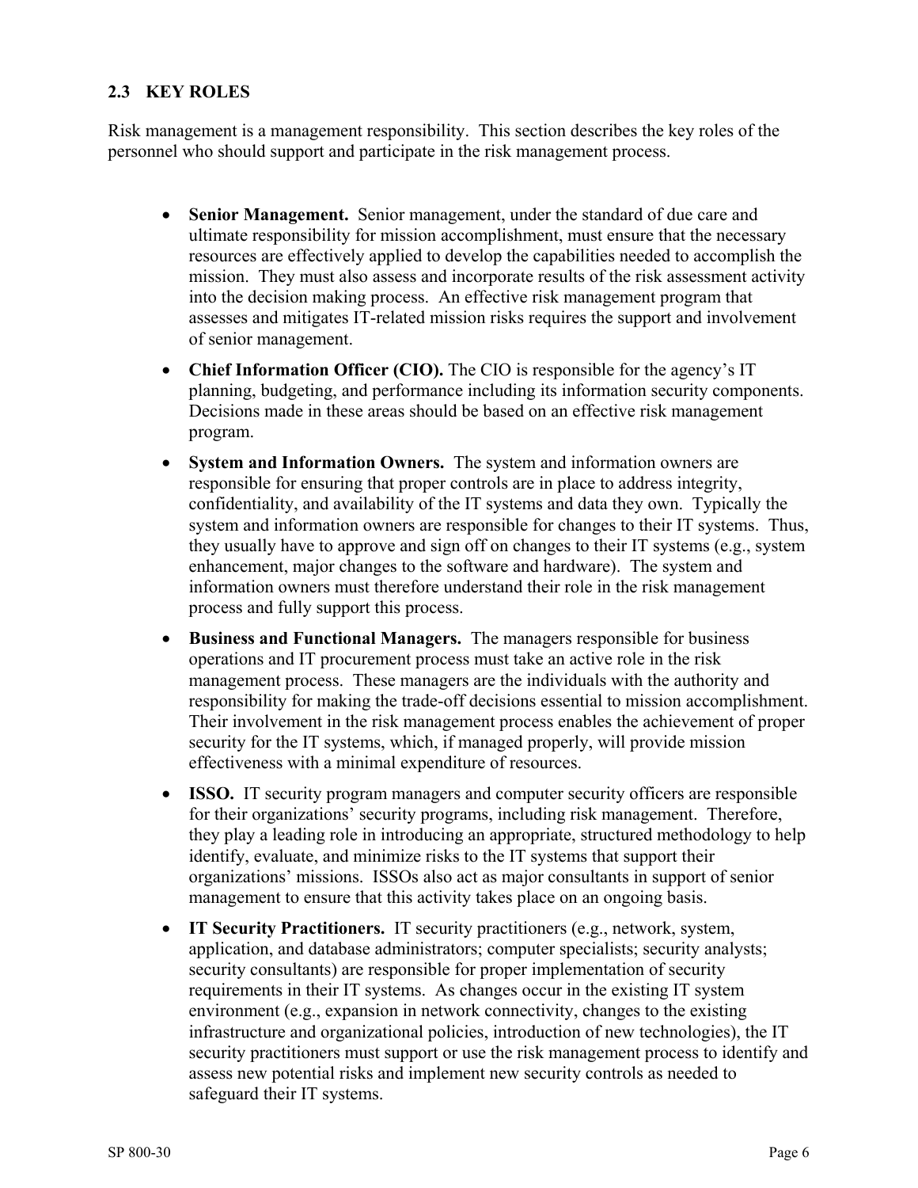## 2.3 KEY ROLES

Risk management is a management responsibility. This section describes the key roles of the personnel who should support and participate in the risk management process.

- **Senior Management.** Senior management, under the standard of due care and ultimate responsibility for mission accomplishment, must ensure that the necessary resources are effectively applied to develop the capabilities needed to accomplish the mission. They must also assess and incorporate results of the risk assessment activity into the decision making process. An effective risk management program that assesses and mitigates IT-related mission risks requires the support and involvement of senior management.
- **Chief Information Officer (CIO).** The CIO is responsible for the agency's IT planning, budgeting, and performance including its information security components. Decisions made in these areas should be based on an effective risk management program.
- **System and Information Owners.** The system and information owners are responsible for ensuring that proper controls are in place to address integrity, confidentiality, and availability of the IT systems and data they own. Typically the system and information owners are responsible for changes to their IT systems. Thus, they usually have to approve and sign off on changes to their IT systems (e.g., system enhancement, major changes to the software and hardware). The system and information owners must therefore understand their role in the risk management process and fully support this process.
- **Business and Functional Managers.** The managers responsible for business operations and IT procurement process must take an active role in the risk management process. These managers are the individuals with the authority and responsibility for making the trade-off decisions essential to mission accomplishment. Their involvement in the risk management process enables the achievement of proper security for the IT systems, which, if managed properly, will provide mission effectiveness with a minimal expenditure of resources.
- **ISSO.** IT security program managers and computer security officers are responsible for their organizations' security programs, including risk management. Therefore, they play a leading role in introducing an appropriate, structured methodology to help identify, evaluate, and minimize risks to the IT systems that support their organizations' missions. ISSOs also act as major consultants in support of senior management to ensure that this activity takes place on an ongoing basis.
- **IT Security Practitioners.** IT security practitioners (e.g., network, system, application, and database administrators; computer specialists; security analysts; security consultants) are responsible for proper implementation of security requirements in their IT systems. As changes occur in the existing IT system environment (e.g., expansion in network connectivity, changes to the existing infrastructure and organizational policies, introduction of new technologies), the IT security practitioners must support or use the risk management process to identify and assess new potential risks and implement new security controls as needed to safeguard their IT systems.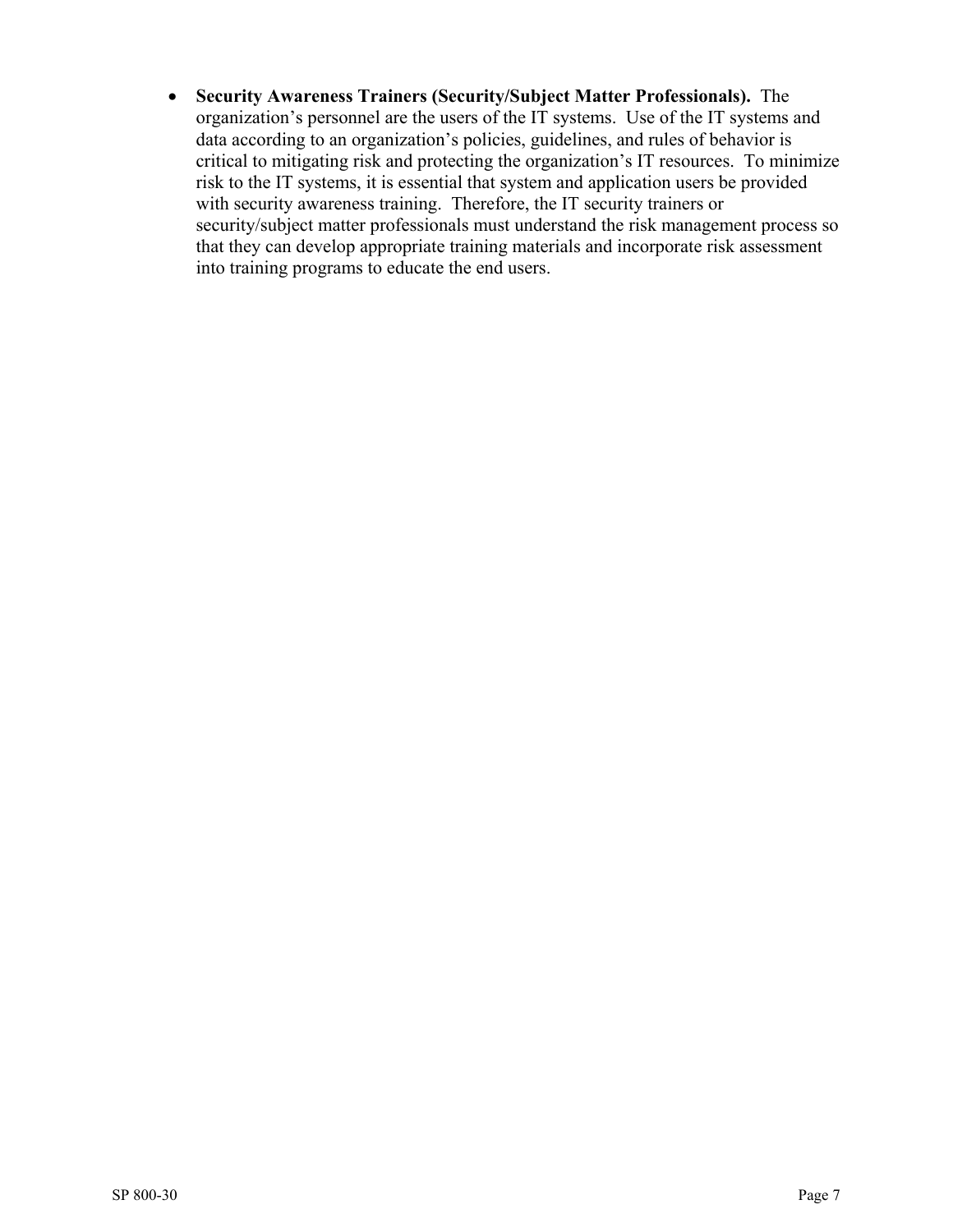- **Security Awareness Trainers (Security/Subject Matter Professionals).** The organization's personnel are the users of the IT systems. Use of the IT systems and data according to an organization's policies, guidelines, and rules of behavior is critical to mitigating risk and protecting the organization's IT resources. To minimize risk to the IT systems, it is essential that system and application users be provided with security awareness training. Therefore, the IT security trainers or security/subject matter professionals must understand the risk management process so that they can develop appropriate training materials and incorporate risk assessment into training programs to educate the end users.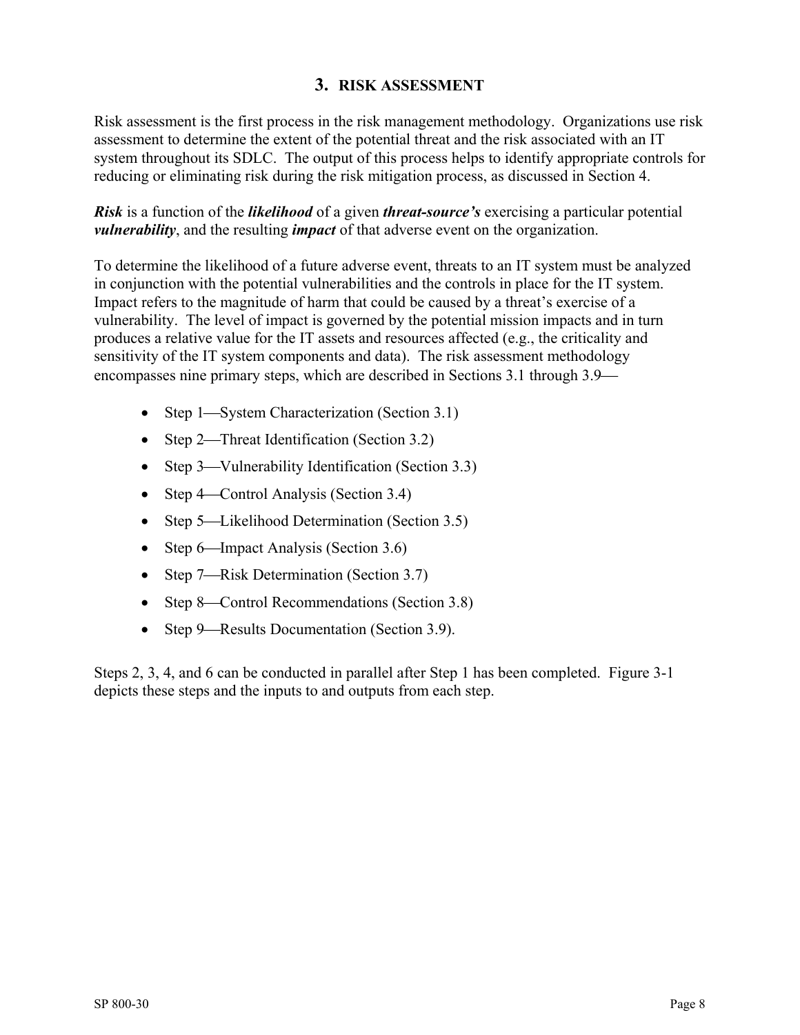# 3. RISK ASSESSMENT

Risk assessment is the first process in the risk management methodology. Organizations use risk assessment to determine the extent of the potential threat and the risk associated with an IT system throughout its SDLC. The output of this process helps to identify appropriate controls for reducing or eliminating risk during the risk mitigation process, as discussed in Section 4.

***Risk*** is a function of the ***likelihood*** of a given ***threat-source's*** exercising a particular potential ***vulnerability***, and the resulting ***impact*** of that adverse event on the organization.

To determine the likelihood of a future adverse event, threats to an IT system must be analyzed in conjunction with the potential vulnerabilities and the controls in place for the IT system. Impact refers to the magnitude of harm that could be caused by a threat's exercise of a vulnerability. The level of impact is governed by the potential mission impacts and in turn produces a relative value for the IT assets and resources affected (e.g., the criticality and sensitivity of the IT system components and data). The risk assessment methodology encompasses nine primary steps, which are described in Sections 3.1 through 3.9—

- Step 1—System Characterization (Section 3.1)
- Step 2—Threat Identification (Section 3.2)
- Step 3—Vulnerability Identification (Section 3.3)
- Step 4—Control Analysis (Section 3.4)
- Step 5—Likelihood Determination (Section 3.5)
- Step 6—Impact Analysis (Section 3.6)
- Step 7—Risk Determination (Section 3.7)
- Step 8—Control Recommendations (Section 3.8)
- Step 9—Results Documentation (Section 3.9).

Steps 2, 3, 4, and 6 can be conducted in parallel after Step 1 has been completed. Figure 3-1 depicts these steps and the inputs to and outputs from each step.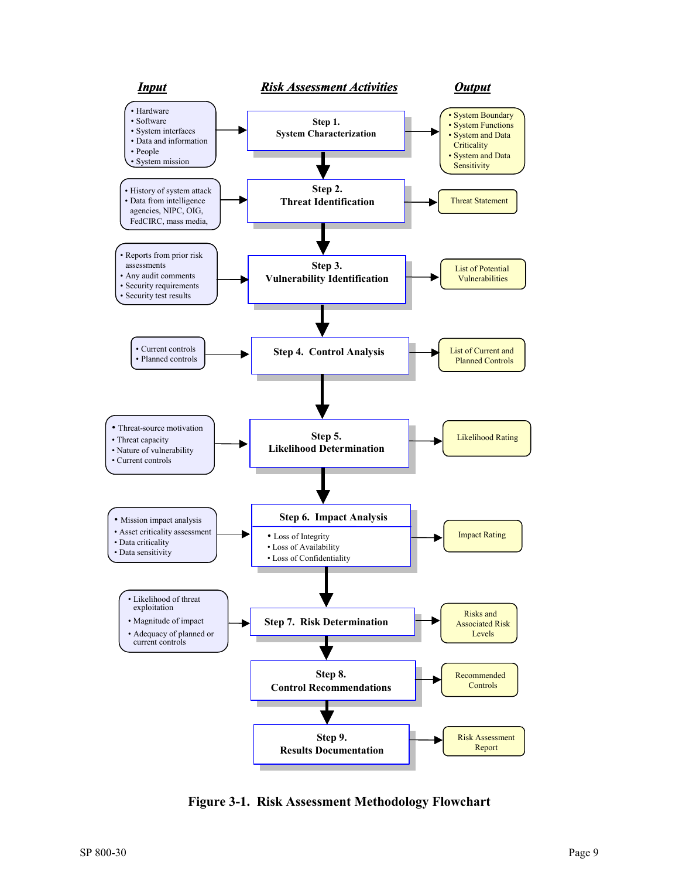| *Input* | *Risk Assessment Activities* | *Output* |
| --- | --- | --- |
| • Hardware<br>• Software<br>• System interfaces<br>• Data and information<br>• People<br>• System mission | **Step 1. System Characterization** | • System Boundary<br>• System Functions<br>• System and Data Criticality<br>• System and Data Sensitivity |
| • History of system attack<br>• Data from intelligence agencies, NIPC, OIG, FedCIRC, mass media, | **Step 2. Threat Identification** | Threat Statement |
| • Reports from prior risk assessments<br>• Any audit comments<br>• Security requirements<br>• Security test results | **Step 3. Vulnerability Identification** | List of Potential Vulnerabilities |
| • Current controls<br>• Planned controls | **Step 4. Control Analysis** | List of Current and Planned Controls |
| • Threat-source motivation<br>• Threat capacity<br>• Nature of vulnerability<br>• Current controls | **Step 5. Likelihood Determination** | Likelihood Rating |
| • Mission impact analysis<br>• Asset criticality assessment<br>• Data criticality<br>• Data sensitivity | **Step 6. Impact Analysis**<br>• Loss of Integrity<br>• Loss of Availability<br>• Loss of Confidentiality | Impact Rating |
| • Likelihood of threat exploitation<br>• Magnitude of impact<br>• Adequacy of planned or current controls | **Step 7. Risk Determination** | Risks and Associated Risk Levels |
| | **Step 8. Control Recommendations** | Recommended Controls |
| | **Step 9. Results Documentation** | Risk Assessment Report |

**Figure 3-1. Risk Assessment Methodology Flowchart**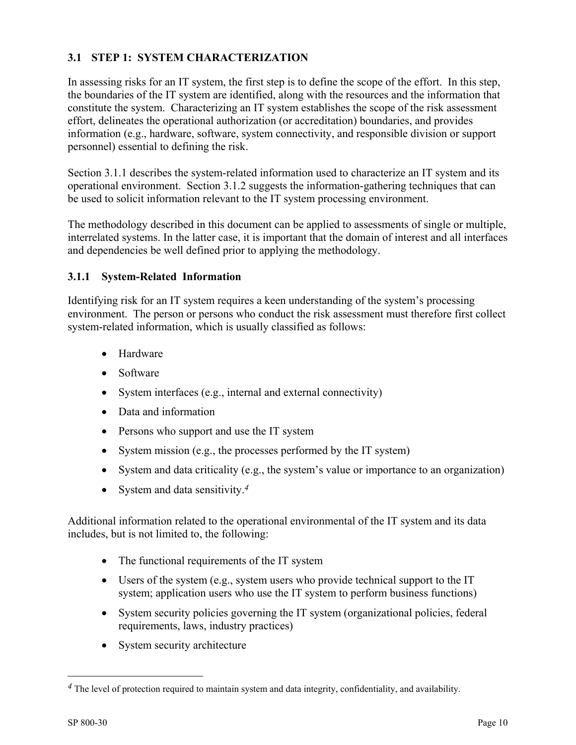## 3.1 STEP 1: SYSTEM CHARACTERIZATION

In assessing risks for an IT system, the first step is to define the scope of the effort. In this step, the boundaries of the IT system are identified, along with the resources and the information that constitute the system. Characterizing an IT system establishes the scope of the risk assessment effort, delineates the operational authorization (or accreditation) boundaries, and provides information (e.g., hardware, software, system connectivity, and responsible division or support personnel) essential to defining the risk.

Section 3.1.1 describes the system-related information used to characterize an IT system and its operational environment. Section 3.1.2 suggests the information-gathering techniques that can be used to solicit information relevant to the IT system processing environment.

The methodology described in this document can be applied to assessments of single or multiple, interrelated systems. In the latter case, it is important that the domain of interest and all interfaces and dependencies be well defined prior to applying the methodology.

### 3.1.1 System-Related Information

Identifying risk for an IT system requires a keen understanding of the system's processing environment. The person or persons who conduct the risk assessment must therefore first collect system-related information, which is usually classified as follows:

- Hardware
- Software
- System interfaces (e.g., internal and external connectivity)
- Data and information
- Persons who support and use the IT system
- System mission (e.g., the processes performed by the IT system)
- System and data criticality (e.g., the system's value or importance to an organization)
- System and data sensitivity.[4]

Additional information related to the operational environmental of the IT system and its data includes, but is not limited to, the following:

- The functional requirements of the IT system
- Users of the system (e.g., system users who provide technical support to the IT system; application users who use the IT system to perform business functions)
- System security policies governing the IT system (organizational policies, federal requirements, laws, industry practices)
- System security architecture

---

[4] The level of protection required to maintain system and data integrity, confidentiality, and availability.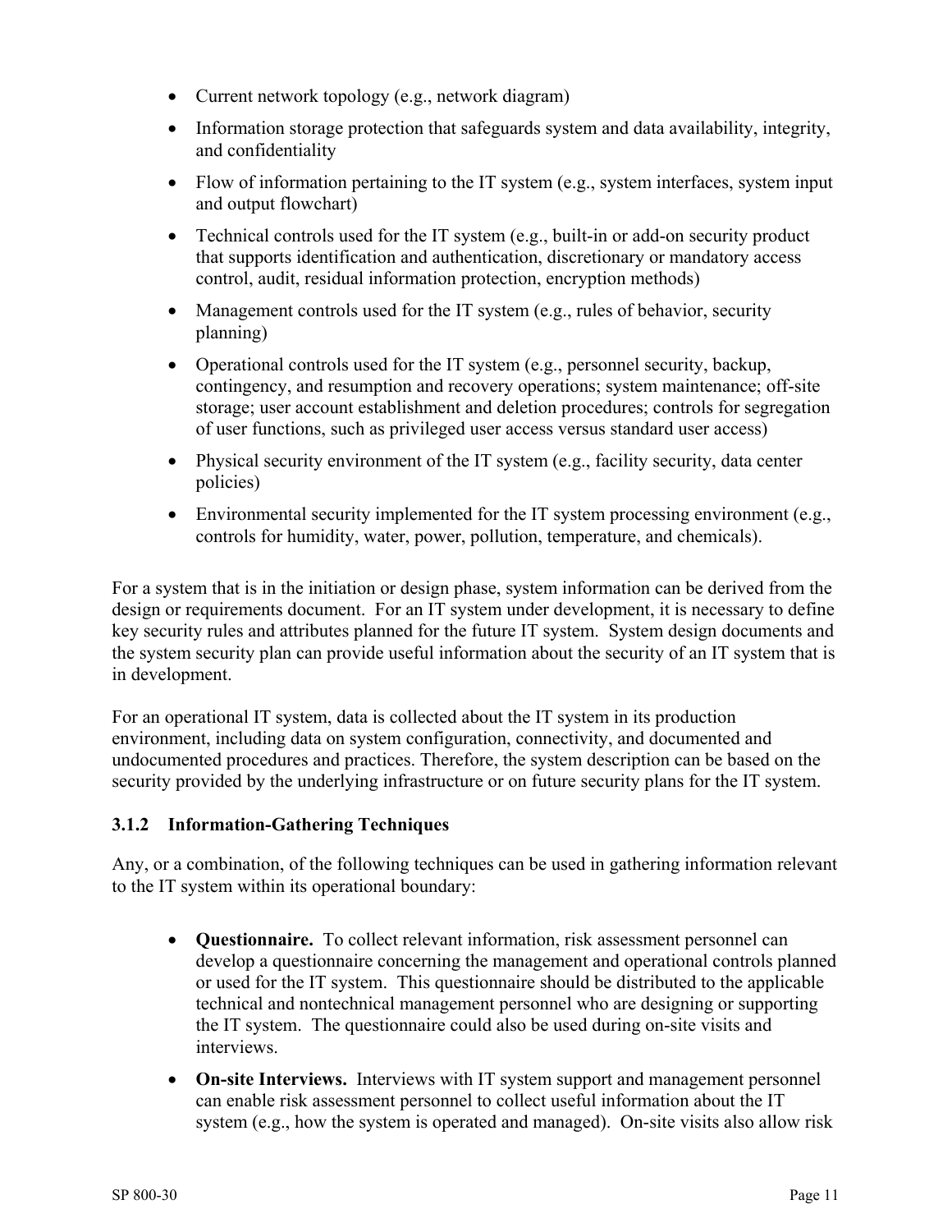- Current network topology (e.g., network diagram)
- Information storage protection that safeguards system and data availability, integrity, and confidentiality
- Flow of information pertaining to the IT system (e.g., system interfaces, system input and output flowchart)
- Technical controls used for the IT system (e.g., built-in or add-on security product that supports identification and authentication, discretionary or mandatory access control, audit, residual information protection, encryption methods)
- Management controls used for the IT system (e.g., rules of behavior, security planning)
- Operational controls used for the IT system (e.g., personnel security, backup, contingency, and resumption and recovery operations; system maintenance; off-site storage; user account establishment and deletion procedures; controls for segregation of user functions, such as privileged user access versus standard user access)
- Physical security environment of the IT system (e.g., facility security, data center policies)
- Environmental security implemented for the IT system processing environment (e.g., controls for humidity, water, power, pollution, temperature, and chemicals).

For a system that is in the initiation or design phase, system information can be derived from the design or requirements document. For an IT system under development, it is necessary to define key security rules and attributes planned for the future IT system. System design documents and the system security plan can provide useful information about the security of an IT system that is in development.

For an operational IT system, data is collected about the IT system in its production environment, including data on system configuration, connectivity, and documented and undocumented procedures and practices. Therefore, the system description can be based on the security provided by the underlying infrastructure or on future security plans for the IT system.

### 3.1.2 Information-Gathering Techniques

Any, or a combination, of the following techniques can be used in gathering information relevant to the IT system within its operational boundary:

- **Questionnaire.** To collect relevant information, risk assessment personnel can develop a questionnaire concerning the management and operational controls planned or used for the IT system. This questionnaire should be distributed to the applicable technical and nontechnical management personnel who are designing or supporting the IT system. The questionnaire could also be used during on-site visits and interviews.
- **On-site Interviews.** Interviews with IT system support and management personnel can enable risk assessment personnel to collect useful information about the IT system (e.g., how the system is operated and managed). On-site visits also allow risk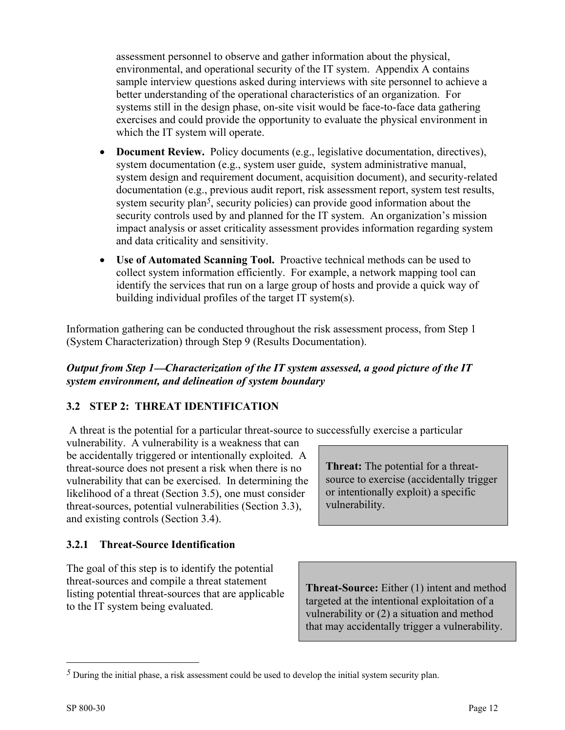assessment personnel to observe and gather information about the physical, environmental, and operational security of the IT system. Appendix A contains sample interview questions asked during interviews with site personnel to achieve a better understanding of the operational characteristics of an organization. For systems still in the design phase, on-site visit would be face-to-face data gathering exercises and could provide the opportunity to evaluate the physical environment in which the IT system will operate.

- **Document Review.** Policy documents (e.g., legislative documentation, directives), system documentation (e.g., system user guide, system administrative manual, system design and requirement document, acquisition document), and security-related documentation (e.g., previous audit report, risk assessment report, system test results, system security plan[5], security policies) can provide good information about the security controls used by and planned for the IT system. An organization's mission impact analysis or asset criticality assessment provides information regarding system and data criticality and sensitivity.
- **Use of Automated Scanning Tool.** Proactive technical methods can be used to collect system information efficiently. For example, a network mapping tool can identify the services that run on a large group of hosts and provide a quick way of building individual profiles of the target IT system(s).

Information gathering can be conducted throughout the risk assessment process, from Step 1 (System Characterization) through Step 9 (Results Documentation).

***Output from Step 1—Characterization of the IT system assessed, a good picture of the IT system environment, and delineation of system boundary***

## 3.2 STEP 2: THREAT IDENTIFICATION

A threat is the potential for a particular threat-source to successfully exercise a particular vulnerability. A vulnerability is a weakness that can be accidentally triggered or intentionally exploited. A threat-source does not present a risk when there is no vulnerability that can be exercised. In determining the likelihood of a threat (Section 3.5), one must consider threat-sources, potential vulnerabilities (Section 3.3), and existing controls (Section 3.4).

> **Threat:** The potential for a threat-source to exercise (accidentally trigger or intentionally exploit) a specific vulnerability.

### 3.2.1 Threat-Source Identification

The goal of this step is to identify the potential threat-sources and compile a threat statement listing potential threat-sources that are applicable to the IT system being evaluated.

> **Threat-Source:** Either (1) intent and method targeted at the intentional exploitation of a vulnerability or (2) a situation and method that may accidentally trigger a vulnerability.

[5] During the initial phase, a risk assessment could be used to develop the initial system security plan.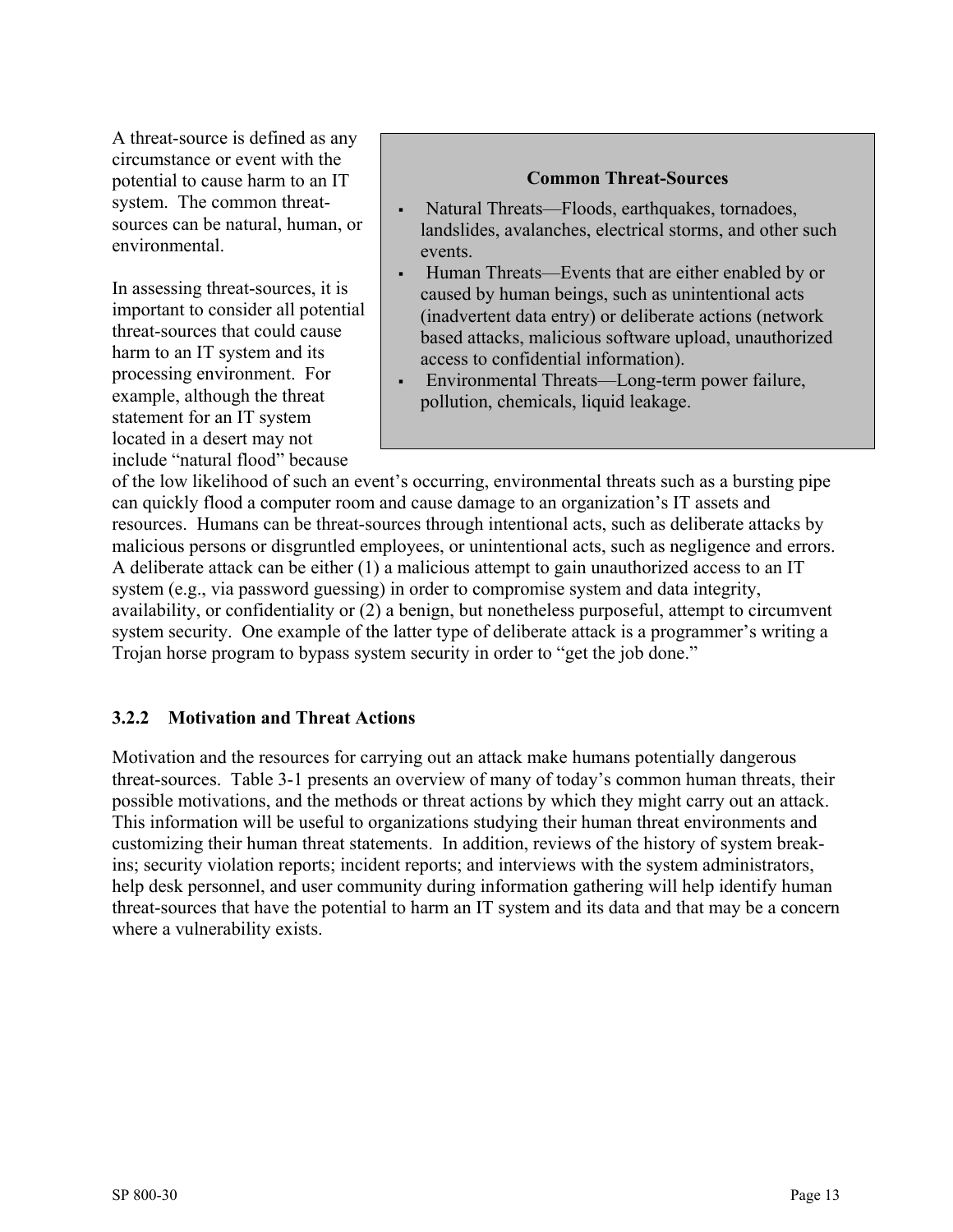A threat-source is defined as any circumstance or event with the potential to cause harm to an IT system. The common threat-sources can be natural, human, or environmental.

> **Common Threat-Sources**
>
> - Natural Threats—Floods, earthquakes, tornadoes, landslides, avalanches, electrical storms, and other such events.
> - Human Threats—Events that are either enabled by or caused by human beings, such as unintentional acts (inadvertent data entry) or deliberate actions (network based attacks, malicious software upload, unauthorized access to confidential information).
> - Environmental Threats—Long-term power failure, pollution, chemicals, liquid leakage.

In assessing threat-sources, it is important to consider all potential threat-sources that could cause harm to an IT system and its processing environment. For example, although the threat statement for an IT system located in a desert may not include "natural flood" because of the low likelihood of such an event's occurring, environmental threats such as a bursting pipe can quickly flood a computer room and cause damage to an organization's IT assets and resources. Humans can be threat-sources through intentional acts, such as deliberate attacks by malicious persons or disgruntled employees, or unintentional acts, such as negligence and errors. A deliberate attack can be either (1) a malicious attempt to gain unauthorized access to an IT system (e.g., via password guessing) in order to compromise system and data integrity, availability, or confidentiality or (2) a benign, but nonetheless purposeful, attempt to circumvent system security. One example of the latter type of deliberate attack is a programmer's writing a Trojan horse program to bypass system security in order to "get the job done."

### 3.2.2 Motivation and Threat Actions

Motivation and the resources for carrying out an attack make humans potentially dangerous threat-sources. Table 3-1 presents an overview of many of today's common human threats, their possible motivations, and the methods or threat actions by which they might carry out an attack. This information will be useful to organizations studying their human threat environments and customizing their human threat statements. In addition, reviews of the history of system break-ins; security violation reports; incident reports; and interviews with the system administrators, help desk personnel, and user community during information gathering will help identify human threat-sources that have the potential to harm an IT system and its data and that may be a concern where a vulnerability exists.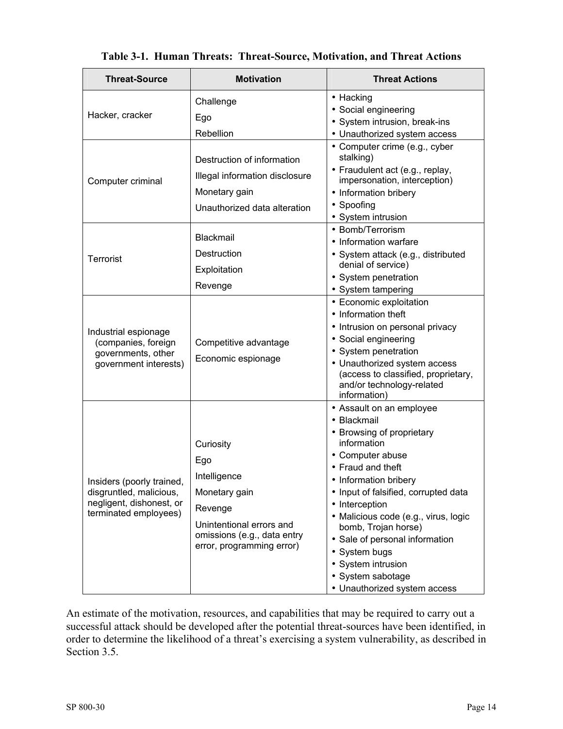**Table 3-1. Human Threats: Threat-Source, Motivation, and Threat Actions**

| Threat-Source | Motivation | Threat Actions |
|---|---|---|
| Hacker, cracker | Challenge<br>Ego<br>Rebellion | • Hacking<br>• Social engineering<br>• System intrusion, break-ins<br>• Unauthorized system access |
| Computer criminal | Destruction of information<br>Illegal information disclosure<br>Monetary gain<br>Unauthorized data alteration | • Computer crime (e.g., cyber stalking)<br>• Fraudulent act (e.g., replay, impersonation, interception)<br>• Information bribery<br>• Spoofing<br>• System intrusion |
| Terrorist | Blackmail<br>Destruction<br>Exploitation<br>Revenge | • Bomb/Terrorism<br>• Information warfare<br>• System attack (e.g., distributed denial of service)<br>• System penetration<br>• System tampering |
| Industrial espionage (companies, foreign governments, other government interests) | Competitive advantage<br>Economic espionage | • Economic exploitation<br>• Information theft<br>• Intrusion on personal privacy<br>• Social engineering<br>• System penetration<br>• Unauthorized system access (access to classified, proprietary, and/or technology-related information) |
| Insiders (poorly trained, disgruntled, malicious, negligent, dishonest, or terminated employees) | Curiosity<br>Ego<br>Intelligence<br>Monetary gain<br>Revenge<br>Unintentional errors and omissions (e.g., data entry error, programming error) | • Assault on an employee<br>• Blackmail<br>• Browsing of proprietary information<br>• Computer abuse<br>• Fraud and theft<br>• Information bribery<br>• Input of falsified, corrupted data<br>• Interception<br>• Malicious code (e.g., virus, logic bomb, Trojan horse)<br>• Sale of personal information<br>• System bugs<br>• System intrusion<br>• System sabotage<br>• Unauthorized system access |

An estimate of the motivation, resources, and capabilities that may be required to carry out a successful attack should be developed after the potential threat-sources have been identified, in order to determine the likelihood of a threat's exercising a system vulnerability, as described in Section 3.5.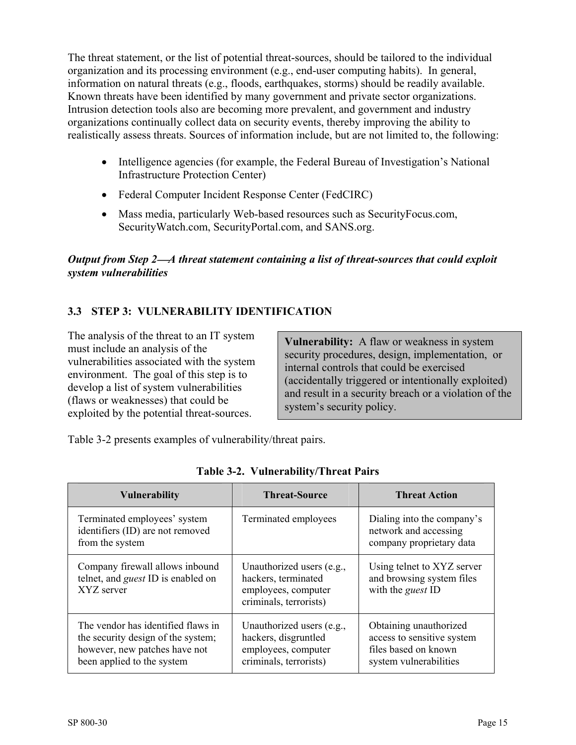The threat statement, or the list of potential threat-sources, should be tailored to the individual organization and its processing environment (e.g., end-user computing habits). In general, information on natural threats (e.g., floods, earthquakes, storms) should be readily available. Known threats have been identified by many government and private sector organizations. Intrusion detection tools also are becoming more prevalent, and government and industry organizations continually collect data on security events, thereby improving the ability to realistically assess threats. Sources of information include, but are not limited to, the following:

- Intelligence agencies (for example, the Federal Bureau of Investigation's National Infrastructure Protection Center)
- Federal Computer Incident Response Center (FedCIRC)
- Mass media, particularly Web-based resources such as SecurityFocus.com, SecurityWatch.com, SecurityPortal.com, and SANS.org.

***Output from Step 2—A threat statement containing a list of threat-sources that could exploit system vulnerabilities***

## 3.3 STEP 3: VULNERABILITY IDENTIFICATION

The analysis of the threat to an IT system must include an analysis of the vulnerabilities associated with the system environment. The goal of this step is to develop a list of system vulnerabilities (flaws or weaknesses) that could be exploited by the potential threat-sources.

> **Vulnerability:** A flaw or weakness in system security procedures, design, implementation, or internal controls that could be exercised (accidentally triggered or intentionally exploited) and result in a security breach or a violation of the system's security policy.

Table 3-2 presents examples of vulnerability/threat pairs.

**Table 3-2. Vulnerability/Threat Pairs**

| Vulnerability | Threat-Source | Threat Action |
|---|---|---|
| Terminated employees' system identifiers (ID) are not removed from the system | Terminated employees | Dialing into the company's network and accessing company proprietary data |
| Company firewall allows inbound telnet, and *guest* ID is enabled on XYZ server | Unauthorized users (e.g., hackers, terminated employees, computer criminals, terrorists) | Using telnet to XYZ server and browsing system files with the *guest* ID |
| The vendor has identified flaws in the security design of the system; however, new patches have not been applied to the system | Unauthorized users (e.g., hackers, disgruntled employees, computer criminals, terrorists) | Obtaining unauthorized access to sensitive system files based on known system vulnerabilities |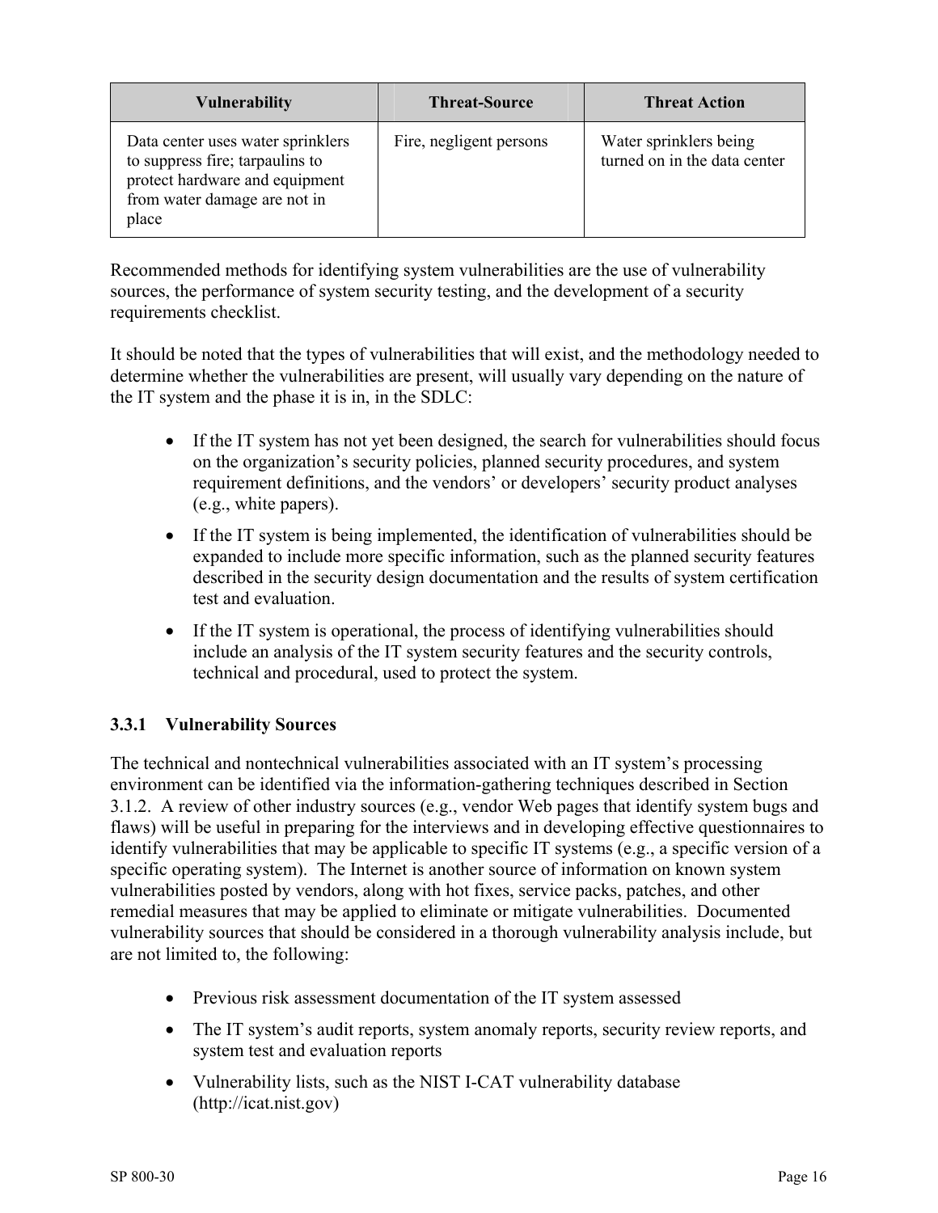| Vulnerability | Threat-Source | Threat Action |
|---|---|---|
| Data center uses water sprinklers to suppress fire; tarpaulins to protect hardware and equipment from water damage are not in place | Fire, negligent persons | Water sprinklers being turned on in the data center |

Recommended methods for identifying system vulnerabilities are the use of vulnerability sources, the performance of system security testing, and the development of a security requirements checklist.

It should be noted that the types of vulnerabilities that will exist, and the methodology needed to determine whether the vulnerabilities are present, will usually vary depending on the nature of the IT system and the phase it is in, in the SDLC:

- If the IT system has not yet been designed, the search for vulnerabilities should focus on the organization's security policies, planned security procedures, and system requirement definitions, and the vendors' or developers' security product analyses (e.g., white papers).
- If the IT system is being implemented, the identification of vulnerabilities should be expanded to include more specific information, such as the planned security features described in the security design documentation and the results of system certification test and evaluation.
- If the IT system is operational, the process of identifying vulnerabilities should include an analysis of the IT system security features and the security controls, technical and procedural, used to protect the system.

### 3.3.1 Vulnerability Sources

The technical and nontechnical vulnerabilities associated with an IT system's processing environment can be identified via the information-gathering techniques described in Section 3.1.2. A review of other industry sources (e.g., vendor Web pages that identify system bugs and flaws) will be useful in preparing for the interviews and in developing effective questionnaires to identify vulnerabilities that may be applicable to specific IT systems (e.g., a specific version of a specific operating system). The Internet is another source of information on known system vulnerabilities posted by vendors, along with hot fixes, service packs, patches, and other remedial measures that may be applied to eliminate or mitigate vulnerabilities. Documented vulnerability sources that should be considered in a thorough vulnerability analysis include, but are not limited to, the following:

- Previous risk assessment documentation of the IT system assessed
- The IT system's audit reports, system anomaly reports, security review reports, and system test and evaluation reports
- Vulnerability lists, such as the NIST I-CAT vulnerability database (http://icat.nist.gov)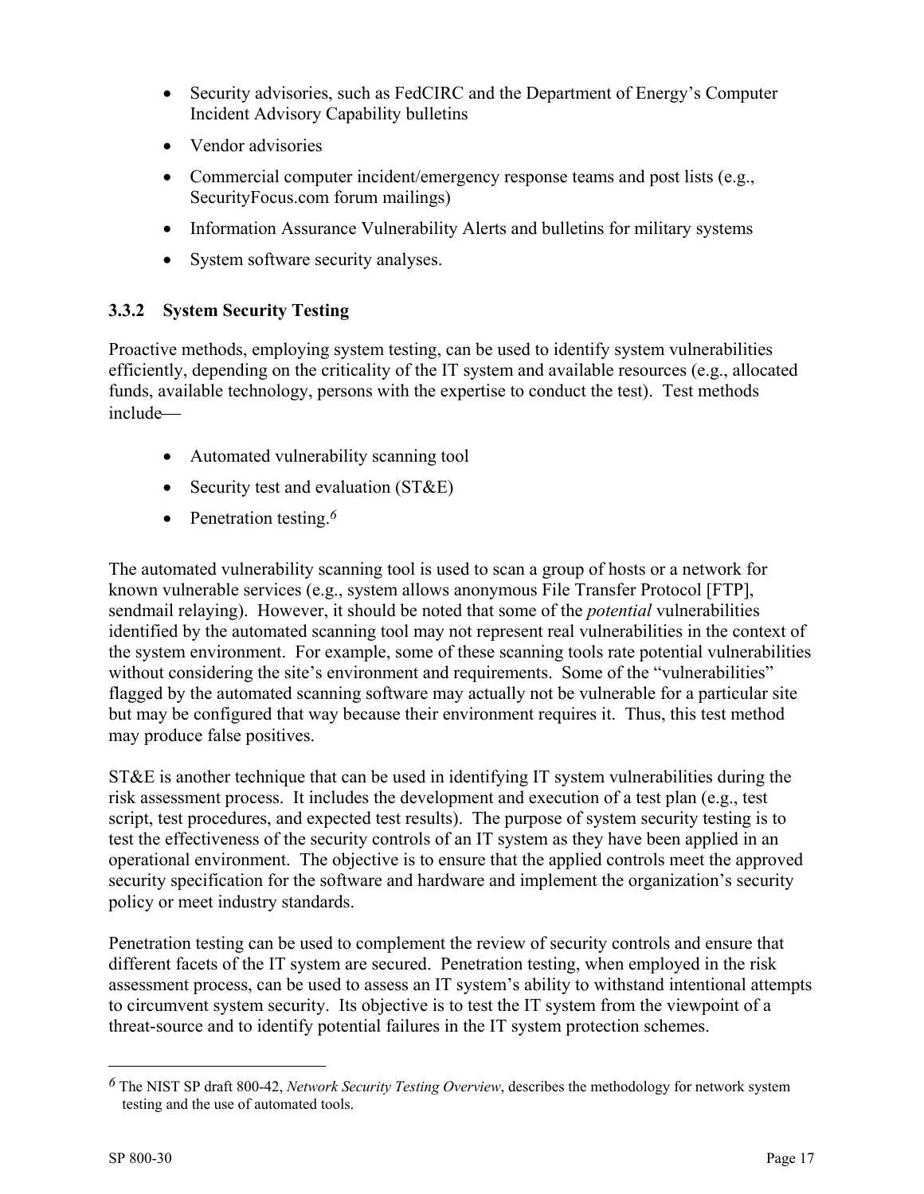- Security advisories, such as FedCIRC and the Department of Energy's Computer Incident Advisory Capability bulletins
- Vendor advisories
- Commercial computer incident/emergency response teams and post lists (e.g., SecurityFocus.com forum mailings)
- Information Assurance Vulnerability Alerts and bulletins for military systems
- System software security analyses.

### 3.3.2 System Security Testing

Proactive methods, employing system testing, can be used to identify system vulnerabilities efficiently, depending on the criticality of the IT system and available resources (e.g., allocated funds, available technology, persons with the expertise to conduct the test). Test methods include—

- Automated vulnerability scanning tool
- Security test and evaluation (ST&E)
- Penetration testing.[6]

The automated vulnerability scanning tool is used to scan a group of hosts or a network for known vulnerable services (e.g., system allows anonymous File Transfer Protocol [FTP], sendmail relaying). However, it should be noted that some of the *potential* vulnerabilities identified by the automated scanning tool may not represent real vulnerabilities in the context of the system environment. For example, some of these scanning tools rate potential vulnerabilities without considering the site's environment and requirements. Some of the "vulnerabilities" flagged by the automated scanning software may actually not be vulnerable for a particular site but may be configured that way because their environment requires it. Thus, this test method may produce false positives.

ST&E is another technique that can be used in identifying IT system vulnerabilities during the risk assessment process. It includes the development and execution of a test plan (e.g., test script, test procedures, and expected test results). The purpose of system security testing is to test the effectiveness of the security controls of an IT system as they have been applied in an operational environment. The objective is to ensure that the applied controls meet the approved security specification for the software and hardware and implement the organization's security policy or meet industry standards.

Penetration testing can be used to complement the review of security controls and ensure that different facets of the IT system are secured. Penetration testing, when employed in the risk assessment process, can be used to assess an IT system's ability to withstand intentional attempts to circumvent system security. Its objective is to test the IT system from the viewpoint of a threat-source and to identify potential failures in the IT system protection schemes.

---

[6] The NIST SP draft 800-42, *Network Security Testing Overview*, describes the methodology for network system testing and the use of automated tools.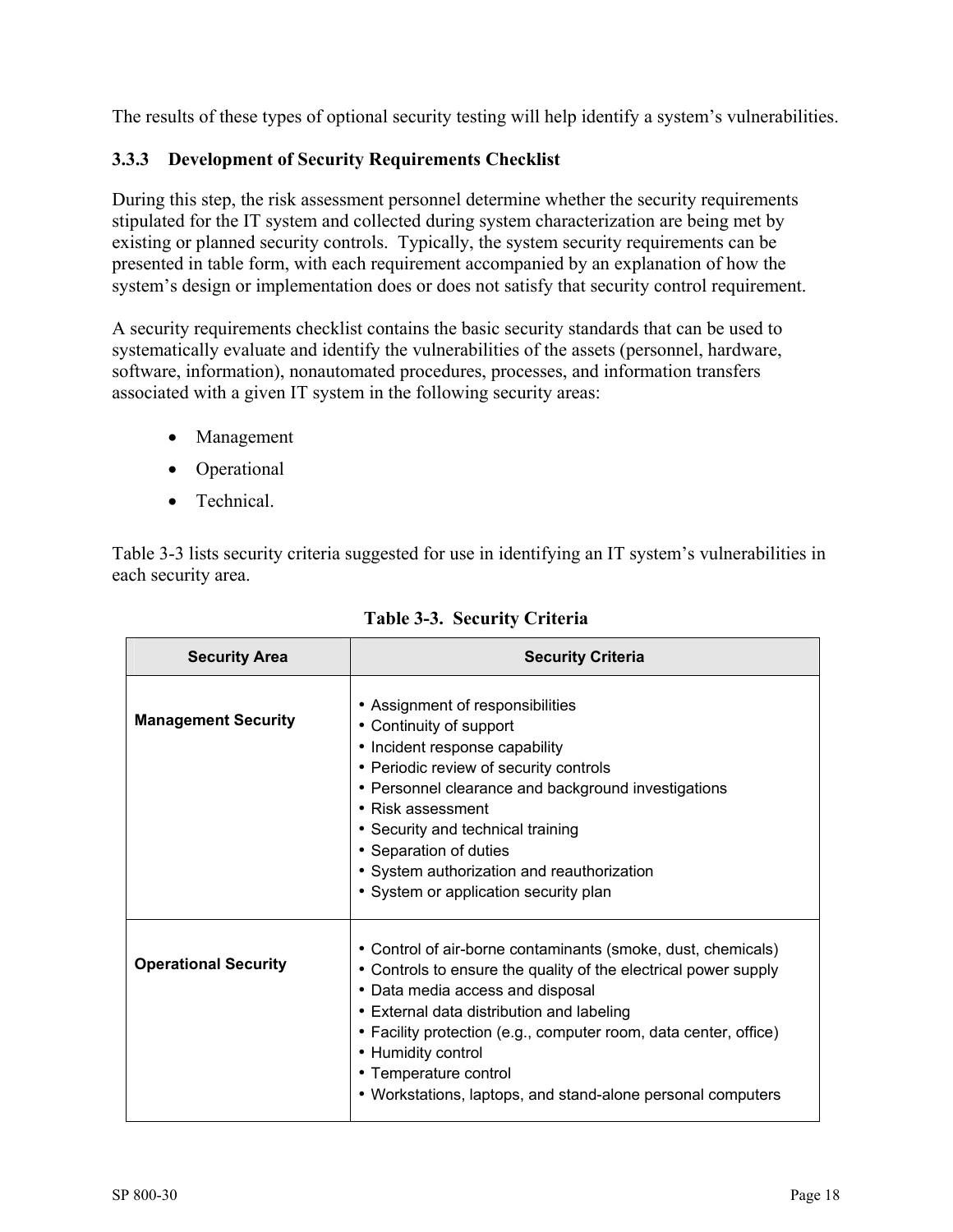The results of these types of optional security testing will help identify a system's vulnerabilities.

### 3.3.3 Development of Security Requirements Checklist

During this step, the risk assessment personnel determine whether the security requirements stipulated for the IT system and collected during system characterization are being met by existing or planned security controls. Typically, the system security requirements can be presented in table form, with each requirement accompanied by an explanation of how the system's design or implementation does or does not satisfy that security control requirement.

A security requirements checklist contains the basic security standards that can be used to systematically evaluate and identify the vulnerabilities of the assets (personnel, hardware, software, information), nonautomated procedures, processes, and information transfers associated with a given IT system in the following security areas:

- Management
- Operational
- Technical.

Table 3-3 lists security criteria suggested for use in identifying an IT system's vulnerabilities in each security area.

**Table 3-3. Security Criteria**

| Security Area | Security Criteria |
|---|---|
| **Management Security** | • Assignment of responsibilities<br>• Continuity of support<br>• Incident response capability<br>• Periodic review of security controls<br>• Personnel clearance and background investigations<br>• Risk assessment<br>• Security and technical training<br>• Separation of duties<br>• System authorization and reauthorization<br>• System or application security plan |
| **Operational Security** | • Control of air-borne contaminants (smoke, dust, chemicals)<br>• Controls to ensure the quality of the electrical power supply<br>• Data media access and disposal<br>• External data distribution and labeling<br>• Facility protection (e.g., computer room, data center, office)<br>• Humidity control<br>• Temperature control<br>• Workstations, laptops, and stand-alone personal computers |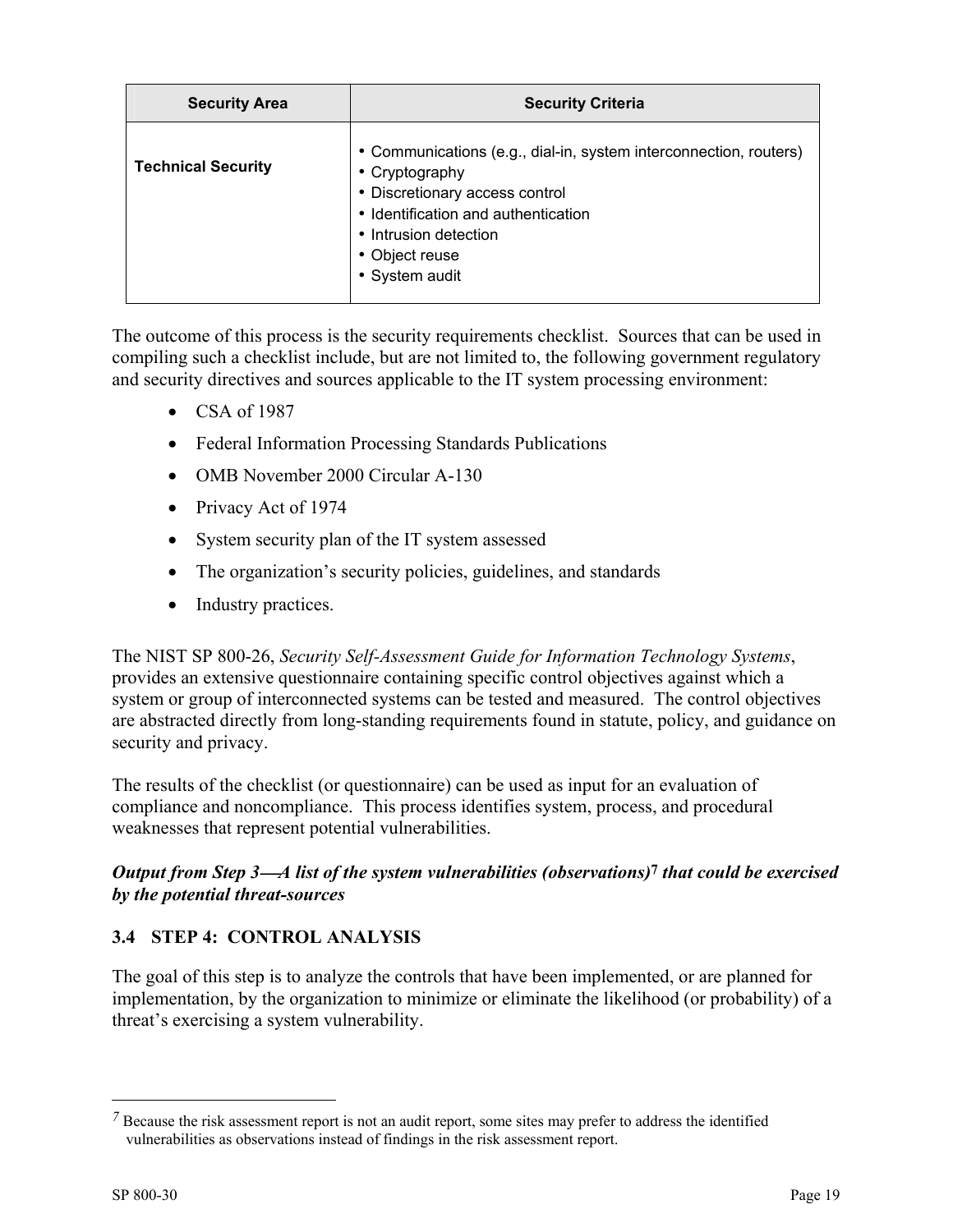| Security Area | Security Criteria |
|---|---|
| **Technical Security** | • Communications (e.g., dial-in, system interconnection, routers)<br>• Cryptography<br>• Discretionary access control<br>• Identification and authentication<br>• Intrusion detection<br>• Object reuse<br>• System audit |

The outcome of this process is the security requirements checklist. Sources that can be used in compiling such a checklist include, but are not limited to, the following government regulatory and security directives and sources applicable to the IT system processing environment:

- CSA of 1987
- Federal Information Processing Standards Publications
- OMB November 2000 Circular A-130
- Privacy Act of 1974
- System security plan of the IT system assessed
- The organization's security policies, guidelines, and standards
- Industry practices.

The NIST SP 800-26, *Security Self-Assessment Guide for Information Technology Systems*, provides an extensive questionnaire containing specific control objectives against which a system or group of interconnected systems can be tested and measured. The control objectives are abstracted directly from long-standing requirements found in statute, policy, and guidance on security and privacy.

The results of the checklist (or questionnaire) can be used as input for an evaluation of compliance and noncompliance. This process identifies system, process, and procedural weaknesses that represent potential vulnerabilities.

***Output from Step 3—A list of the system vulnerabilities (observations)[7] that could be exercised by the potential threat-sources***

### 3.4 STEP 4: CONTROL ANALYSIS

The goal of this step is to analyze the controls that have been implemented, or are planned for implementation, by the organization to minimize or eliminate the likelihood (or probability) of a threat's exercising a system vulnerability.

---

[7] Because the risk assessment report is not an audit report, some sites may prefer to address the identified vulnerabilities as observations instead of findings in the risk assessment report.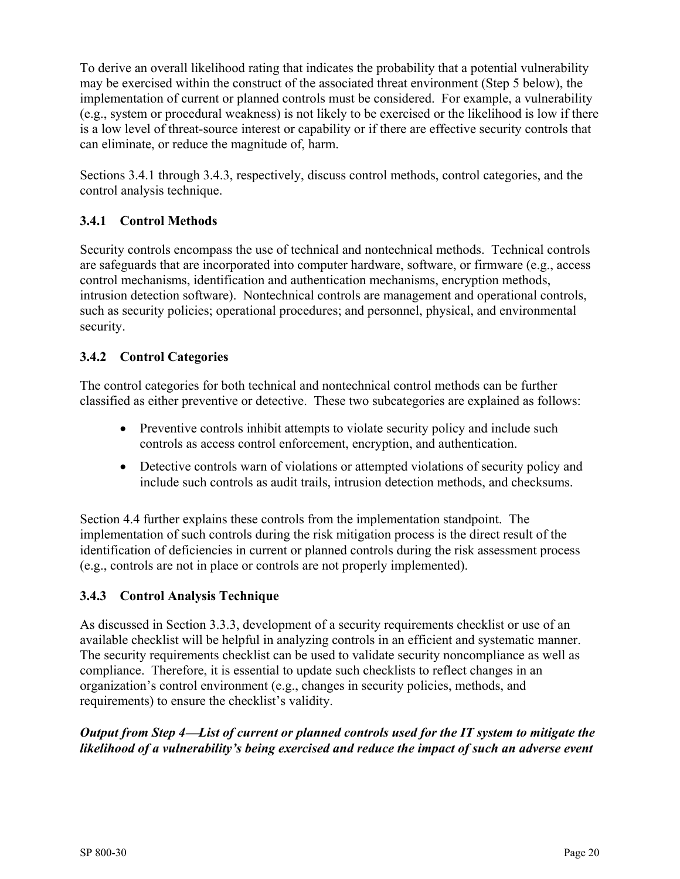To derive an overall likelihood rating that indicates the probability that a potential vulnerability may be exercised within the construct of the associated threat environment (Step 5 below), the implementation of current or planned controls must be considered. For example, a vulnerability (e.g., system or procedural weakness) is not likely to be exercised or the likelihood is low if there is a low level of threat-source interest or capability or if there are effective security controls that can eliminate, or reduce the magnitude of, harm.

Sections 3.4.1 through 3.4.3, respectively, discuss control methods, control categories, and the control analysis technique.

### 3.4.1 Control Methods

Security controls encompass the use of technical and nontechnical methods. Technical controls are safeguards that are incorporated into computer hardware, software, or firmware (e.g., access control mechanisms, identification and authentication mechanisms, encryption methods, intrusion detection software). Nontechnical controls are management and operational controls, such as security policies; operational procedures; and personnel, physical, and environmental security.

### 3.4.2 Control Categories

The control categories for both technical and nontechnical control methods can be further classified as either preventive or detective. These two subcategories are explained as follows:

- Preventive controls inhibit attempts to violate security policy and include such controls as access control enforcement, encryption, and authentication.
- Detective controls warn of violations or attempted violations of security policy and include such controls as audit trails, intrusion detection methods, and checksums.

Section 4.4 further explains these controls from the implementation standpoint. The implementation of such controls during the risk mitigation process is the direct result of the identification of deficiencies in current or planned controls during the risk assessment process (e.g., controls are not in place or controls are not properly implemented).

### 3.4.3 Control Analysis Technique

As discussed in Section 3.3.3, development of a security requirements checklist or use of an available checklist will be helpful in analyzing controls in an efficient and systematic manner. The security requirements checklist can be used to validate security noncompliance as well as compliance. Therefore, it is essential to update such checklists to reflect changes in an organization's control environment (e.g., changes in security policies, methods, and requirements) to ensure the checklist's validity.

***Output from Step 4—List of current or planned controls used for the IT system to mitigate the likelihood of a vulnerability's being exercised and reduce the impact of such an adverse event***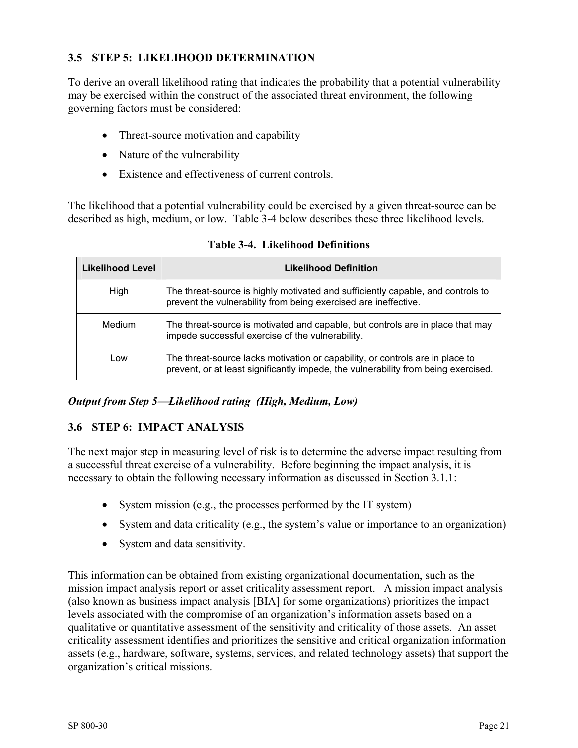### 3.5 STEP 5: LIKELIHOOD DETERMINATION

To derive an overall likelihood rating that indicates the probability that a potential vulnerability may be exercised within the construct of the associated threat environment, the following governing factors must be considered:

- Threat-source motivation and capability
- Nature of the vulnerability
- Existence and effectiveness of current controls.

The likelihood that a potential vulnerability could be exercised by a given threat-source can be described as high, medium, or low. Table 3-4 below describes these three likelihood levels.

**Table 3-4. Likelihood Definitions**

| Likelihood Level | Likelihood Definition |
|---|---|
| High | The threat-source is highly motivated and sufficiently capable, and controls to prevent the vulnerability from being exercised are ineffective. |
| Medium | The threat-source is motivated and capable, but controls are in place that may impede successful exercise of the vulnerability. |
| Low | The threat-source lacks motivation or capability, or controls are in place to prevent, or at least significantly impede, the vulnerability from being exercised. |

***Output from Step 5—Likelihood rating (High, Medium, Low)***

### 3.6 STEP 6: IMPACT ANALYSIS

The next major step in measuring level of risk is to determine the adverse impact resulting from a successful threat exercise of a vulnerability. Before beginning the impact analysis, it is necessary to obtain the following necessary information as discussed in Section 3.1.1:

- System mission (e.g., the processes performed by the IT system)
- System and data criticality (e.g., the system's value or importance to an organization)
- System and data sensitivity.

This information can be obtained from existing organizational documentation, such as the mission impact analysis report or asset criticality assessment report. A mission impact analysis (also known as business impact analysis [BIA] for some organizations) prioritizes the impact levels associated with the compromise of an organization's information assets based on a qualitative or quantitative assessment of the sensitivity and criticality of those assets. An asset criticality assessment identifies and prioritizes the sensitive and critical organization information assets (e.g., hardware, software, systems, services, and related technology assets) that support the organization's critical missions.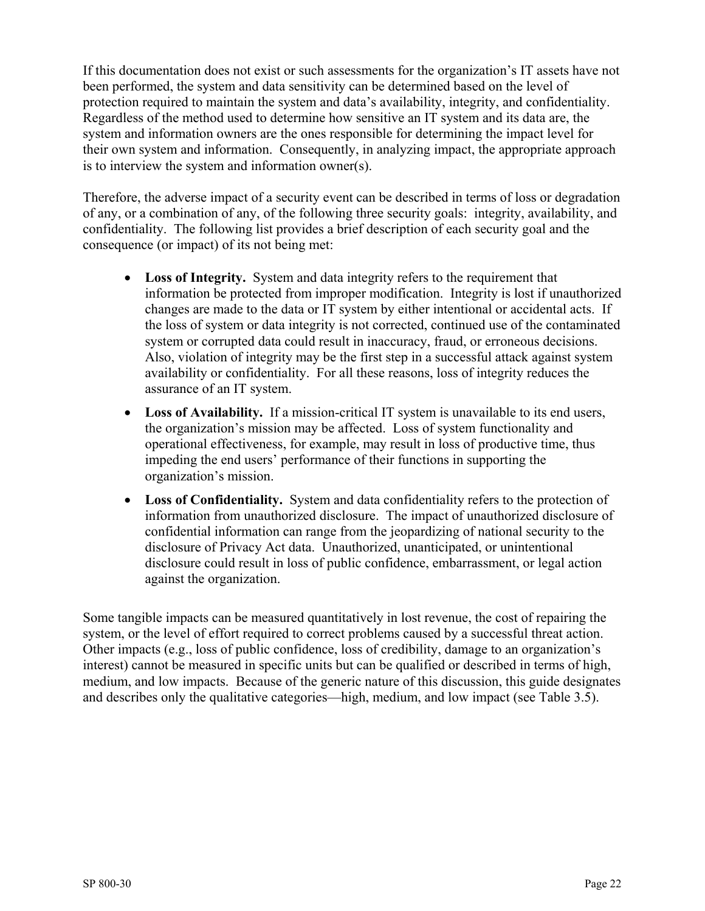If this documentation does not exist or such assessments for the organization's IT assets have not been performed, the system and data sensitivity can be determined based on the level of protection required to maintain the system and data's availability, integrity, and confidentiality. Regardless of the method used to determine how sensitive an IT system and its data are, the system and information owners are the ones responsible for determining the impact level for their own system and information. Consequently, in analyzing impact, the appropriate approach is to interview the system and information owner(s).

Therefore, the adverse impact of a security event can be described in terms of loss or degradation of any, or a combination of any, of the following three security goals: integrity, availability, and confidentiality. The following list provides a brief description of each security goal and the consequence (or impact) of its not being met:

- **Loss of Integrity.** System and data integrity refers to the requirement that information be protected from improper modification. Integrity is lost if unauthorized changes are made to the data or IT system by either intentional or accidental acts. If the loss of system or data integrity is not corrected, continued use of the contaminated system or corrupted data could result in inaccuracy, fraud, or erroneous decisions. Also, violation of integrity may be the first step in a successful attack against system availability or confidentiality. For all these reasons, loss of integrity reduces the assurance of an IT system.
- **Loss of Availability.** If a mission-critical IT system is unavailable to its end users, the organization's mission may be affected. Loss of system functionality and operational effectiveness, for example, may result in loss of productive time, thus impeding the end users' performance of their functions in supporting the organization's mission.
- **Loss of Confidentiality.** System and data confidentiality refers to the protection of information from unauthorized disclosure. The impact of unauthorized disclosure of confidential information can range from the jeopardizing of national security to the disclosure of Privacy Act data. Unauthorized, unanticipated, or unintentional disclosure could result in loss of public confidence, embarrassment, or legal action against the organization.

Some tangible impacts can be measured quantitatively in lost revenue, the cost of repairing the system, or the level of effort required to correct problems caused by a successful threat action. Other impacts (e.g., loss of public confidence, loss of credibility, damage to an organization's interest) cannot be measured in specific units but can be qualified or described in terms of high, medium, and low impacts. Because of the generic nature of this discussion, this guide designates and describes only the qualitative categories—high, medium, and low impact (see Table 3.5).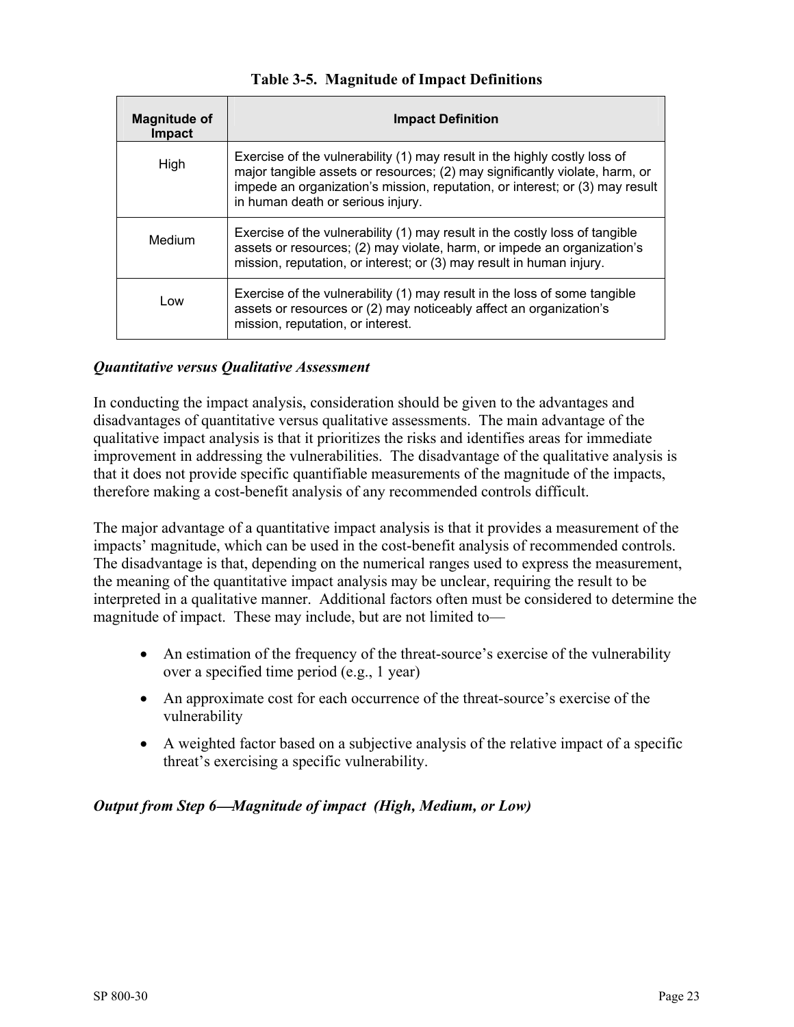**Table 3-5. Magnitude of Impact Definitions**

| Magnitude of Impact | Impact Definition |
|---|---|
| High | Exercise of the vulnerability (1) may result in the highly costly loss of major tangible assets or resources; (2) may significantly violate, harm, or impede an organization’s mission, reputation, or interest; or (3) may result in human death or serious injury. |
| Medium | Exercise of the vulnerability (1) may result in the costly loss of tangible assets or resources; (2) may violate, harm, or impede an organization’s mission, reputation, or interest; or (3) may result in human injury. |
| Low | Exercise of the vulnerability (1) may result in the loss of some tangible assets or resources or (2) may noticeably affect an organization’s mission, reputation, or interest. |

***Quantitative versus Qualitative Assessment***

In conducting the impact analysis, consideration should be given to the advantages and disadvantages of quantitative versus qualitative assessments. The main advantage of the qualitative impact analysis is that it prioritizes the risks and identifies areas for immediate improvement in addressing the vulnerabilities. The disadvantage of the qualitative analysis is that it does not provide specific quantifiable measurements of the magnitude of the impacts, therefore making a cost-benefit analysis of any recommended controls difficult.

The major advantage of a quantitative impact analysis is that it provides a measurement of the impacts’ magnitude, which can be used in the cost-benefit analysis of recommended controls. The disadvantage is that, depending on the numerical ranges used to express the measurement, the meaning of the quantitative impact analysis may be unclear, requiring the result to be interpreted in a qualitative manner. Additional factors often must be considered to determine the magnitude of impact. These may include, but are not limited to—

- An estimation of the frequency of the threat-source’s exercise of the vulnerability over a specified time period (e.g., 1 year)
- An approximate cost for each occurrence of the threat-source’s exercise of the vulnerability
- A weighted factor based on a subjective analysis of the relative impact of a specific threat’s exercising a specific vulnerability.

***Output from Step 6—Magnitude of impact (High, Medium, or Low)***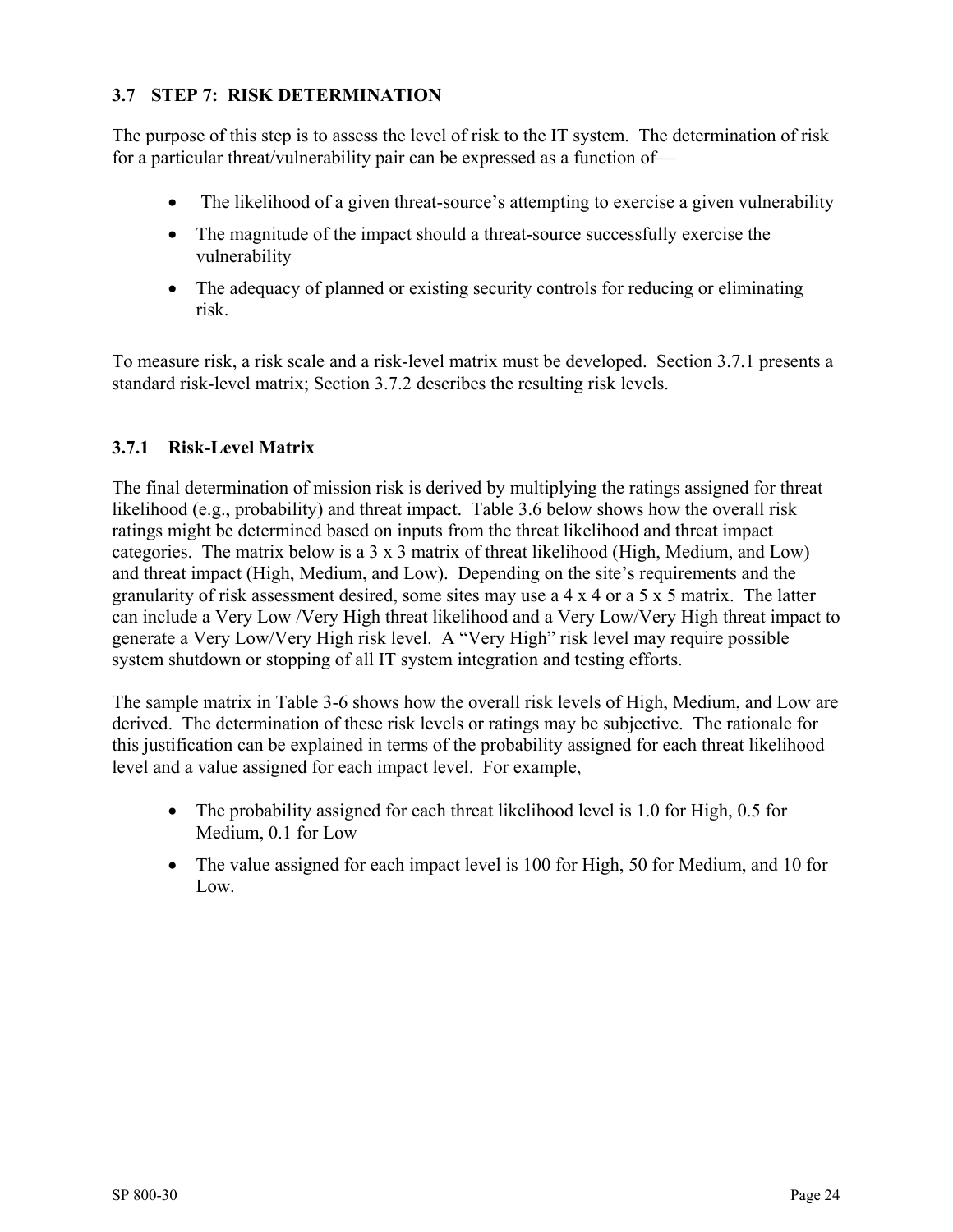### 3.7 STEP 7: RISK DETERMINATION

The purpose of this step is to assess the level of risk to the IT system. The determination of risk for a particular threat/vulnerability pair can be expressed as a function of—

- The likelihood of a given threat-source's attempting to exercise a given vulnerability
- The magnitude of the impact should a threat-source successfully exercise the vulnerability
- The adequacy of planned or existing security controls for reducing or eliminating risk.

To measure risk, a risk scale and a risk-level matrix must be developed. Section 3.7.1 presents a standard risk-level matrix; Section 3.7.2 describes the resulting risk levels.

#### 3.7.1 Risk-Level Matrix

The final determination of mission risk is derived by multiplying the ratings assigned for threat likelihood (e.g., probability) and threat impact. Table 3.6 below shows how the overall risk ratings might be determined based on inputs from the threat likelihood and threat impact categories. The matrix below is a 3 x 3 matrix of threat likelihood (High, Medium, and Low) and threat impact (High, Medium, and Low). Depending on the site's requirements and the granularity of risk assessment desired, some sites may use a 4 x 4 or a 5 x 5 matrix. The latter can include a Very Low /Very High threat likelihood and a Very Low/Very High threat impact to generate a Very Low/Very High risk level. A "Very High" risk level may require possible system shutdown or stopping of all IT system integration and testing efforts.

The sample matrix in Table 3-6 shows how the overall risk levels of High, Medium, and Low are derived. The determination of these risk levels or ratings may be subjective. The rationale for this justification can be explained in terms of the probability assigned for each threat likelihood level and a value assigned for each impact level. For example,

- The probability assigned for each threat likelihood level is 1.0 for High, 0.5 for Medium, 0.1 for Low
- The value assigned for each impact level is 100 for High, 50 for Medium, and 10 for Low.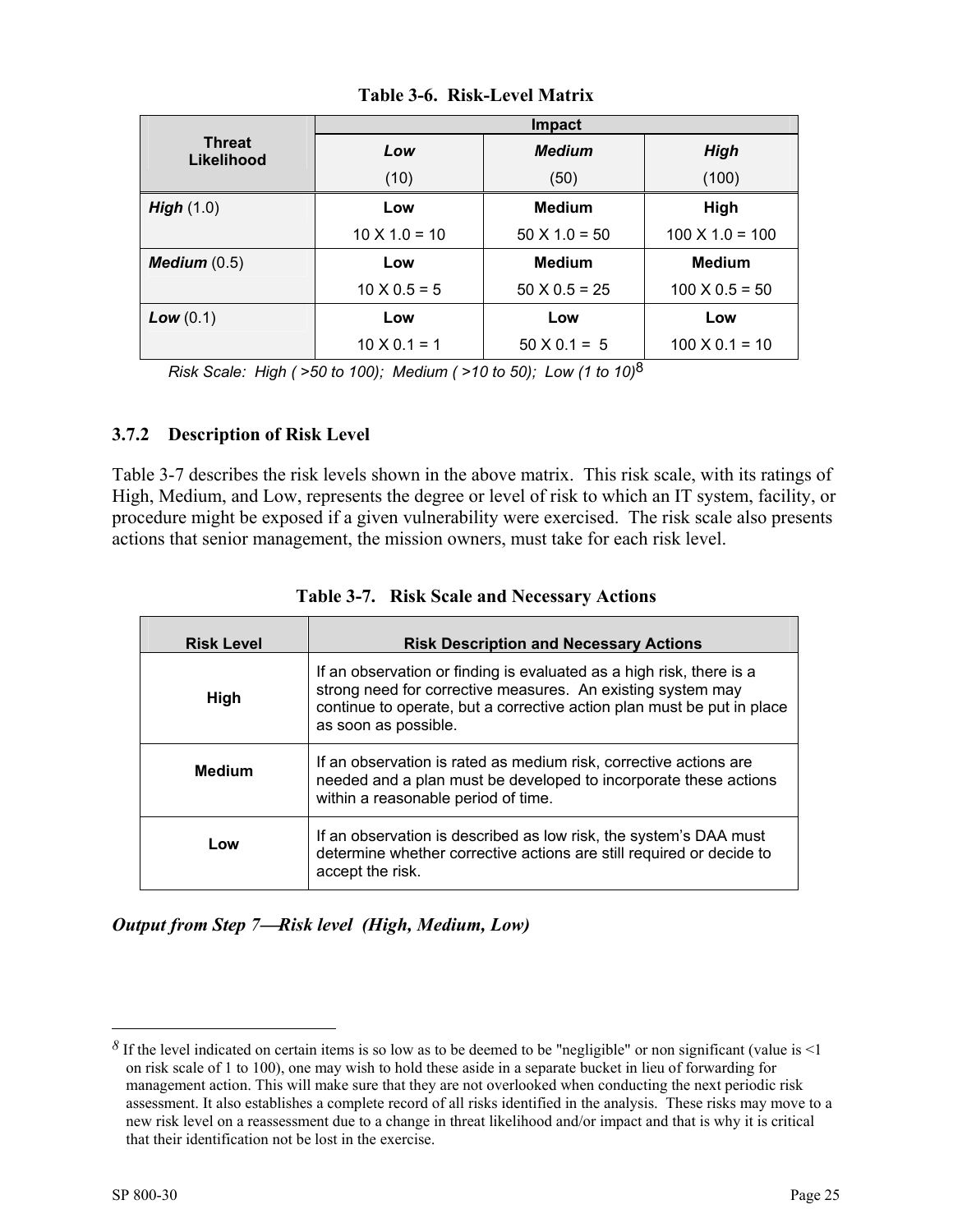**Table 3-6. Risk-Level Matrix**

| Threat Likelihood | Impact | | |
|---|---|---|---|
| | ***Low*** (10) | ***Medium*** (50) | ***High*** (100) |
| ***High*** (1.0) | **Low** 10 X 1.0 = 10 | **Medium** 50 X 1.0 = 50 | **High** 100 X 1.0 = 100 |
| ***Medium*** (0.5) | **Low** 10 X 0.5 = 5 | **Medium** 50 X 0.5 = 25 | **Medium** 100 X 0.5 = 50 |
| ***Low*** (0.1) | **Low** 10 X 0.1 = 1 | **Low** 50 X 0.1 = 5 | **Low** 100 X 0.1 = 10 |

*Risk Scale: High ( >50 to 100); Medium ( >10 to 50); Low (1 to 10)*[8]

### 3.7.2 Description of Risk Level

Table 3-7 describes the risk levels shown in the above matrix. This risk scale, with its ratings of High, Medium, and Low, represents the degree or level of risk to which an IT system, facility, or procedure might be exposed if a given vulnerability were exercised. The risk scale also presents actions that senior management, the mission owners, must take for each risk level.

**Table 3-7. Risk Scale and Necessary Actions**

| Risk Level | Risk Description and Necessary Actions |
|---|---|
| High | If an observation or finding is evaluated as a high risk, there is a strong need for corrective measures. An existing system may continue to operate, but a corrective action plan must be put in place as soon as possible. |
| Medium | If an observation is rated as medium risk, corrective actions are needed and a plan must be developed to incorporate these actions within a reasonable period of time. |
| Low | If an observation is described as low risk, the system's DAA must determine whether corrective actions are still required or decide to accept the risk. |

***Output from Step 7—Risk level (High, Medium, Low)***

---

[8] If the level indicated on certain items is so low as to be deemed to be "negligible" or non significant (value is <1 on risk scale of 1 to 100), one may wish to hold these aside in a separate bucket in lieu of forwarding for management action. This will make sure that they are not overlooked when conducting the next periodic risk assessment. It also establishes a complete record of all risks identified in the analysis. These risks may move to a new risk level on a reassessment due to a change in threat likelihood and/or impact and that is why it is critical that their identification not be lost in the exercise.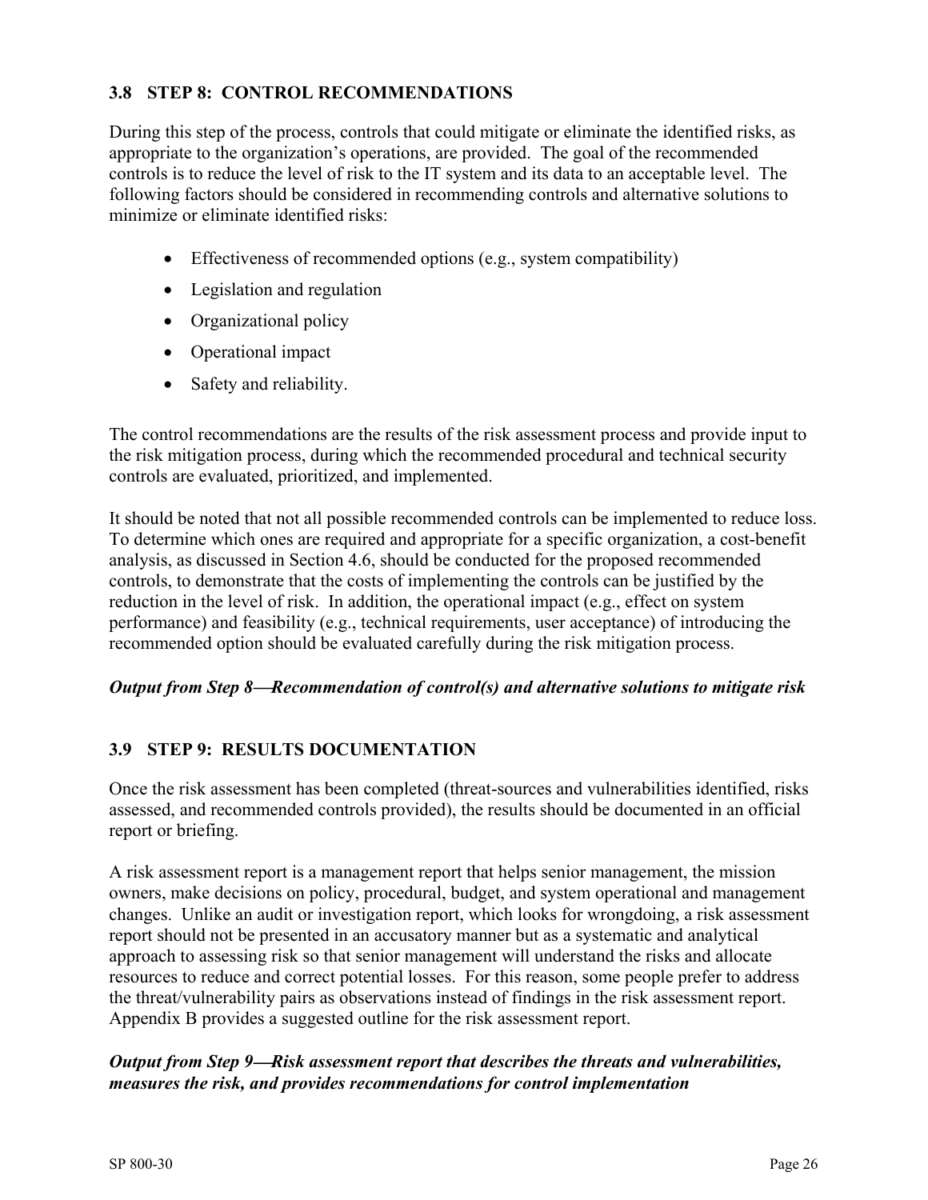### 3.8 STEP 8: CONTROL RECOMMENDATIONS

During this step of the process, controls that could mitigate or eliminate the identified risks, as appropriate to the organization's operations, are provided. The goal of the recommended controls is to reduce the level of risk to the IT system and its data to an acceptable level. The following factors should be considered in recommending controls and alternative solutions to minimize or eliminate identified risks:

- Effectiveness of recommended options (e.g., system compatibility)
- Legislation and regulation
- Organizational policy
- Operational impact
- Safety and reliability.

The control recommendations are the results of the risk assessment process and provide input to the risk mitigation process, during which the recommended procedural and technical security controls are evaluated, prioritized, and implemented.

It should be noted that not all possible recommended controls can be implemented to reduce loss. To determine which ones are required and appropriate for a specific organization, a cost-benefit analysis, as discussed in Section 4.6, should be conducted for the proposed recommended controls, to demonstrate that the costs of implementing the controls can be justified by the reduction in the level of risk. In addition, the operational impact (e.g., effect on system performance) and feasibility (e.g., technical requirements, user acceptance) of introducing the recommended option should be evaluated carefully during the risk mitigation process.

***Output from Step 8—Recommendation of control(s) and alternative solutions to mitigate risk***

### 3.9 STEP 9: RESULTS DOCUMENTATION

Once the risk assessment has been completed (threat-sources and vulnerabilities identified, risks assessed, and recommended controls provided), the results should be documented in an official report or briefing.

A risk assessment report is a management report that helps senior management, the mission owners, make decisions on policy, procedural, budget, and system operational and management changes. Unlike an audit or investigation report, which looks for wrongdoing, a risk assessment report should not be presented in an accusatory manner but as a systematic and analytical approach to assessing risk so that senior management will understand the risks and allocate resources to reduce and correct potential losses. For this reason, some people prefer to address the threat/vulnerability pairs as observations instead of findings in the risk assessment report. Appendix B provides a suggested outline for the risk assessment report.

***Output from Step 9—Risk assessment report that describes the threats and vulnerabilities, measures the risk, and provides recommendations for control implementation***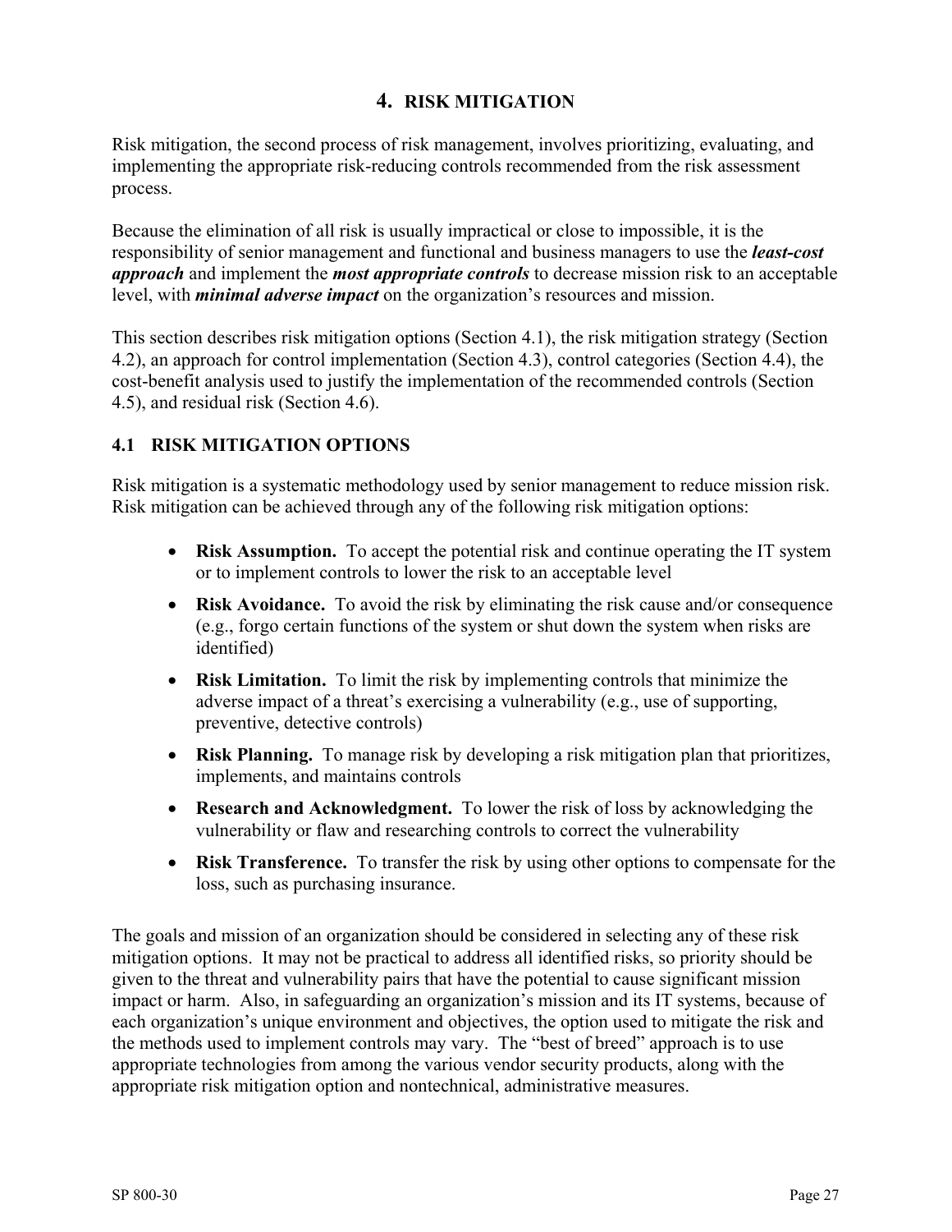# 4. RISK MITIGATION

Risk mitigation, the second process of risk management, involves prioritizing, evaluating, and implementing the appropriate risk-reducing controls recommended from the risk assessment process.

Because the elimination of all risk is usually impractical or close to impossible, it is the responsibility of senior management and functional and business managers to use the ***least-cost approach*** and implement the ***most appropriate controls*** to decrease mission risk to an acceptable level, with ***minimal adverse impact*** on the organization's resources and mission.

This section describes risk mitigation options (Section 4.1), the risk mitigation strategy (Section 4.2), an approach for control implementation (Section 4.3), control categories (Section 4.4), the cost-benefit analysis used to justify the implementation of the recommended controls (Section 4.5), and residual risk (Section 4.6).

## 4.1 RISK MITIGATION OPTIONS

Risk mitigation is a systematic methodology used by senior management to reduce mission risk. Risk mitigation can be achieved through any of the following risk mitigation options:

- **Risk Assumption.** To accept the potential risk and continue operating the IT system or to implement controls to lower the risk to an acceptable level
- **Risk Avoidance.** To avoid the risk by eliminating the risk cause and/or consequence (e.g., forgo certain functions of the system or shut down the system when risks are identified)
- **Risk Limitation.** To limit the risk by implementing controls that minimize the adverse impact of a threat's exercising a vulnerability (e.g., use of supporting, preventive, detective controls)
- **Risk Planning.** To manage risk by developing a risk mitigation plan that prioritizes, implements, and maintains controls
- **Research and Acknowledgment.** To lower the risk of loss by acknowledging the vulnerability or flaw and researching controls to correct the vulnerability
- **Risk Transference.** To transfer the risk by using other options to compensate for the loss, such as purchasing insurance.

The goals and mission of an organization should be considered in selecting any of these risk mitigation options. It may not be practical to address all identified risks, so priority should be given to the threat and vulnerability pairs that have the potential to cause significant mission impact or harm. Also, in safeguarding an organization's mission and its IT systems, because of each organization's unique environment and objectives, the option used to mitigate the risk and the methods used to implement controls may vary. The "best of breed" approach is to use appropriate technologies from among the various vendor security products, along with the appropriate risk mitigation option and nontechnical, administrative measures.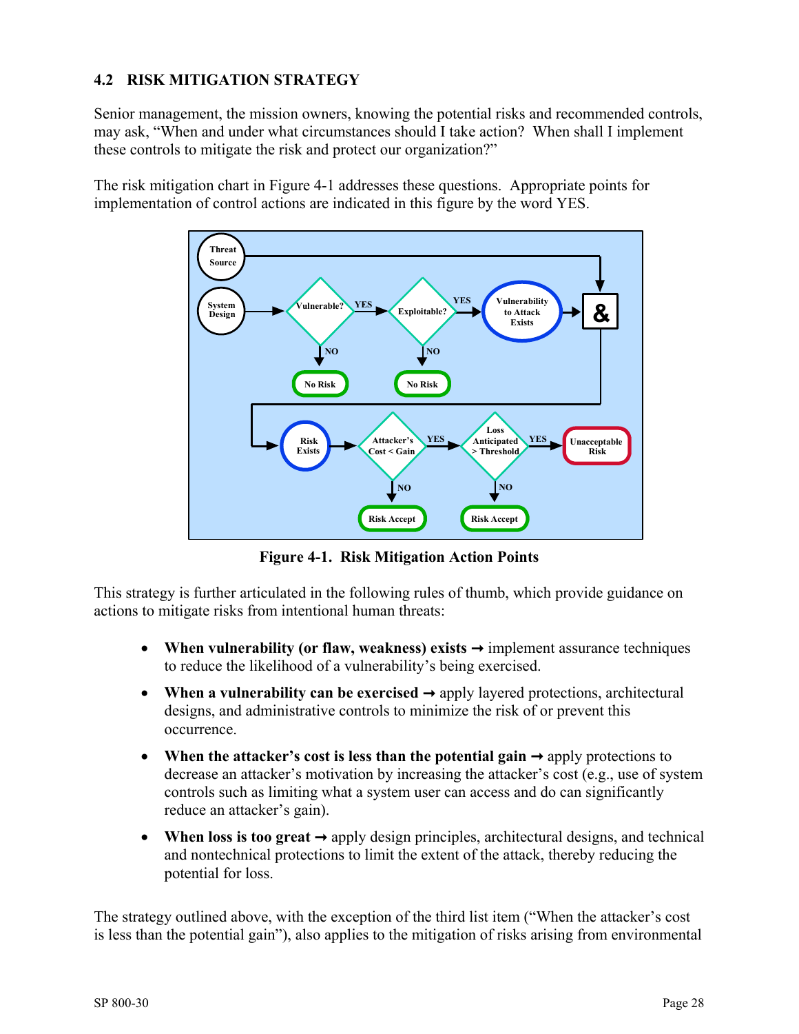## 4.2 RISK MITIGATION STRATEGY

Senior management, the mission owners, knowing the potential risks and recommended controls, may ask, "When and under what circumstances should I take action? When shall I implement these controls to mitigate the risk and protect our organization?"

The risk mitigation chart in Figure 4-1 addresses these questions. Appropriate points for implementation of control actions are indicated in this figure by the word YES.

**Figure 4-1. Risk Mitigation Action Points**

This strategy is further articulated in the following rules of thumb, which provide guidance on actions to mitigate risks from intentional human threats:

- **When vulnerability (or flaw, weakness) exists** → implement assurance techniques to reduce the likelihood of a vulnerability's being exercised.
- **When a vulnerability can be exercised** → apply layered protections, architectural designs, and administrative controls to minimize the risk of or prevent this occurrence.
- **When the attacker's cost is less than the potential gain** → apply protections to decrease an attacker's motivation by increasing the attacker's cost (e.g., use of system controls such as limiting what a system user can access and do can significantly reduce an attacker's gain).
- **When loss is too great** → apply design principles, architectural designs, and technical and nontechnical protections to limit the extent of the attack, thereby reducing the potential for loss.

The strategy outlined above, with the exception of the third list item ("When the attacker's cost is less than the potential gain"), also applies to the mitigation of risks arising from environmental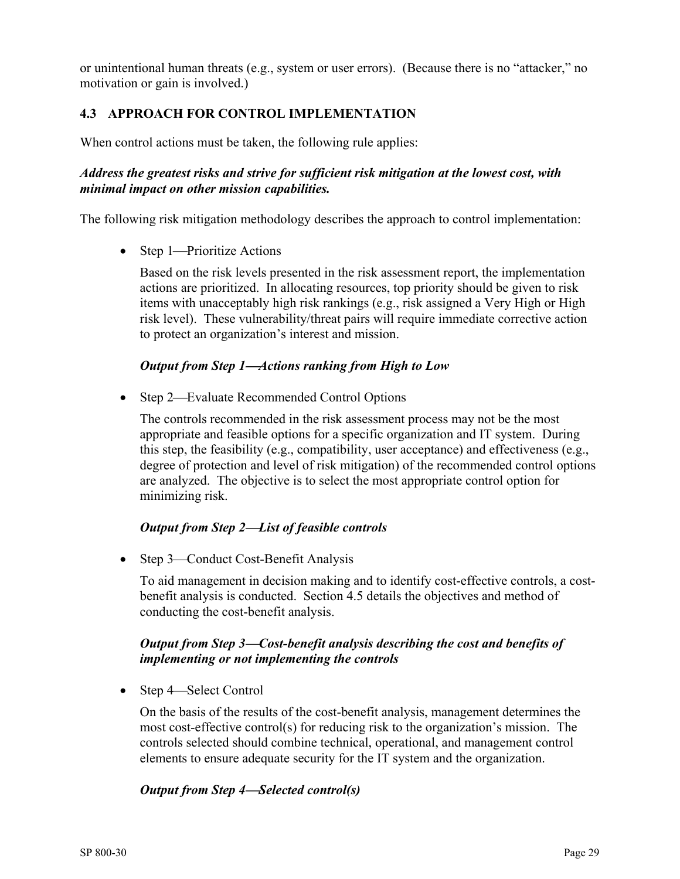or unintentional human threats (e.g., system or user errors). (Because there is no "attacker," no motivation or gain is involved.)

### 4.3 APPROACH FOR CONTROL IMPLEMENTATION

When control actions must be taken, the following rule applies:

***Address the greatest risks and strive for sufficient risk mitigation at the lowest cost, with minimal impact on other mission capabilities.***

The following risk mitigation methodology describes the approach to control implementation:

- Step 1—Prioritize Actions

  Based on the risk levels presented in the risk assessment report, the implementation actions are prioritized. In allocating resources, top priority should be given to risk items with unacceptably high risk rankings (e.g., risk assigned a Very High or High risk level). These vulnerability/threat pairs will require immediate corrective action to protect an organization's interest and mission.

  ***Output from Step 1—Actions ranking from High to Low***

- Step 2—Evaluate Recommended Control Options

  The controls recommended in the risk assessment process may not be the most appropriate and feasible options for a specific organization and IT system. During this step, the feasibility (e.g., compatibility, user acceptance) and effectiveness (e.g., degree of protection and level of risk mitigation) of the recommended control options are analyzed. The objective is to select the most appropriate control option for minimizing risk.

  ***Output from Step 2—List of feasible controls***

- Step 3—Conduct Cost-Benefit Analysis

  To aid management in decision making and to identify cost-effective controls, a cost-benefit analysis is conducted. Section 4.5 details the objectives and method of conducting the cost-benefit analysis.

  ***Output from Step 3—Cost-benefit analysis describing the cost and benefits of implementing or not implementing the controls***

- Step 4—Select Control

  On the basis of the results of the cost-benefit analysis, management determines the most cost-effective control(s) for reducing risk to the organization's mission. The controls selected should combine technical, operational, and management control elements to ensure adequate security for the IT system and the organization.

  ***Output from Step 4—Selected control(s)***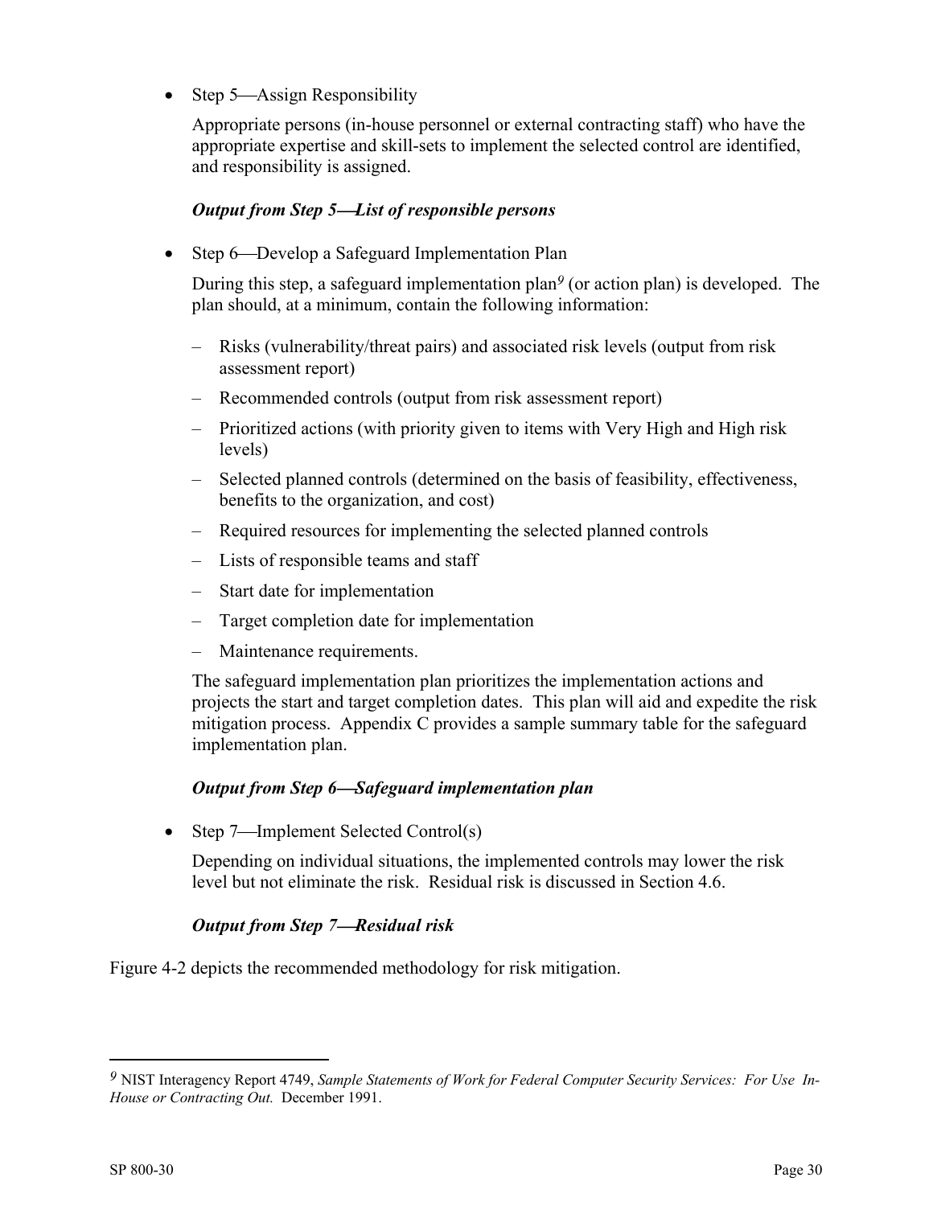- Step 5—Assign Responsibility

  Appropriate persons (in-house personnel or external contracting staff) who have the appropriate expertise and skill-sets to implement the selected control are identified, and responsibility is assigned.

  ***Output from Step 5—List of responsible persons***

- Step 6—Develop a Safeguard Implementation Plan

  During this step, a safeguard implementation plan[9] (or action plan) is developed. The plan should, at a minimum, contain the following information:

  – Risks (vulnerability/threat pairs) and associated risk levels (output from risk assessment report)

  – Recommended controls (output from risk assessment report)

  – Prioritized actions (with priority given to items with Very High and High risk levels)

  – Selected planned controls (determined on the basis of feasibility, effectiveness, benefits to the organization, and cost)

  – Required resources for implementing the selected planned controls

  – Lists of responsible teams and staff

  – Start date for implementation

  – Target completion date for implementation

  – Maintenance requirements.

  The safeguard implementation plan prioritizes the implementation actions and projects the start and target completion dates. This plan will aid and expedite the risk mitigation process. Appendix C provides a sample summary table for the safeguard implementation plan.

  ***Output from Step 6—Safeguard implementation plan***

- Step 7—Implement Selected Control(s)

  Depending on individual situations, the implemented controls may lower the risk level but not eliminate the risk. Residual risk is discussed in Section 4.6.

  ***Output from Step 7—Residual risk***

Figure 4-2 depicts the recommended methodology for risk mitigation.

---

[9] NIST Interagency Report 4749, *Sample Statements of Work for Federal Computer Security Services: For Use In-House or Contracting Out.* December 1991.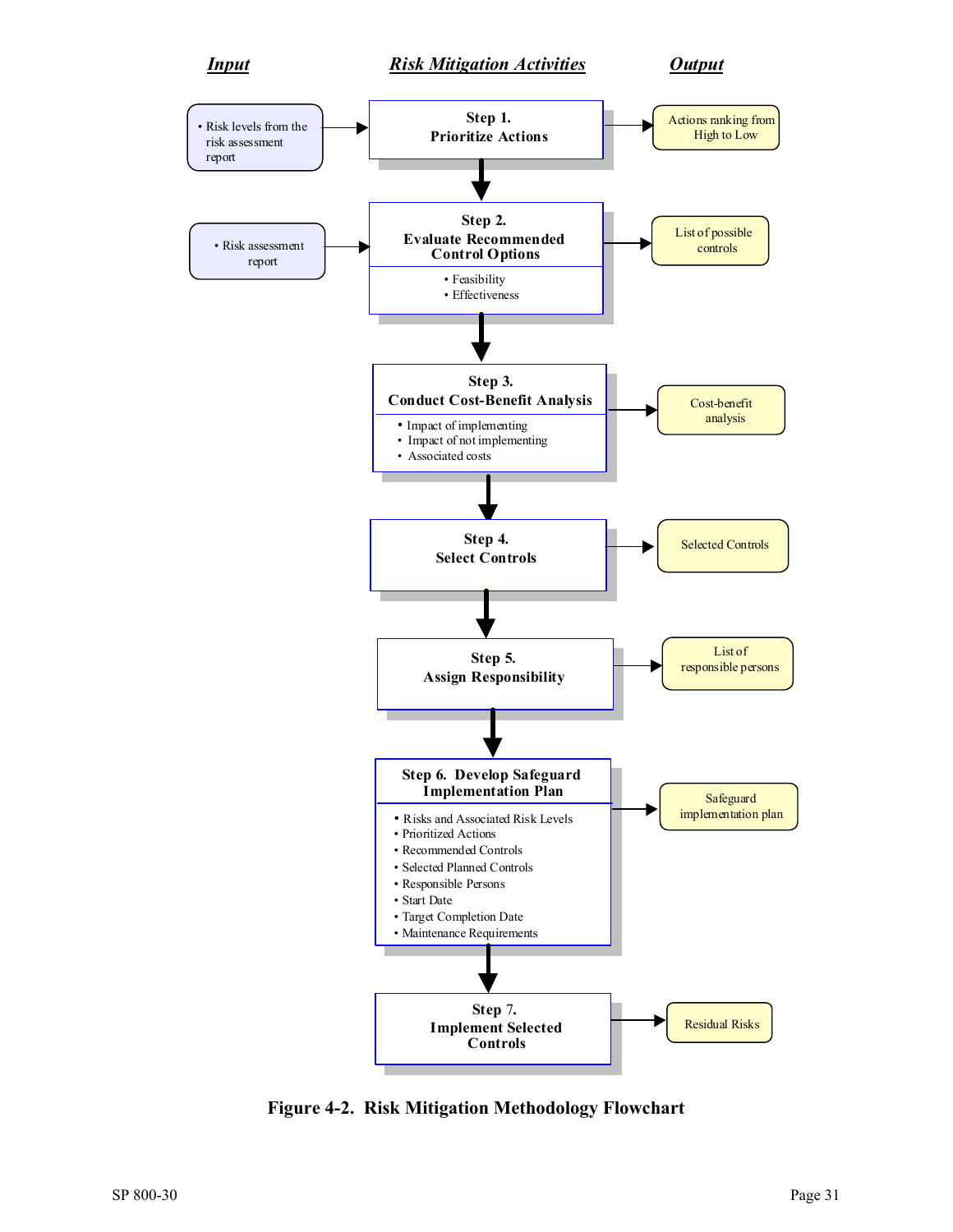| Input | Risk Mitigation Activities | Output |
|---|---|---|
| • Risk levels from the risk assessment report | **Step 1. Prioritize Actions** | Actions ranking from High to Low |
| • Risk assessment report | **Step 2. Evaluate Recommended Control Options**<br>• Feasibility<br>• Effectiveness | List of possible controls |
| | **Step 3. Conduct Cost-Benefit Analysis**<br>• Impact of implementing<br>• Impact of not implementing<br>• Associated costs | Cost-benefit analysis |
| | **Step 4. Select Controls** | Selected Controls |
| | **Step 5. Assign Responsibility** | List of responsible persons |
| | **Step 6. Develop Safeguard Implementation Plan**<br>• Risks and Associated Risk Levels<br>• Prioritized Actions<br>• Recommended Controls<br>• Selected Planned Controls<br>• Responsible Persons<br>• Start Date<br>• Target Completion Date<br>• Maintenance Requirements | Safeguard implementation plan |
| | **Step 7. Implement Selected Controls** | Residual Risks |

**Figure 4-2. Risk Mitigation Methodology Flowchart**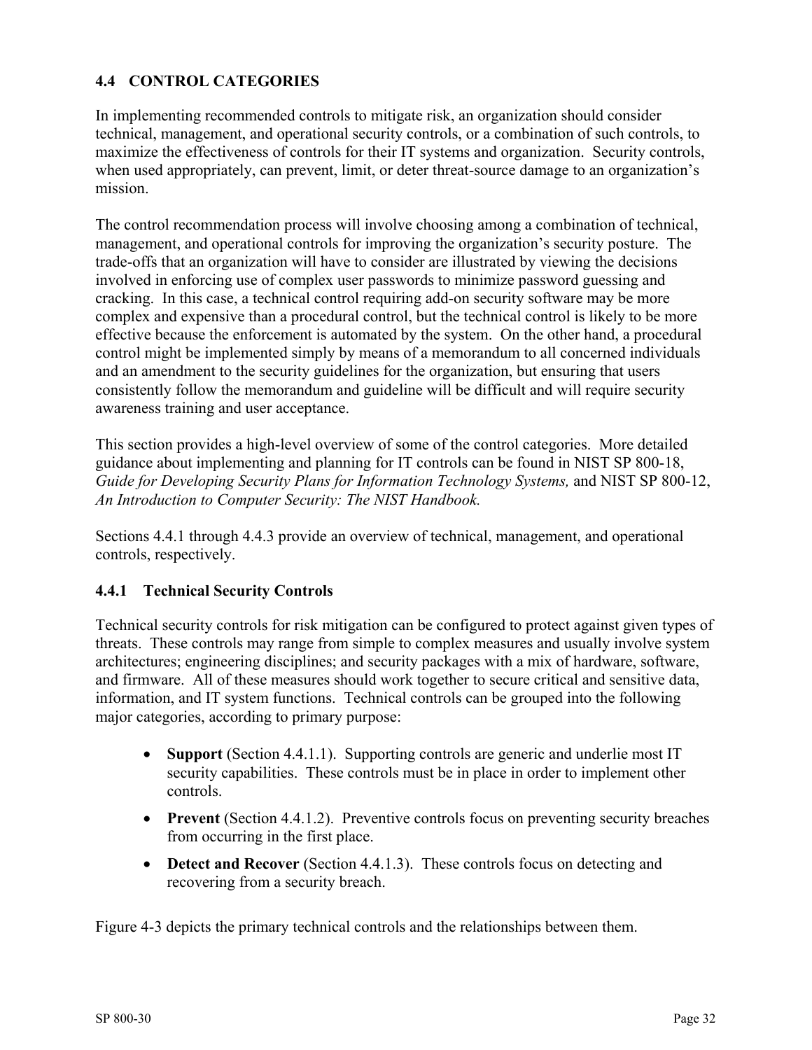## 4.4 CONTROL CATEGORIES

In implementing recommended controls to mitigate risk, an organization should consider technical, management, and operational security controls, or a combination of such controls, to maximize the effectiveness of controls for their IT systems and organization. Security controls, when used appropriately, can prevent, limit, or deter threat-source damage to an organization's mission.

The control recommendation process will involve choosing among a combination of technical, management, and operational controls for improving the organization's security posture. The trade-offs that an organization will have to consider are illustrated by viewing the decisions involved in enforcing use of complex user passwords to minimize password guessing and cracking. In this case, a technical control requiring add-on security software may be more complex and expensive than a procedural control, but the technical control is likely to be more effective because the enforcement is automated by the system. On the other hand, a procedural control might be implemented simply by means of a memorandum to all concerned individuals and an amendment to the security guidelines for the organization, but ensuring that users consistently follow the memorandum and guideline will be difficult and will require security awareness training and user acceptance.

This section provides a high-level overview of some of the control categories. More detailed guidance about implementing and planning for IT controls can be found in NIST SP 800-18, *Guide for Developing Security Plans for Information Technology Systems,* and NIST SP 800-12, *An Introduction to Computer Security: The NIST Handbook.*

Sections 4.4.1 through 4.4.3 provide an overview of technical, management, and operational controls, respectively.

### 4.4.1 Technical Security Controls

Technical security controls for risk mitigation can be configured to protect against given types of threats. These controls may range from simple to complex measures and usually involve system architectures; engineering disciplines; and security packages with a mix of hardware, software, and firmware. All of these measures should work together to secure critical and sensitive data, information, and IT system functions. Technical controls can be grouped into the following major categories, according to primary purpose:

- **Support** (Section 4.4.1.1). Supporting controls are generic and underlie most IT security capabilities. These controls must be in place in order to implement other controls.
- **Prevent** (Section 4.4.1.2). Preventive controls focus on preventing security breaches from occurring in the first place.
- **Detect and Recover** (Section 4.4.1.3). These controls focus on detecting and recovering from a security breach.

Figure 4-3 depicts the primary technical controls and the relationships between them.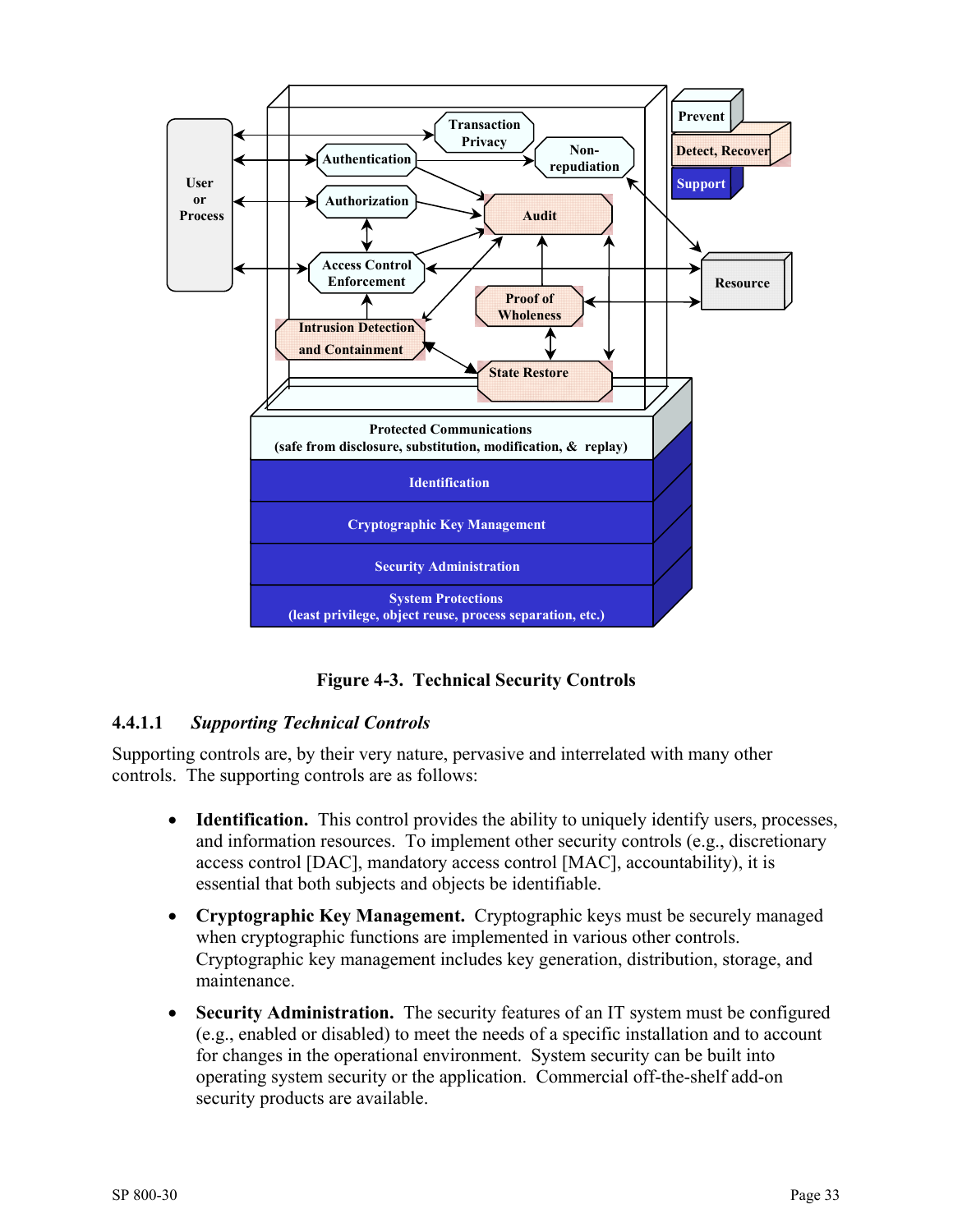**Figure 4-3. Technical Security Controls**

#### 4.4.1.1 *Supporting Technical Controls*

Supporting controls are, by their very nature, pervasive and interrelated with many other controls. The supporting controls are as follows:

- **Identification.** This control provides the ability to uniquely identify users, processes, and information resources. To implement other security controls (e.g., discretionary access control [DAC], mandatory access control [MAC], accountability), it is essential that both subjects and objects be identifiable.

- **Cryptographic Key Management.** Cryptographic keys must be securely managed when cryptographic functions are implemented in various other controls. Cryptographic key management includes key generation, distribution, storage, and maintenance.

- **Security Administration.** The security features of an IT system must be configured (e.g., enabled or disabled) to meet the needs of a specific installation and to account for changes in the operational environment. System security can be built into operating system security or the application. Commercial off-the-shelf add-on security products are available.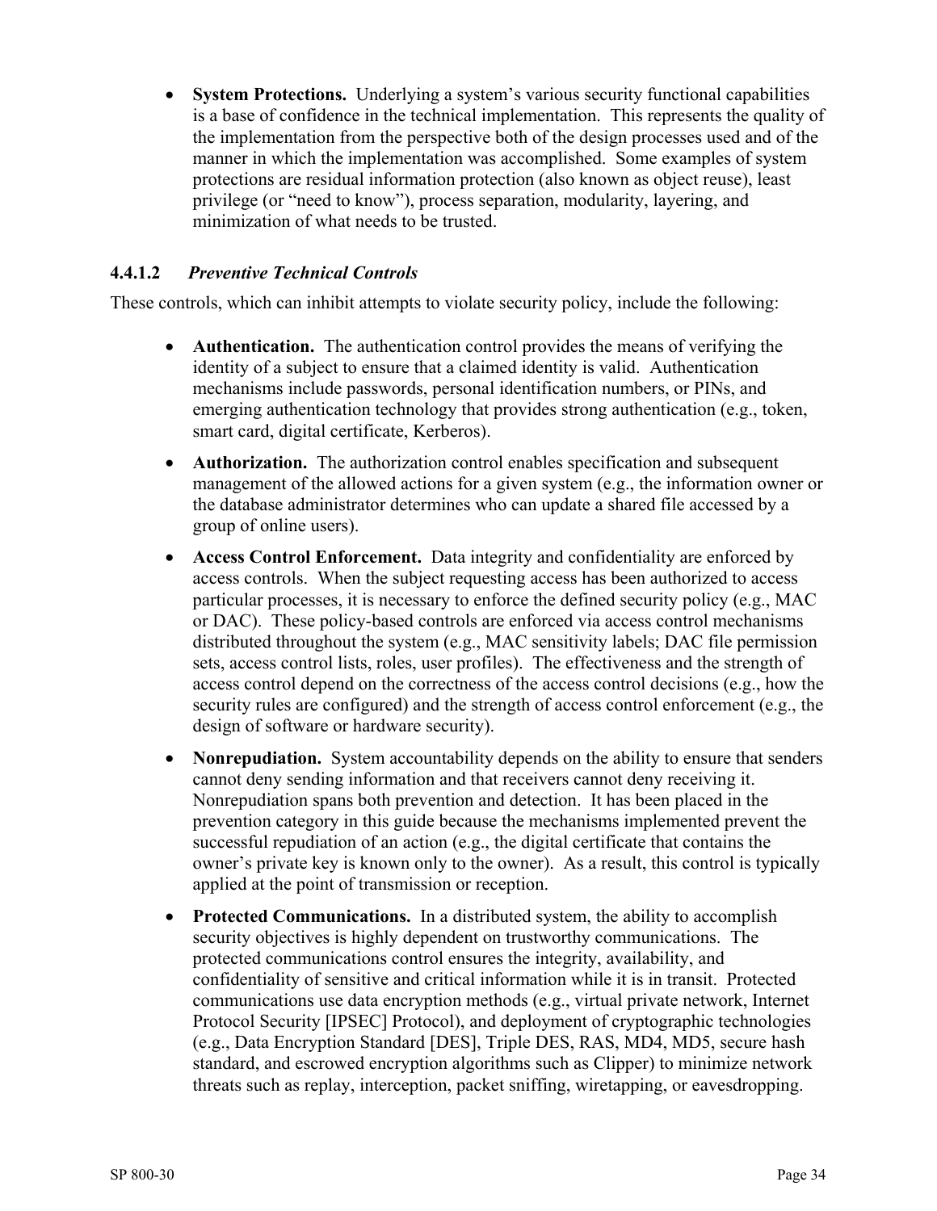- **System Protections.** Underlying a system's various security functional capabilities is a base of confidence in the technical implementation. This represents the quality of the implementation from the perspective both of the design processes used and of the manner in which the implementation was accomplished. Some examples of system protections are residual information protection (also known as object reuse), least privilege (or "need to know"), process separation, modularity, layering, and minimization of what needs to be trusted.

#### 4.4.1.2 *Preventive Technical Controls*

These controls, which can inhibit attempts to violate security policy, include the following:

- **Authentication.** The authentication control provides the means of verifying the identity of a subject to ensure that a claimed identity is valid. Authentication mechanisms include passwords, personal identification numbers, or PINs, and emerging authentication technology that provides strong authentication (e.g., token, smart card, digital certificate, Kerberos).

- **Authorization.** The authorization control enables specification and subsequent management of the allowed actions for a given system (e.g., the information owner or the database administrator determines who can update a shared file accessed by a group of online users).

- **Access Control Enforcement.** Data integrity and confidentiality are enforced by access controls. When the subject requesting access has been authorized to access particular processes, it is necessary to enforce the defined security policy (e.g., MAC or DAC). These policy-based controls are enforced via access control mechanisms distributed throughout the system (e.g., MAC sensitivity labels; DAC file permission sets, access control lists, roles, user profiles). The effectiveness and the strength of access control depend on the correctness of the access control decisions (e.g., how the security rules are configured) and the strength of access control enforcement (e.g., the design of software or hardware security).

- **Nonrepudiation.** System accountability depends on the ability to ensure that senders cannot deny sending information and that receivers cannot deny receiving it. Nonrepudiation spans both prevention and detection. It has been placed in the prevention category in this guide because the mechanisms implemented prevent the successful repudiation of an action (e.g., the digital certificate that contains the owner's private key is known only to the owner). As a result, this control is typically applied at the point of transmission or reception.

- **Protected Communications.** In a distributed system, the ability to accomplish security objectives is highly dependent on trustworthy communications. The protected communications control ensures the integrity, availability, and confidentiality of sensitive and critical information while it is in transit. Protected communications use data encryption methods (e.g., virtual private network, Internet Protocol Security [IPSEC] Protocol), and deployment of cryptographic technologies (e.g., Data Encryption Standard [DES], Triple DES, RAS, MD4, MD5, secure hash standard, and escrowed encryption algorithms such as Clipper) to minimize network threats such as replay, interception, packet sniffing, wiretapping, or eavesdropping.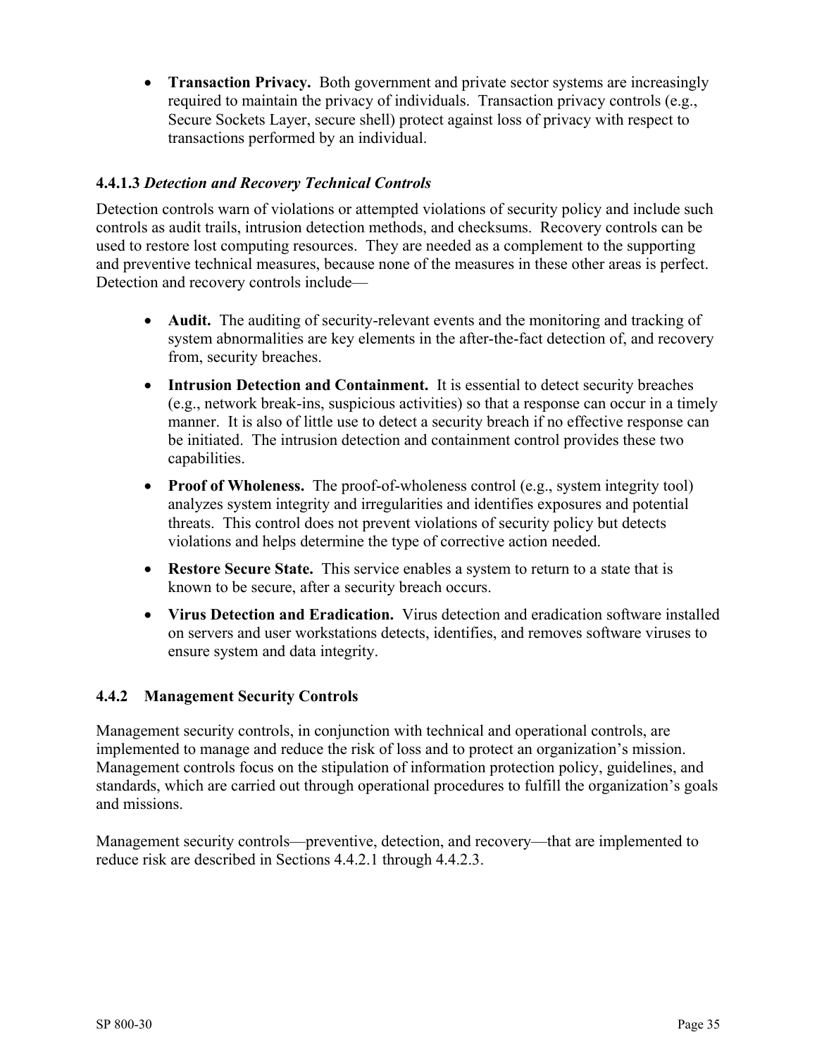- **Transaction Privacy.** Both government and private sector systems are increasingly required to maintain the privacy of individuals. Transaction privacy controls (e.g., Secure Sockets Layer, secure shell) protect against loss of privacy with respect to transactions performed by an individual.

#### 4.4.1.3 *Detection and Recovery Technical Controls*

Detection controls warn of violations or attempted violations of security policy and include such controls as audit trails, intrusion detection methods, and checksums. Recovery controls can be used to restore lost computing resources. They are needed as a complement to the supporting and preventive technical measures, because none of the measures in these other areas is perfect. Detection and recovery controls include—

- **Audit.** The auditing of security-relevant events and the monitoring and tracking of system abnormalities are key elements in the after-the-fact detection of, and recovery from, security breaches.
- **Intrusion Detection and Containment.** It is essential to detect security breaches (e.g., network break-ins, suspicious activities) so that a response can occur in a timely manner. It is also of little use to detect a security breach if no effective response can be initiated. The intrusion detection and containment control provides these two capabilities.
- **Proof of Wholeness.** The proof-of-wholeness control (e.g., system integrity tool) analyzes system integrity and irregularities and identifies exposures and potential threats. This control does not prevent violations of security policy but detects violations and helps determine the type of corrective action needed.
- **Restore Secure State.** This service enables a system to return to a state that is known to be secure, after a security breach occurs.
- **Virus Detection and Eradication.** Virus detection and eradication software installed on servers and user workstations detects, identifies, and removes software viruses to ensure system and data integrity.

### 4.4.2 Management Security Controls

Management security controls, in conjunction with technical and operational controls, are implemented to manage and reduce the risk of loss and to protect an organization's mission. Management controls focus on the stipulation of information protection policy, guidelines, and standards, which are carried out through operational procedures to fulfill the organization's goals and missions.

Management security controls—preventive, detection, and recovery—that are implemented to reduce risk are described in Sections 4.4.2.1 through 4.4.2.3.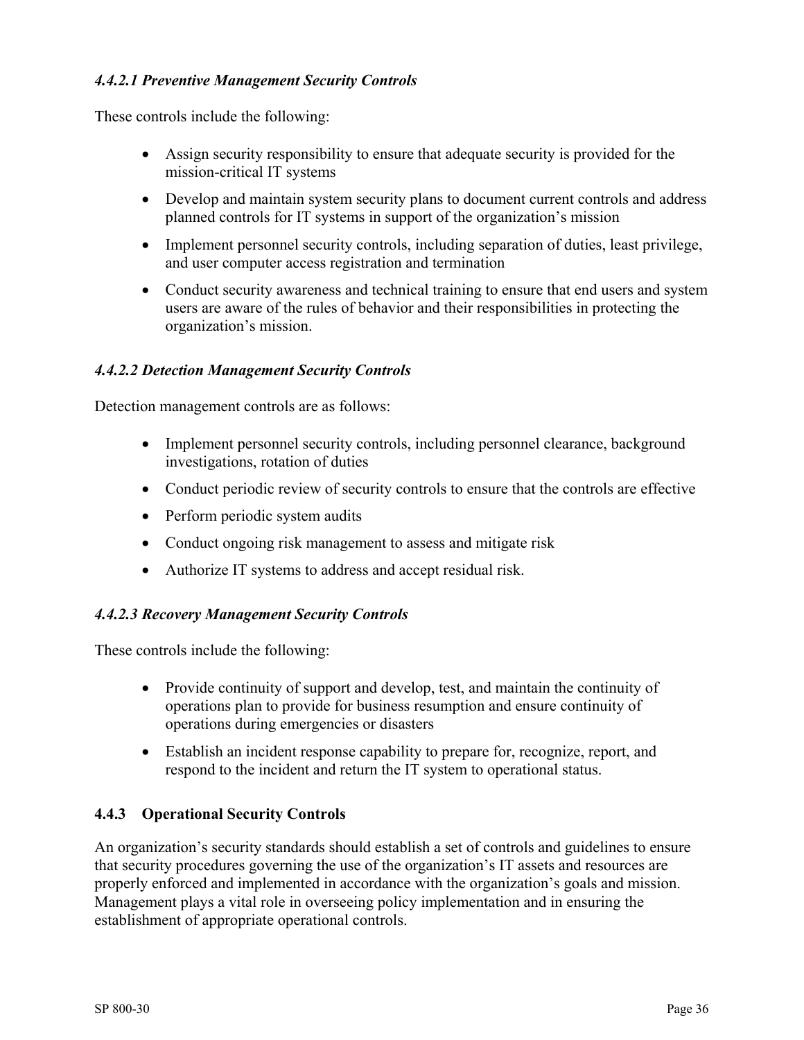#### *4.4.2.1 Preventive Management Security Controls*

These controls include the following:

- Assign security responsibility to ensure that adequate security is provided for the mission-critical IT systems
- Develop and maintain system security plans to document current controls and address planned controls for IT systems in support of the organization's mission
- Implement personnel security controls, including separation of duties, least privilege, and user computer access registration and termination
- Conduct security awareness and technical training to ensure that end users and system users are aware of the rules of behavior and their responsibilities in protecting the organization's mission.

#### *4.4.2.2 Detection Management Security Controls*

Detection management controls are as follows:

- Implement personnel security controls, including personnel clearance, background investigations, rotation of duties
- Conduct periodic review of security controls to ensure that the controls are effective
- Perform periodic system audits
- Conduct ongoing risk management to assess and mitigate risk
- Authorize IT systems to address and accept residual risk.

#### *4.4.2.3 Recovery Management Security Controls*

These controls include the following:

- Provide continuity of support and develop, test, and maintain the continuity of operations plan to provide for business resumption and ensure continuity of operations during emergencies or disasters
- Establish an incident response capability to prepare for, recognize, report, and respond to the incident and return the IT system to operational status.

### 4.4.3 Operational Security Controls

An organization's security standards should establish a set of controls and guidelines to ensure that security procedures governing the use of the organization's IT assets and resources are properly enforced and implemented in accordance with the organization's goals and mission. Management plays a vital role in overseeing policy implementation and in ensuring the establishment of appropriate operational controls.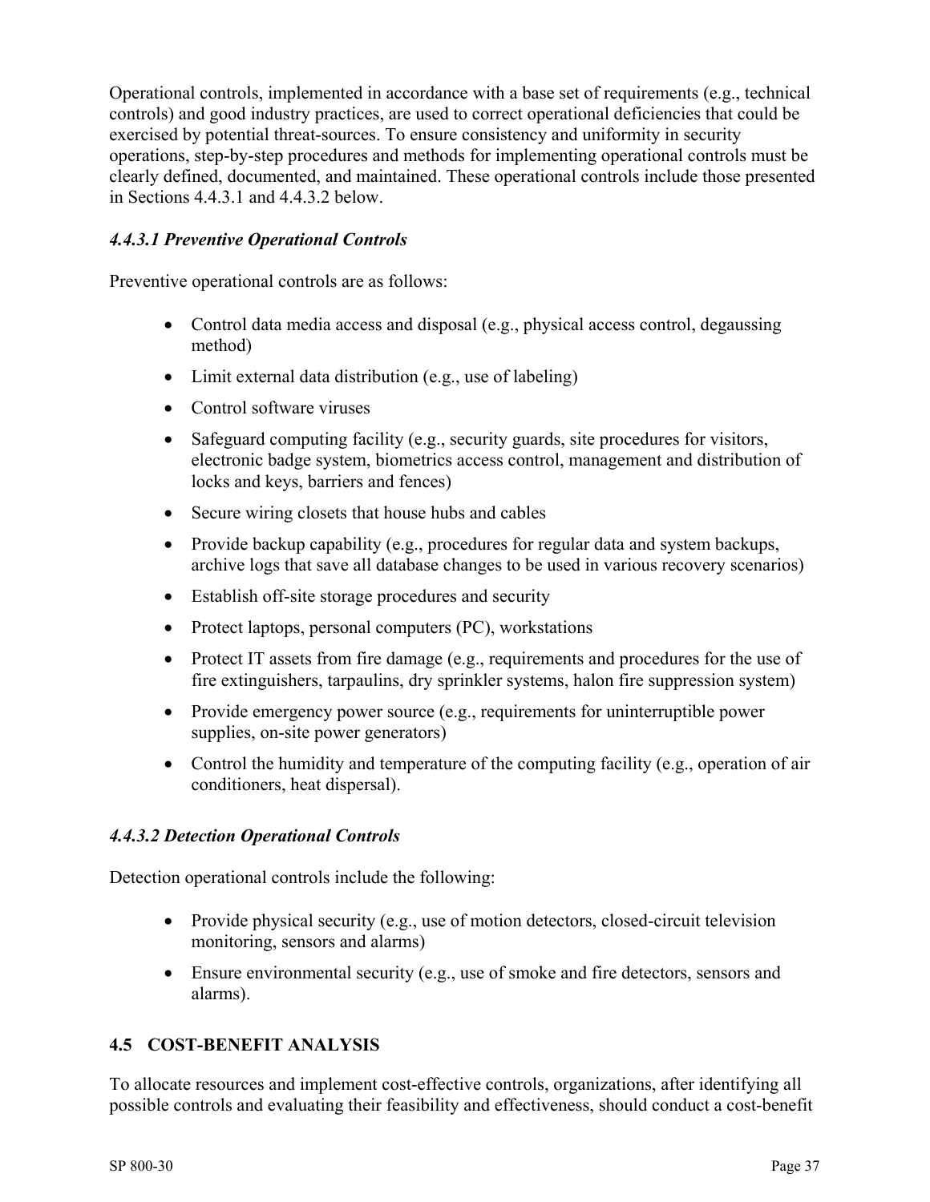Operational controls, implemented in accordance with a base set of requirements (e.g., technical controls) and good industry practices, are used to correct operational deficiencies that could be exercised by potential threat-sources. To ensure consistency and uniformity in security operations, step-by-step procedures and methods for implementing operational controls must be clearly defined, documented, and maintained. These operational controls include those presented in Sections 4.4.3.1 and 4.4.3.2 below.

#### *4.4.3.1 Preventive Operational Controls*

Preventive operational controls are as follows:

- Control data media access and disposal (e.g., physical access control, degaussing method)
- Limit external data distribution (e.g., use of labeling)
- Control software viruses
- Safeguard computing facility (e.g., security guards, site procedures for visitors, electronic badge system, biometrics access control, management and distribution of locks and keys, barriers and fences)
- Secure wiring closets that house hubs and cables
- Provide backup capability (e.g., procedures for regular data and system backups, archive logs that save all database changes to be used in various recovery scenarios)
- Establish off-site storage procedures and security
- Protect laptops, personal computers (PC), workstations
- Protect IT assets from fire damage (e.g., requirements and procedures for the use of fire extinguishers, tarpaulins, dry sprinkler systems, halon fire suppression system)
- Provide emergency power source (e.g., requirements for uninterruptible power supplies, on-site power generators)
- Control the humidity and temperature of the computing facility (e.g., operation of air conditioners, heat dispersal).

#### *4.4.3.2 Detection Operational Controls*

Detection operational controls include the following:

- Provide physical security (e.g., use of motion detectors, closed-circuit television monitoring, sensors and alarms)
- Ensure environmental security (e.g., use of smoke and fire detectors, sensors and alarms).

## 4.5 COST-BENEFIT ANALYSIS

To allocate resources and implement cost-effective controls, organizations, after identifying all possible controls and evaluating their feasibility and effectiveness, should conduct a cost-benefit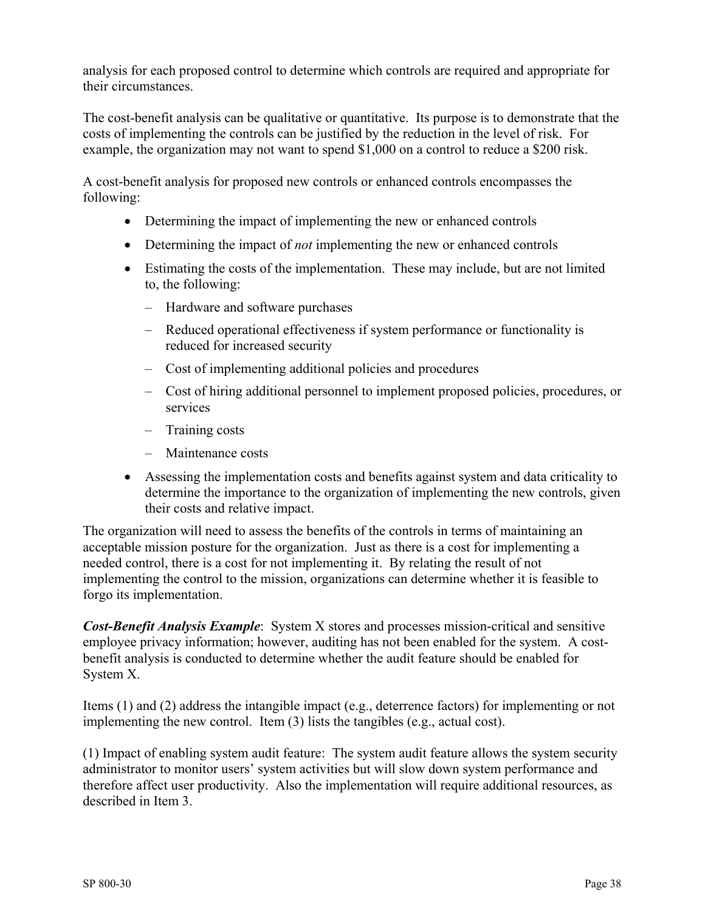analysis for each proposed control to determine which controls are required and appropriate for their circumstances.

The cost-benefit analysis can be qualitative or quantitative. Its purpose is to demonstrate that the costs of implementing the controls can be justified by the reduction in the level of risk. For example, the organization may not want to spend $1,000 on a control to reduce a $200 risk.

A cost-benefit analysis for proposed new controls or enhanced controls encompasses the following:

- Determining the impact of implementing the new or enhanced controls
- Determining the impact of *not* implementing the new or enhanced controls
- Estimating the costs of the implementation. These may include, but are not limited to, the following:
  - Hardware and software purchases
  - Reduced operational effectiveness if system performance or functionality is reduced for increased security
  - Cost of implementing additional policies and procedures
  - Cost of hiring additional personnel to implement proposed policies, procedures, or services
  - Training costs
  - Maintenance costs
- Assessing the implementation costs and benefits against system and data criticality to determine the importance to the organization of implementing the new controls, given their costs and relative impact.

The organization will need to assess the benefits of the controls in terms of maintaining an acceptable mission posture for the organization. Just as there is a cost for implementing a needed control, there is a cost for not implementing it. By relating the result of not implementing the control to the mission, organizations can determine whether it is feasible to forgo its implementation.

***Cost-Benefit Analysis Example***: System X stores and processes mission-critical and sensitive employee privacy information; however, auditing has not been enabled for the system. A cost-benefit analysis is conducted to determine whether the audit feature should be enabled for System X.

Items (1) and (2) address the intangible impact (e.g., deterrence factors) for implementing or not implementing the new control. Item (3) lists the tangibles (e.g., actual cost).

(1) Impact of enabling system audit feature: The system audit feature allows the system security administrator to monitor users' system activities but will slow down system performance and therefore affect user productivity. Also the implementation will require additional resources, as described in Item 3.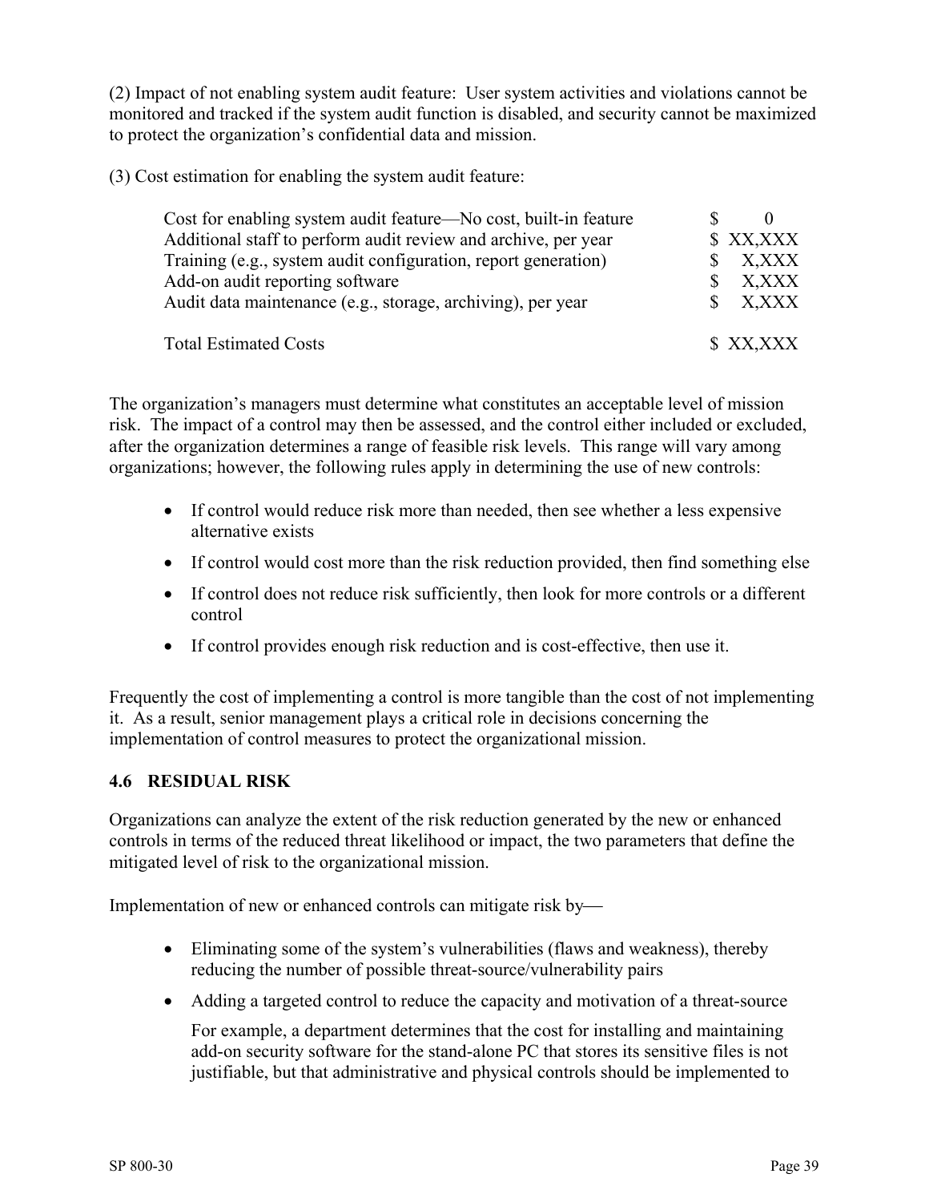(2) Impact of not enabling system audit feature: User system activities and violations cannot be monitored and tracked if the system audit function is disabled, and security cannot be maximized to protect the organization's confidential data and mission.

(3) Cost estimation for enabling the system audit feature:

| | |
|---|---|
| Cost for enabling system audit feature—No cost, built-in feature | $ 0 |
| Additional staff to perform audit review and archive, per year | $ XX,XXX |
| Training (e.g., system audit configuration, report generation) | $ X,XXX |
| Add-on audit reporting software | $ X,XXX |
| Audit data maintenance (e.g., storage, archiving), per year | $ X,XXX |
| Total Estimated Costs | $ XX,XXX |

The organization's managers must determine what constitutes an acceptable level of mission risk. The impact of a control may then be assessed, and the control either included or excluded, after the organization determines a range of feasible risk levels. This range will vary among organizations; however, the following rules apply in determining the use of new controls:

- If control would reduce risk more than needed, then see whether a less expensive alternative exists
- If control would cost more than the risk reduction provided, then find something else
- If control does not reduce risk sufficiently, then look for more controls or a different control
- If control provides enough risk reduction and is cost-effective, then use it.

Frequently the cost of implementing a control is more tangible than the cost of not implementing it. As a result, senior management plays a critical role in decisions concerning the implementation of control measures to protect the organizational mission.

## 4.6 RESIDUAL RISK

Organizations can analyze the extent of the risk reduction generated by the new or enhanced controls in terms of the reduced threat likelihood or impact, the two parameters that define the mitigated level of risk to the organizational mission.

Implementation of new or enhanced controls can mitigate risk by—

- Eliminating some of the system's vulnerabilities (flaws and weakness), thereby reducing the number of possible threat-source/vulnerability pairs
- Adding a targeted control to reduce the capacity and motivation of a threat-source

  For example, a department determines that the cost for installing and maintaining add-on security software for the stand-alone PC that stores its sensitive files is not justifiable, but that administrative and physical controls should be implemented to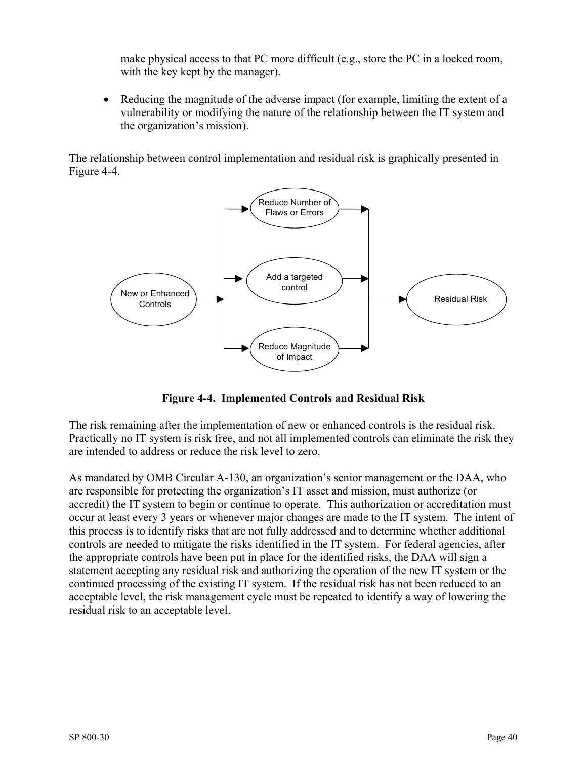make physical access to that PC more difficult (e.g., store the PC in a locked room, with the key kept by the manager).

- Reducing the magnitude of the adverse impact (for example, limiting the extent of a vulnerability or modifying the nature of the relationship between the IT system and the organization's mission).

The relationship between control implementation and residual risk is graphically presented in Figure 4-4.

**Figure 4-4. Implemented Controls and Residual Risk**

The risk remaining after the implementation of new or enhanced controls is the residual risk. Practically no IT system is risk free, and not all implemented controls can eliminate the risk they are intended to address or reduce the risk level to zero.

As mandated by OMB Circular A-130, an organization's senior management or the DAA, who are responsible for protecting the organization's IT asset and mission, must authorize (or accredit) the IT system to begin or continue to operate. This authorization or accreditation must occur at least every 3 years or whenever major changes are made to the IT system. The intent of this process is to identify risks that are not fully addressed and to determine whether additional controls are needed to mitigate the risks identified in the IT system. For federal agencies, after the appropriate controls have been put in place for the identified risks, the DAA will sign a statement accepting any residual risk and authorizing the operation of the new IT system or the continued processing of the existing IT system. If the residual risk has not been reduced to an acceptable level, the risk management cycle must be repeated to identify a way of lowering the residual risk to an acceptable level.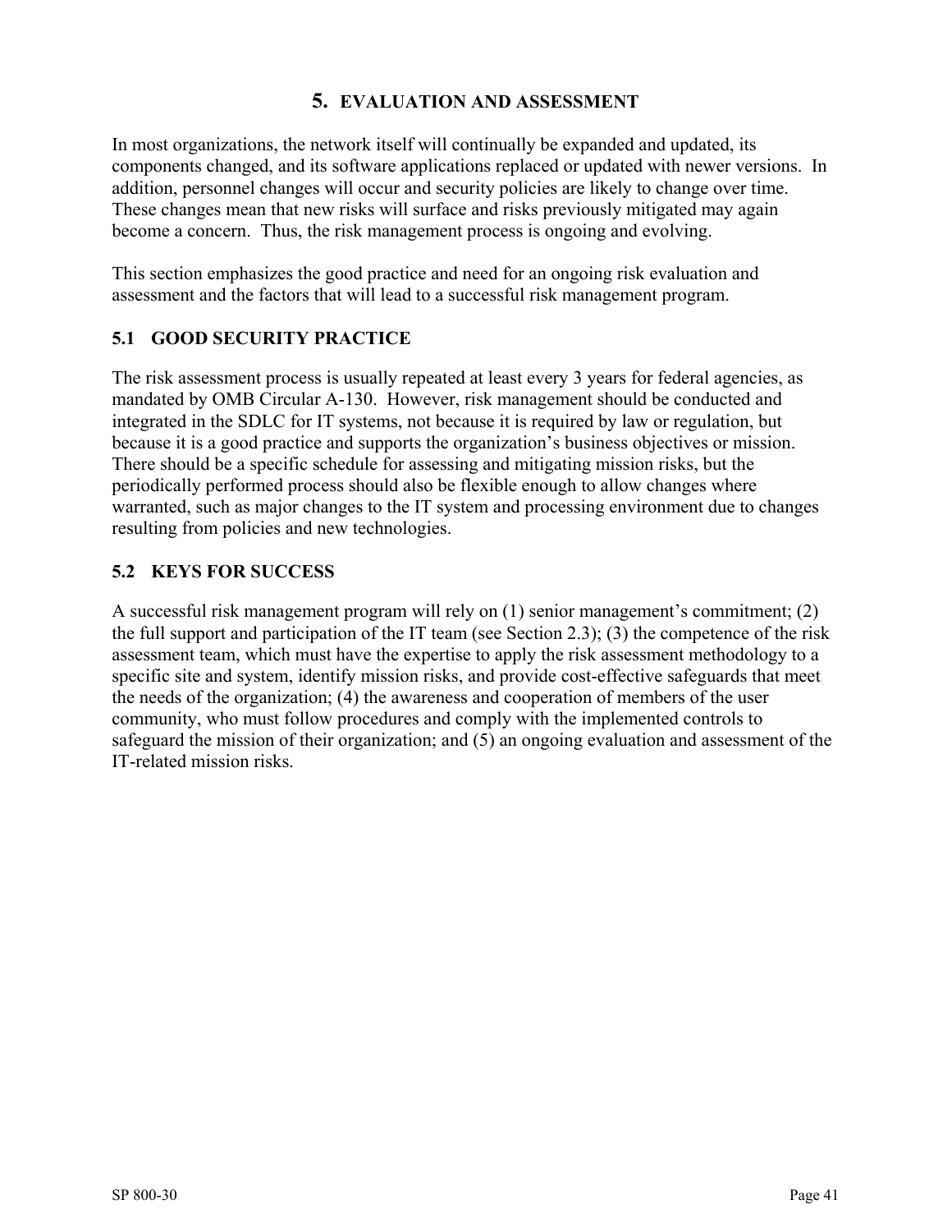# 5. EVALUATION AND ASSESSMENT

In most organizations, the network itself will continually be expanded and updated, its components changed, and its software applications replaced or updated with newer versions. In addition, personnel changes will occur and security policies are likely to change over time. These changes mean that new risks will surface and risks previously mitigated may again become a concern. Thus, the risk management process is ongoing and evolving.

This section emphasizes the good practice and need for an ongoing risk evaluation and assessment and the factors that will lead to a successful risk management program.

## 5.1 GOOD SECURITY PRACTICE

The risk assessment process is usually repeated at least every 3 years for federal agencies, as mandated by OMB Circular A-130. However, risk management should be conducted and integrated in the SDLC for IT systems, not because it is required by law or regulation, but because it is a good practice and supports the organization's business objectives or mission. There should be a specific schedule for assessing and mitigating mission risks, but the periodically performed process should also be flexible enough to allow changes where warranted, such as major changes to the IT system and processing environment due to changes resulting from policies and new technologies.

## 5.2 KEYS FOR SUCCESS

A successful risk management program will rely on (1) senior management's commitment; (2) the full support and participation of the IT team (see Section 2.3); (3) the competence of the risk assessment team, which must have the expertise to apply the risk assessment methodology to a specific site and system, identify mission risks, and provide cost-effective safeguards that meet the needs of the organization; (4) the awareness and cooperation of members of the user community, who must follow procedures and comply with the implemented controls to safeguard the mission of their organization; and (5) an ongoing evaluation and assessment of the IT-related mission risks.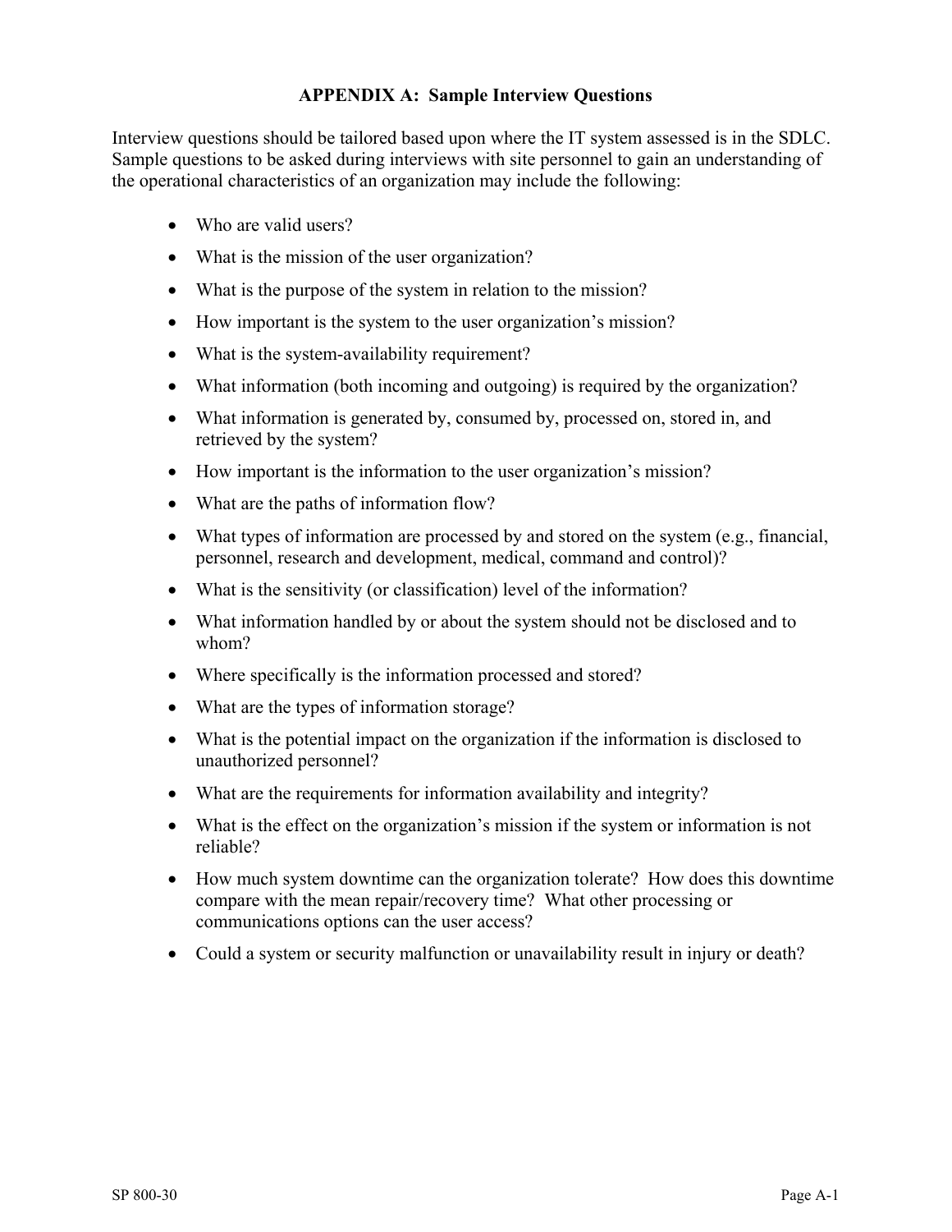## APPENDIX A: Sample Interview Questions

Interview questions should be tailored based upon where the IT system assessed is in the SDLC. Sample questions to be asked during interviews with site personnel to gain an understanding of the operational characteristics of an organization may include the following:

- Who are valid users?
- What is the mission of the user organization?
- What is the purpose of the system in relation to the mission?
- How important is the system to the user organization's mission?
- What is the system-availability requirement?
- What information (both incoming and outgoing) is required by the organization?
- What information is generated by, consumed by, processed on, stored in, and retrieved by the system?
- How important is the information to the user organization's mission?
- What are the paths of information flow?
- What types of information are processed by and stored on the system (e.g., financial, personnel, research and development, medical, command and control)?
- What is the sensitivity (or classification) level of the information?
- What information handled by or about the system should not be disclosed and to whom?
- Where specifically is the information processed and stored?
- What are the types of information storage?
- What is the potential impact on the organization if the information is disclosed to unauthorized personnel?
- What are the requirements for information availability and integrity?
- What is the effect on the organization's mission if the system or information is not reliable?
- How much system downtime can the organization tolerate? How does this downtime compare with the mean repair/recovery time? What other processing or communications options can the user access?
- Could a system or security malfunction or unavailability result in injury or death?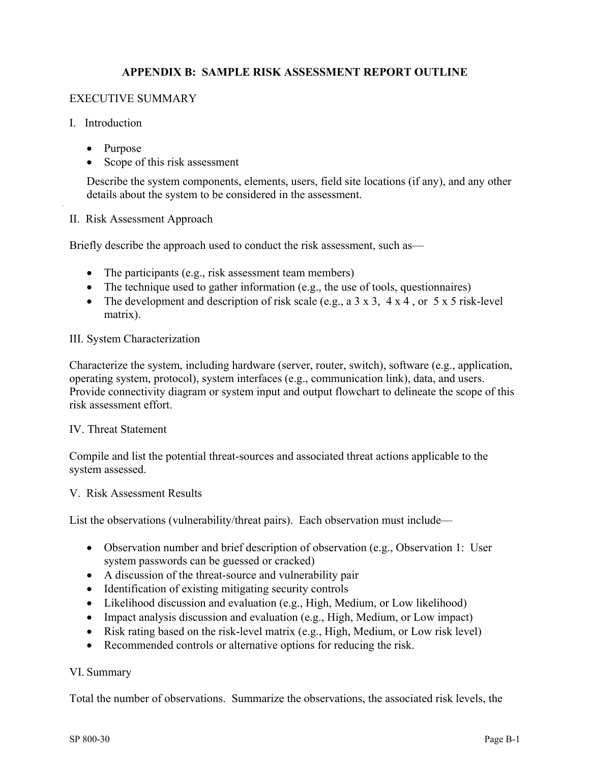# APPENDIX B: SAMPLE RISK ASSESSMENT REPORT OUTLINE

EXECUTIVE SUMMARY

I. Introduction

- Purpose
- Scope of this risk assessment

Describe the system components, elements, users, field site locations (if any), and any other details about the system to be considered in the assessment.

II. Risk Assessment Approach

Briefly describe the approach used to conduct the risk assessment, such as—

- The participants (e.g., risk assessment team members)
- The technique used to gather information (e.g., the use of tools, questionnaires)
- The development and description of risk scale (e.g., a 3 x 3, 4 x 4 , or 5 x 5 risk-level matrix).

III. System Characterization

Characterize the system, including hardware (server, router, switch), software (e.g., application, operating system, protocol), system interfaces (e.g., communication link), data, and users. Provide connectivity diagram or system input and output flowchart to delineate the scope of this risk assessment effort.

IV. Threat Statement

Compile and list the potential threat-sources and associated threat actions applicable to the system assessed.

V. Risk Assessment Results

List the observations (vulnerability/threat pairs). Each observation must include—

- Observation number and brief description of observation (e.g., Observation 1: User system passwords can be guessed or cracked)
- A discussion of the threat-source and vulnerability pair
- Identification of existing mitigating security controls
- Likelihood discussion and evaluation (e.g., High, Medium, or Low likelihood)
- Impact analysis discussion and evaluation (e.g., High, Medium, or Low impact)
- Risk rating based on the risk-level matrix (e.g., High, Medium, or Low risk level)
- Recommended controls or alternative options for reducing the risk.

VI. Summary

Total the number of observations. Summarize the observations, the associated risk levels, the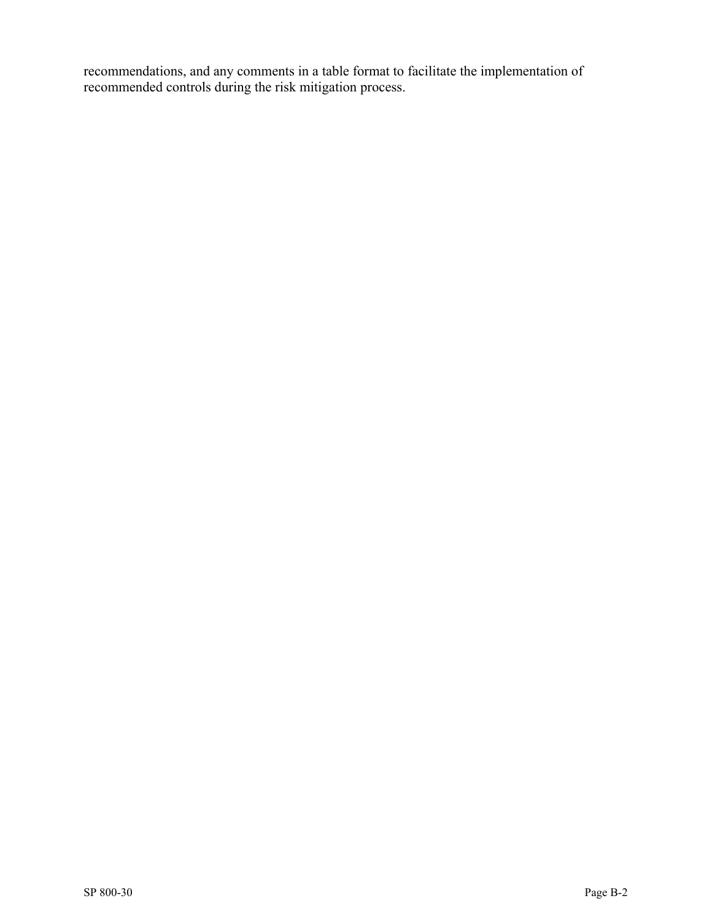recommendations, and any comments in a table format to facilitate the implementation of recommended controls during the risk mitigation process.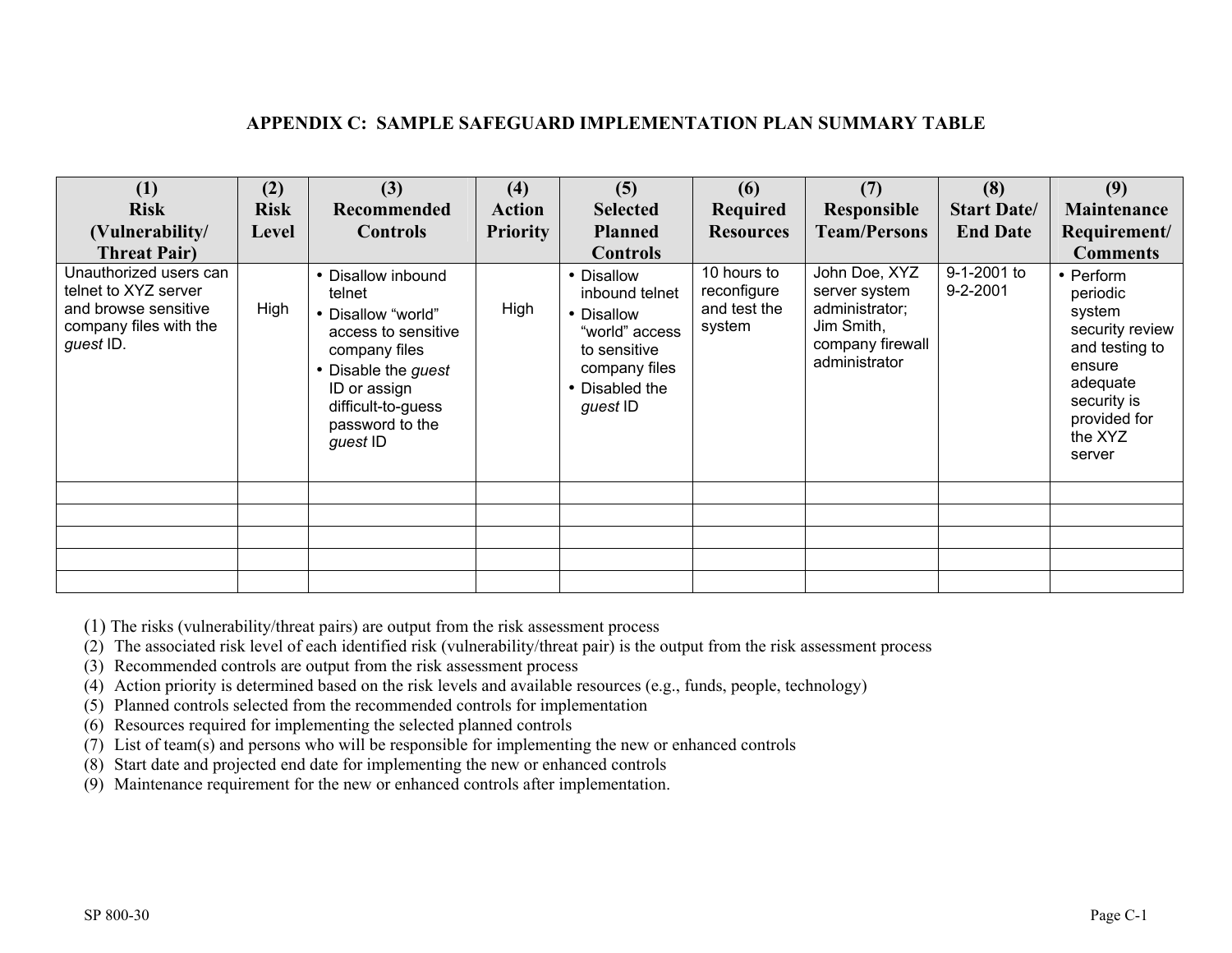# APPENDIX C: SAMPLE SAFEGUARD IMPLEMENTATION PLAN SUMMARY TABLE

| (1) Risk (Vulnerability/ Threat Pair) | (2) Risk Level | (3) Recommended Controls | (4) Action Priority | (5) Selected Planned Controls | (6) Required Resources | (7) Responsible Team/Persons | (8) Start Date/ End Date | (9) Maintenance Requirement/ Comments |
|---|---|---|---|---|---|---|---|---|
| Unauthorized users can telnet to XYZ server and browse sensitive company files with the *guest* ID. | High | • Disallow inbound telnet<br>• Disallow "world" access to sensitive company files<br>• Disable the *guest* ID or assign difficult-to-guess password to the *guest* ID | High | • Disallow inbound telnet<br>• Disallow "world" access to sensitive company files<br>• Disabled the *guest* ID | 10 hours to reconfigure and test the system | John Doe, XYZ server system administrator; Jim Smith, company firewall administrator | 9-1-2001 to 9-2-2001 | • Perform periodic system security review and testing to ensure adequate security is provided for the XYZ server |
| | | | | | | | | |
| | | | | | | | | |
| | | | | | | | | |
| | | | | | | | | |
| | | | | | | | | |

(1) The risks (vulnerability/threat pairs) are output from the risk assessment process
(2) The associated risk level of each identified risk (vulnerability/threat pair) is the output from the risk assessment process
(3) Recommended controls are output from the risk assessment process
(4) Action priority is determined based on the risk levels and available resources (e.g., funds, people, technology)
(5) Planned controls selected from the recommended controls for implementation
(6) Resources required for implementing the selected planned controls
(7) List of team(s) and persons who will be responsible for implementing the new or enhanced controls
(8) Start date and projected end date for implementing the new or enhanced controls
(9) Maintenance requirement for the new or enhanced controls after implementation.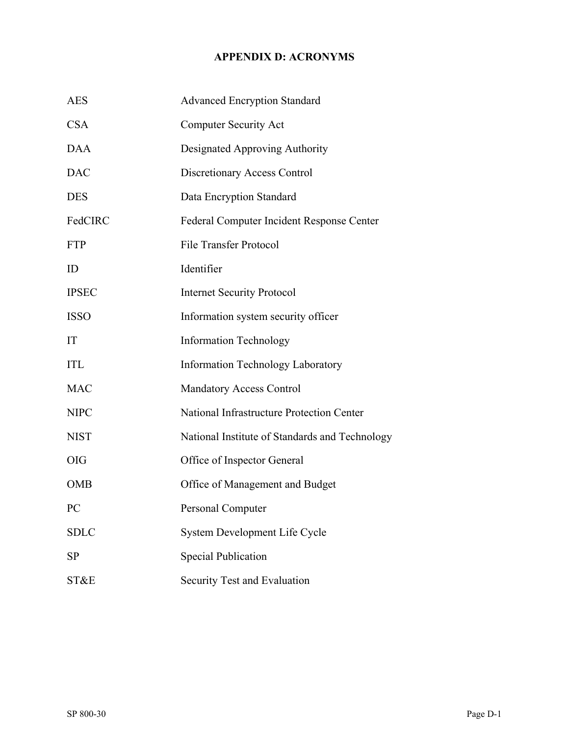# APPENDIX D: ACRONYMS

| | |
|---|---|
| AES | Advanced Encryption Standard |
| CSA | Computer Security Act |
| DAA | Designated Approving Authority |
| DAC | Discretionary Access Control |
| DES | Data Encryption Standard |
| FedCIRC | Federal Computer Incident Response Center |
| FTP | File Transfer Protocol |
| ID | Identifier |
| IPSEC | Internet Security Protocol |
| ISSO | Information system security officer |
| IT | Information Technology |
| ITL | Information Technology Laboratory |
| MAC | Mandatory Access Control |
| NIPC | National Infrastructure Protection Center |
| NIST | National Institute of Standards and Technology |
| OIG | Office of Inspector General |
| OMB | Office of Management and Budget |
| PC | Personal Computer |
| SDLC | System Development Life Cycle |
| SP | Special Publication |
| ST&E | Security Test and Evaluation |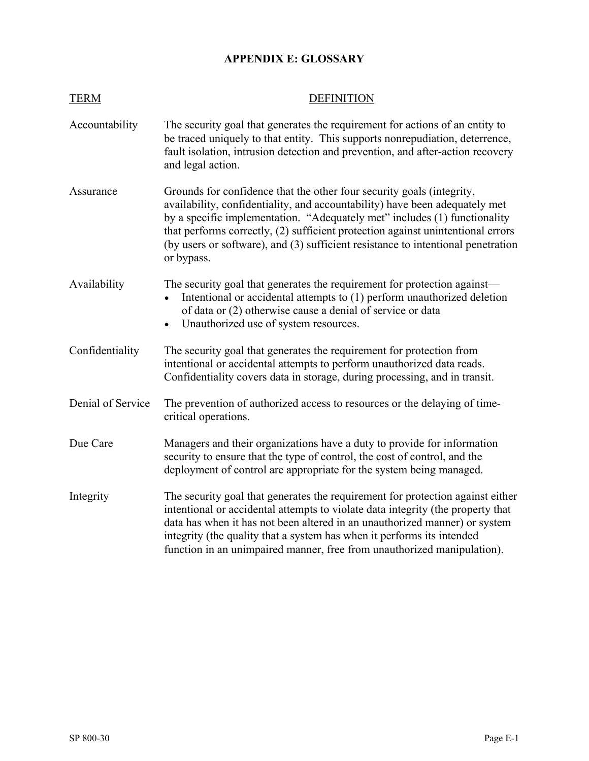# APPENDIX E: GLOSSARY

| TERM | DEFINITION |
| --- | --- |
| Accountability | The security goal that generates the requirement for actions of an entity to be traced uniquely to that entity. This supports nonrepudiation, deterrence, fault isolation, intrusion detection and prevention, and after-action recovery and legal action. |
| Assurance | Grounds for confidence that the other four security goals (integrity, availability, confidentiality, and accountability) have been adequately met by a specific implementation. "Adequately met" includes (1) functionality that performs correctly, (2) sufficient protection against unintentional errors (by users or software), and (3) sufficient resistance to intentional penetration or bypass. |
| Availability | The security goal that generates the requirement for protection against— <br>• Intentional or accidental attempts to (1) perform unauthorized deletion of data or (2) otherwise cause a denial of service or data <br>• Unauthorized use of system resources. |
| Confidentiality | The security goal that generates the requirement for protection from intentional or accidental attempts to perform unauthorized data reads. Confidentiality covers data in storage, during processing, and in transit. |
| Denial of Service | The prevention of authorized access to resources or the delaying of time-critical operations. |
| Due Care | Managers and their organizations have a duty to provide for information security to ensure that the type of control, the cost of control, and the deployment of control are appropriate for the system being managed. |
| Integrity | The security goal that generates the requirement for protection against either intentional or accidental attempts to violate data integrity (the property that data has when it has not been altered in an unauthorized manner) or system integrity (the quality that a system has when it performs its intended function in an unimpaired manner, free from unauthorized manipulation). |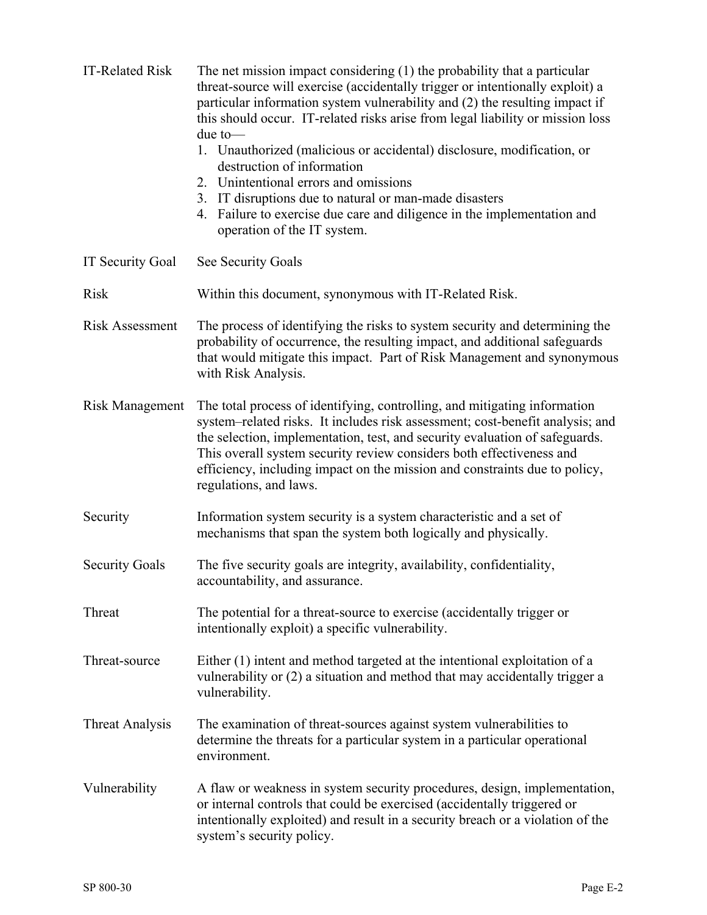| | |
|---|---|
| IT-Related Risk | The net mission impact considering (1) the probability that a particular threat-source will exercise (accidentally trigger or intentionally exploit) a particular information system vulnerability and (2) the resulting impact if this should occur. IT-related risks arise from legal liability or mission loss due to—<br>1. Unauthorized (malicious or accidental) disclosure, modification, or destruction of information<br>2. Unintentional errors and omissions<br>3. IT disruptions due to natural or man-made disasters<br>4. Failure to exercise due care and diligence in the implementation and operation of the IT system. |
| IT Security Goal | See Security Goals |
| Risk | Within this document, synonymous with IT-Related Risk. |
| Risk Assessment | The process of identifying the risks to system security and determining the probability of occurrence, the resulting impact, and additional safeguards that would mitigate this impact. Part of Risk Management and synonymous with Risk Analysis. |
| Risk Management | The total process of identifying, controlling, and mitigating information system–related risks. It includes risk assessment; cost-benefit analysis; and the selection, implementation, test, and security evaluation of safeguards. This overall system security review considers both effectiveness and efficiency, including impact on the mission and constraints due to policy, regulations, and laws. |
| Security | Information system security is a system characteristic and a set of mechanisms that span the system both logically and physically. |
| Security Goals | The five security goals are integrity, availability, confidentiality, accountability, and assurance. |
| Threat | The potential for a threat-source to exercise (accidentally trigger or intentionally exploit) a specific vulnerability. |
| Threat-source | Either (1) intent and method targeted at the intentional exploitation of a vulnerability or (2) a situation and method that may accidentally trigger a vulnerability. |
| Threat Analysis | The examination of threat-sources against system vulnerabilities to determine the threats for a particular system in a particular operational environment. |
| Vulnerability | A flaw or weakness in system security procedures, design, implementation, or internal controls that could be exercised (accidentally triggered or intentionally exploited) and result in a security breach or a violation of the system's security policy. |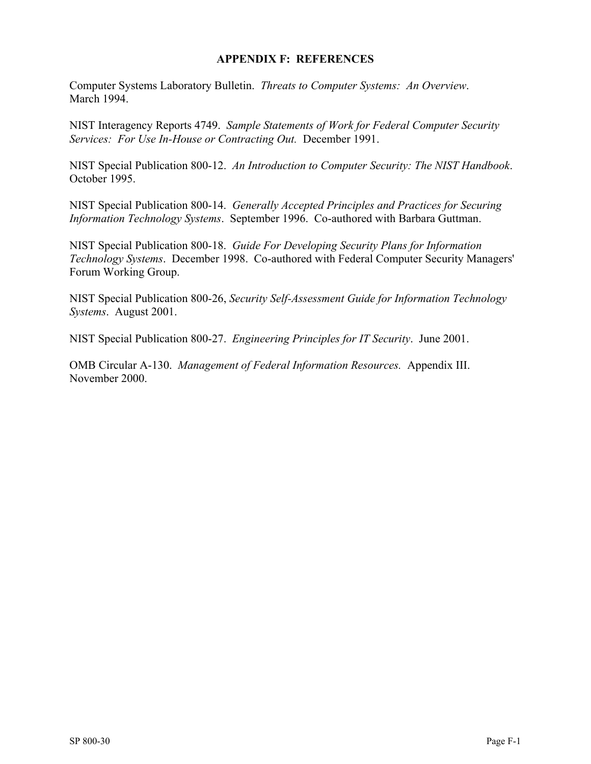## APPENDIX F: REFERENCES

Computer Systems Laboratory Bulletin. *Threats to Computer Systems: An Overview*. March 1994.

NIST Interagency Reports 4749. *Sample Statements of Work for Federal Computer Security Services: For Use In-House or Contracting Out.* December 1991.

NIST Special Publication 800-12. *An Introduction to Computer Security: The NIST Handbook*. October 1995.

NIST Special Publication 800-14. *Generally Accepted Principles and Practices for Securing Information Technology Systems*. September 1996. Co-authored with Barbara Guttman.

NIST Special Publication 800-18. *Guide For Developing Security Plans for Information Technology Systems*. December 1998. Co-authored with Federal Computer Security Managers' Forum Working Group.

NIST Special Publication 800-26, *Security Self-Assessment Guide for Information Technology Systems*. August 2001.

NIST Special Publication 800-27. *Engineering Principles for IT Security*. June 2001.

OMB Circular A-130. *Management of Federal Information Resources.* Appendix III. November 2000.